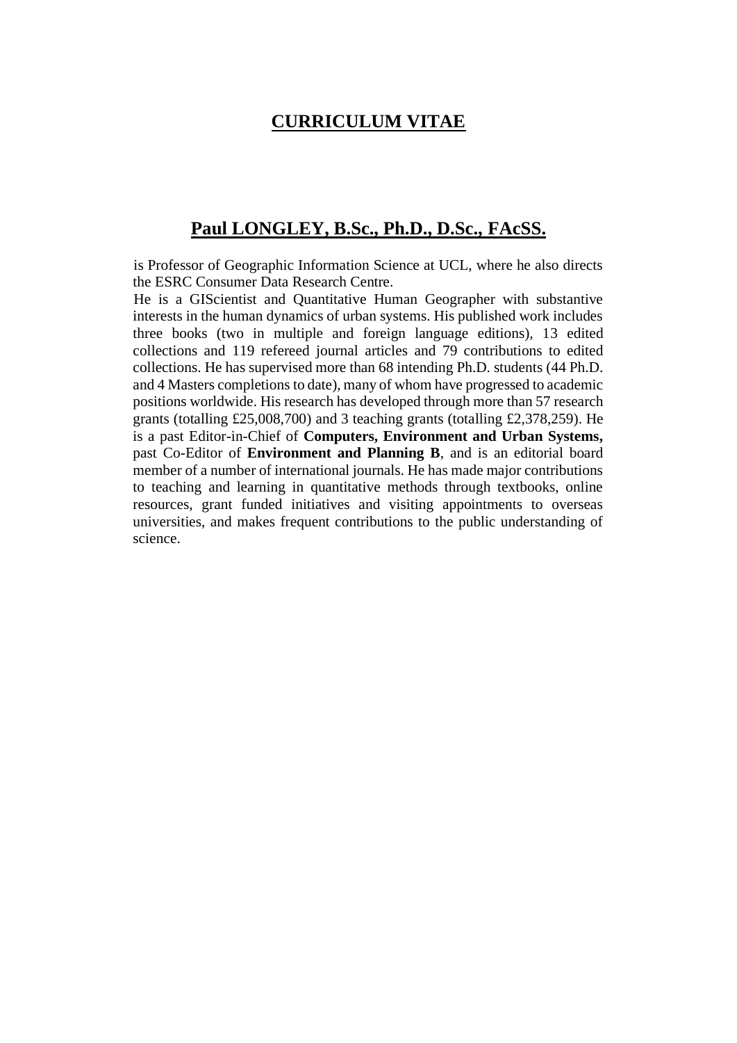# CURRICULUM VITAE

## Paul LONGLEY, B.Sc., Ph.D., D.Sc., FAcSS.

is Professor of Geographic Information Science at UCL, where he also directs the ESRC Consumer Data Research Centre.

He is a GIScientist and Quantitative Human Geographer with substantive interests in the human dynamics of urban systems. His published work includes three books (two in multiple and foreign language editions), 13 edited collections and 119 refereed journal articles and 79 contributions to edited collections. He has supervised more than 68 intending Ph.D. students (44 Ph.D. and 4 Masters completions to date), many of whom have progressed to academic positions worldwide. His research has developed through more than 57 research grants (totalling £25,008,700) and 3 teaching grants (totalling £2,378,259). He is a past Editor-in-Chief of **Computers, Environment and Urban Systems,** past Co-Editor of **Environment and Planning B**, and is an editorial board member of a number of international journals. He has made major contributions to teaching and learning in quantitative methods through textbooks, online resources, grant funded initiatives and visiting appointments to overseas universities, and makes frequent contributions to the public understanding of science.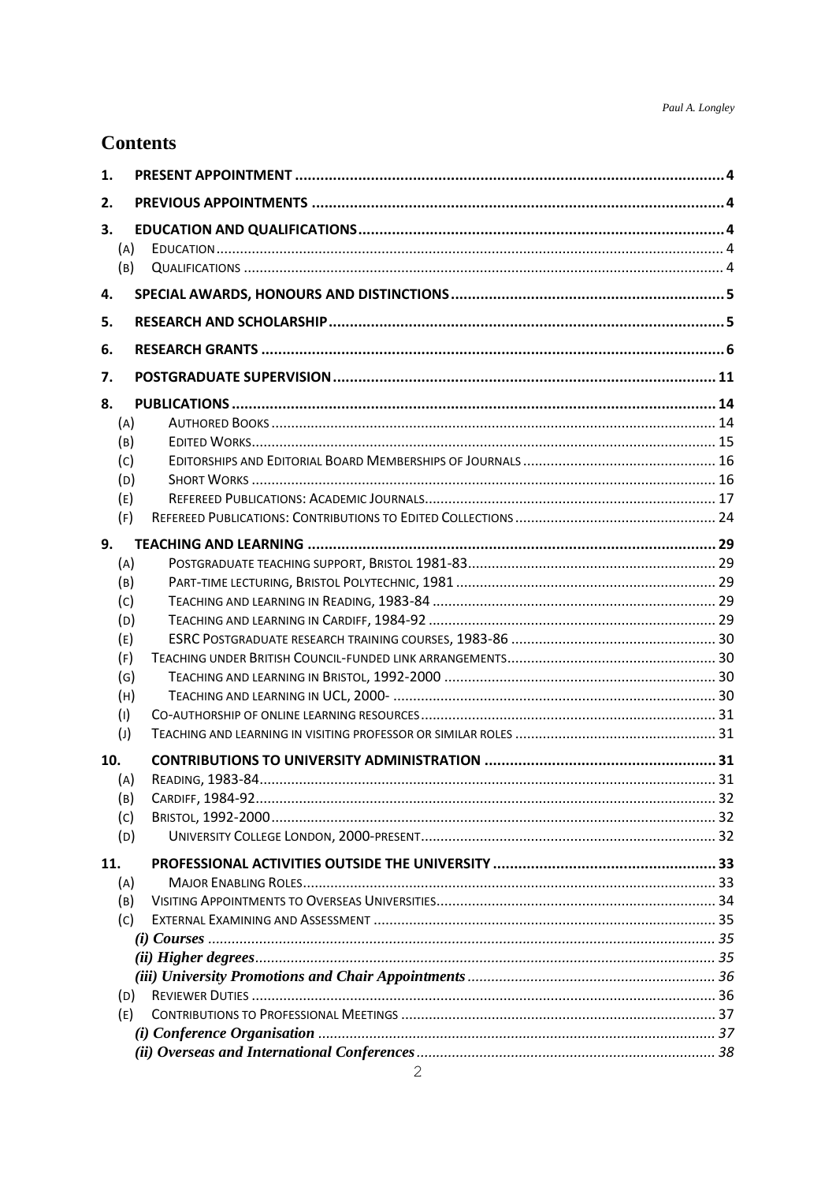# Contents

1. **PRESENT APPOINTMENT** ..... 4
2. **PREVIOUS APPOINTMENTS** ..... 4
3. **EDUCATION AND QUALIFICATIONS** ..... 4
   - (A) EDUCATION ..... 4
   - (B) QUALIFICATIONS ..... 4
4. **SPECIAL AWARDS, HONOURS AND DISTINCTIONS** ..... 5
5. **RESEARCH AND SCHOLARSHIP** ..... 5
6. **RESEARCH GRANTS** ..... 6
7. **POSTGRADUATE SUPERVISION** ..... 11
8. **PUBLICATIONS** ..... 14
   - (A) AUTHORED BOOKS ..... 14
   - (B) EDITED WORKS ..... 15
   - (C) EDITORSHIPS AND EDITORIAL BOARD MEMBERSHIPS OF JOURNALS ..... 16
   - (D) SHORT WORKS ..... 16
   - (E) REFEREED PUBLICATIONS: ACADEMIC JOURNALS ..... 17
   - (F) REFEREED PUBLICATIONS: CONTRIBUTIONS TO EDITED COLLECTIONS ..... 24
9. **TEACHING AND LEARNING** ..... 29
   - (A) POSTGRADUATE TEACHING SUPPORT, BRISTOL 1981-83 ..... 29
   - (B) PART-TIME LECTURING, BRISTOL POLYTECHNIC, 1981 ..... 29
   - (C) TEACHING AND LEARNING IN READING, 1983-84 ..... 29
   - (D) TEACHING AND LEARNING IN CARDIFF, 1984-92 ..... 29
   - (E) ESRC POSTGRADUATE RESEARCH TRAINING COURSES, 1983-86 ..... 30
   - (F) TEACHING UNDER BRITISH COUNCIL-FUNDED LINK ARRANGEMENTS ..... 30
   - (G) TEACHING AND LEARNING IN BRISTOL, 1992-2000 ..... 30
   - (H) TEACHING AND LEARNING IN UCL, 2000- ..... 30
   - (I) CO-AUTHORSHIP OF ONLINE LEARNING RESOURCES ..... 31
   - (J) TEACHING AND LEARNING IN VISITING PROFESSOR OR SIMILAR ROLES ..... 31
10. **CONTRIBUTIONS TO UNIVERSITY ADMINISTRATION** ..... 31
    - (A) READING, 1983-84 ..... 31
    - (B) CARDIFF, 1984-92 ..... 32
    - (C) BRISTOL, 1992-2000 ..... 32
    - (D) UNIVERSITY COLLEGE LONDON, 2000-PRESENT ..... 32
11. **PROFESSIONAL ACTIVITIES OUTSIDE THE UNIVERSITY** ..... 33
    - (A) MAJOR ENABLING ROLES ..... 33
    - (B) VISITING APPOINTMENTS TO OVERSEAS UNIVERSITIES ..... 34
    - (C) EXTERNAL EXAMINING AND ASSESSMENT ..... 35
      - *(i) Courses* ..... 35
      - *(ii) Higher degrees* ..... 35
      - *(iii) University Promotions and Chair Appointments* ..... 36
    - (D) REVIEWER DUTIES ..... 36
    - (E) CONTRIBUTIONS TO PROFESSIONAL MEETINGS ..... 37
      - *(i) Conference Organisation* ..... 37
      - *(ii) Overseas and International Conferences* ..... 38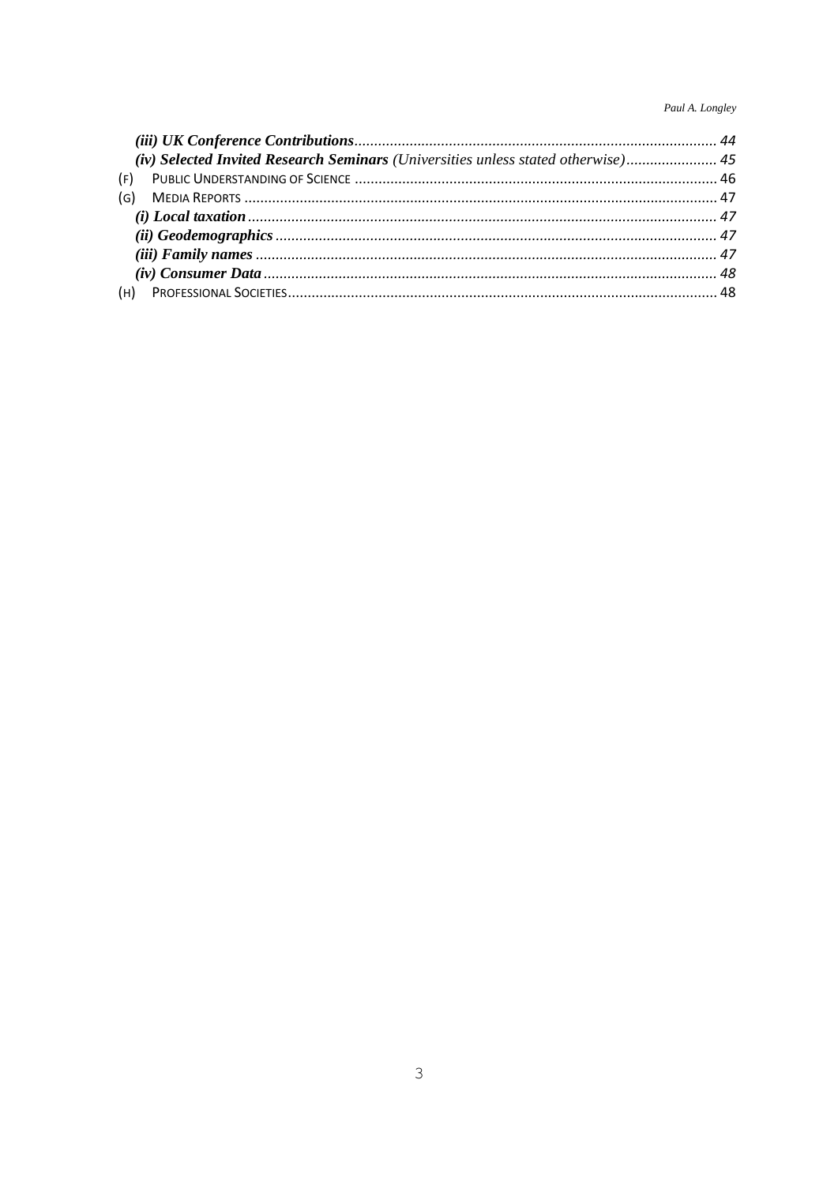*(iii) UK Conference Contributions* .......... 44
*(iv) Selected Invited Research Seminars (Universities unless stated otherwise)* .......... 45
(F) PUBLIC UNDERSTANDING OF SCIENCE .......... 46
(G) MEDIA REPORTS .......... 47
*(i) Local taxation* .......... 47
*(ii) Geodemographics* .......... 47
*(iii) Family names* .......... 47
*(iv) Consumer Data* .......... 48
(H) PROFESSIONAL SOCIETIES .......... 48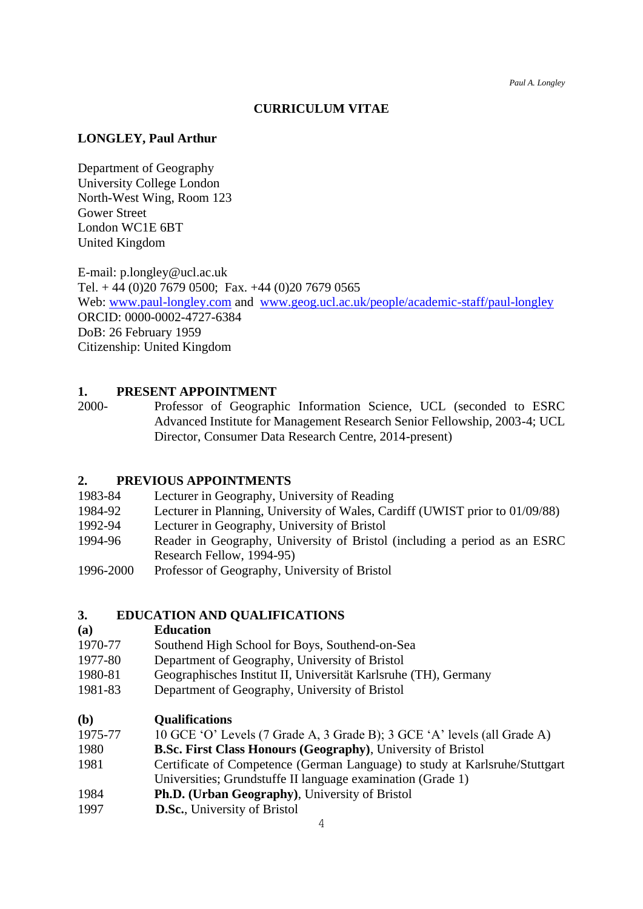# CURRICULUM VITAE

**LONGLEY, Paul Arthur**

Department of Geography
University College London
North-West Wing, Room 123
Gower Street
London WC1E 6BT
United Kingdom

E-mail: p.longley@ucl.ac.uk
Tel. + 44 (0)20 7679 0500; Fax. +44 (0)20 7679 0565
Web: [www.paul-longley.com](http://www.paul-longley.com) and [www.geog.ucl.ac.uk/people/academic-staff/paul-longley](http://www.geog.ucl.ac.uk/people/academic-staff/paul-longley)
ORCID: 0000-0002-4727-6384
DoB: 26 February 1959
Citizenship: United Kingdom

## 1. PRESENT APPOINTMENT

2000- Professor of Geographic Information Science, UCL (seconded to ESRC Advanced Institute for Management Research Senior Fellowship, 2003-4; UCL Director, Consumer Data Research Centre, 2014-present)

## 2. PREVIOUS APPOINTMENTS

1983-84 Lecturer in Geography, University of Reading
1984-92 Lecturer in Planning, University of Wales, Cardiff (UWIST prior to 01/09/88)
1992-94 Lecturer in Geography, University of Bristol
1994-96 Reader in Geography, University of Bristol (including a period as an ESRC Research Fellow, 1994-95)
1996-2000 Professor of Geography, University of Bristol

## 3. EDUCATION AND QUALIFICATIONS

**(a) Education**

1970-77 Southend High School for Boys, Southend-on-Sea
1977-80 Department of Geography, University of Bristol
1980-81 Geographisches Institut II, Universität Karlsruhe (TH), Germany
1981-83 Department of Geography, University of Bristol

**(b) Qualifications**

1975-77 10 GCE 'O' Levels (7 Grade A, 3 Grade B); 3 GCE 'A' levels (all Grade A)
1980 **B.Sc. First Class Honours (Geography)**, University of Bristol
1981 Certificate of Competence (German Language) to study at Karlsruhe/Stuttgart Universities; Grundstuffe II language examination (Grade 1)
1984 **Ph.D. (Urban Geography)**, University of Bristol
1997 **D.Sc.**, University of Bristol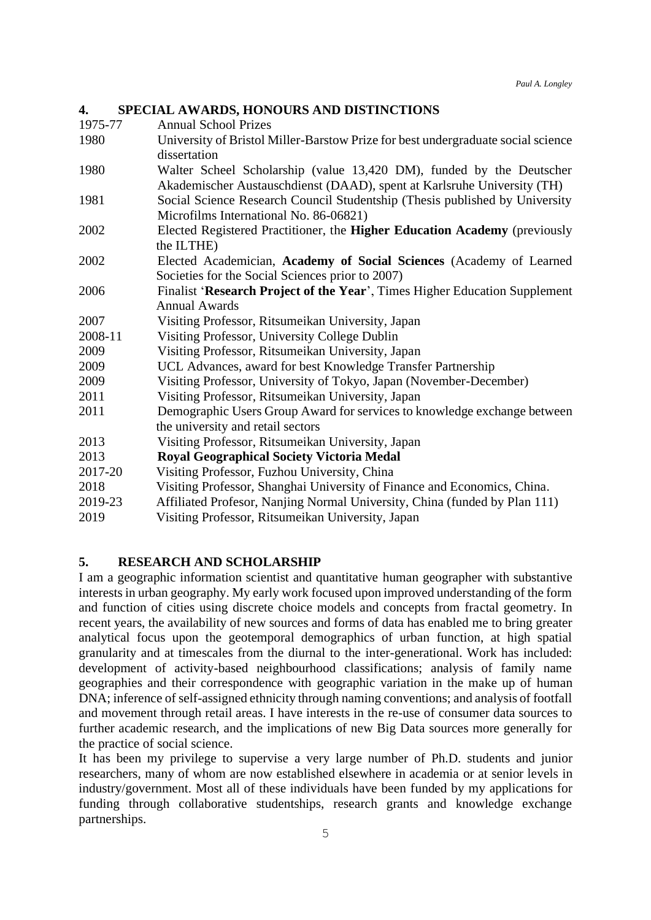## 4. SPECIAL AWARDS, HONOURS AND DISTINCTIONS

| | |
|---|---|
| 1975-77 | Annual School Prizes |
| 1980 | University of Bristol Miller-Barstow Prize for best undergraduate social science dissertation |
| 1980 | Walter Scheel Scholarship (value 13,420 DM), funded by the Deutscher Akademischer Austauschdienst (DAAD), spent at Karlsruhe University (TH) |
| 1981 | Social Science Research Council Studentship (Thesis published by University Microfilms International No. 86-06821) |
| 2002 | Elected Registered Practitioner, the **Higher Education Academy** (previously the ILTHE) |
| 2002 | Elected Academician, **Academy of Social Sciences** (Academy of Learned Societies for the Social Sciences prior to 2007) |
| 2006 | Finalist '**Research Project of the Year**', Times Higher Education Supplement Annual Awards |
| 2007 | Visiting Professor, Ritsumeikan University, Japan |
| 2008-11 | Visiting Professor, University College Dublin |
| 2009 | Visiting Professor, Ritsumeikan University, Japan |
| 2009 | UCL Advances, award for best Knowledge Transfer Partnership |
| 2009 | Visiting Professor, University of Tokyo, Japan (November-December) |
| 2011 | Visiting Professor, Ritsumeikan University, Japan |
| 2011 | Demographic Users Group Award for services to knowledge exchange between the university and retail sectors |
| 2013 | Visiting Professor, Ritsumeikan University, Japan |
| 2013 | **Royal Geographical Society Victoria Medal** |
| 2017-20 | Visiting Professor, Fuzhou University, China |
| 2018 | Visiting Professor, Shanghai University of Finance and Economics, China. |
| 2019-23 | Affiliated Profesor, Nanjing Normal University, China (funded by Plan 111) |
| 2019 | Visiting Professor, Ritsumeikan University, Japan |

## 5. RESEARCH AND SCHOLARSHIP

I am a geographic information scientist and quantitative human geographer with substantive interests in urban geography. My early work focused upon improved understanding of the form and function of cities using discrete choice models and concepts from fractal geometry. In recent years, the availability of new sources and forms of data has enabled me to bring greater analytical focus upon the geotemporal demographics of urban function, at high spatial granularity and at timescales from the diurnal to the inter-generational. Work has included: development of activity-based neighbourhood classifications; analysis of family name geographies and their correspondence with geographic variation in the make up of human DNA; inference of self-assigned ethnicity through naming conventions; and analysis of footfall and movement through retail areas. I have interests in the re-use of consumer data sources to further academic research, and the implications of new Big Data sources more generally for the practice of social science.

It has been my privilege to supervise a very large number of Ph.D. students and junior researchers, many of whom are now established elsewhere in academia or at senior levels in industry/government. Most all of these individuals have been funded by my applications for funding through collaborative studentships, research grants and knowledge exchange partnerships.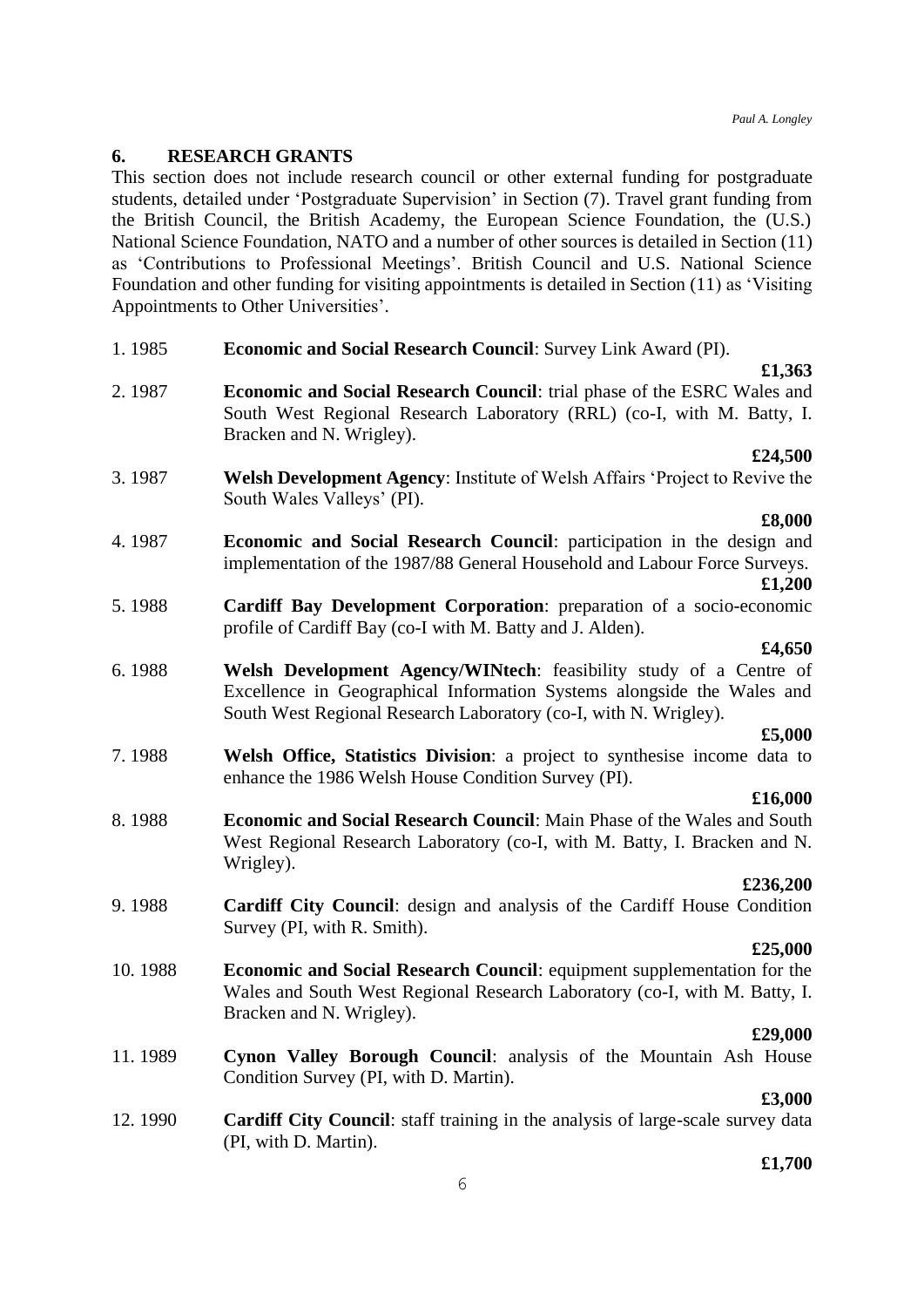## 6. RESEARCH GRANTS

This section does not include research council or other external funding for postgraduate students, detailed under 'Postgraduate Supervision' in Section (7). Travel grant funding from the British Council, the British Academy, the European Science Foundation, the (U.S.) National Science Foundation, NATO and a number of other sources is detailed in Section (11) as 'Contributions to Professional Meetings'. British Council and U.S. National Science Foundation and other funding for visiting appointments is detailed in Section (11) as 'Visiting Appointments to Other Universities'.

1. 1985 **Economic and Social Research Council**: Survey Link Award (PI).
**£1,363**

2. 1987 **Economic and Social Research Council**: trial phase of the ESRC Wales and South West Regional Research Laboratory (RRL) (co-I, with M. Batty, I. Bracken and N. Wrigley).
**£24,500**

3. 1987 **Welsh Development Agency**: Institute of Welsh Affairs 'Project to Revive the South Wales Valleys' (PI).
**£8,000**

4. 1987 **Economic and Social Research Council**: participation in the design and implementation of the 1987/88 General Household and Labour Force Surveys.
**£1,200**

5. 1988 **Cardiff Bay Development Corporation**: preparation of a socio-economic profile of Cardiff Bay (co-I with M. Batty and J. Alden).
**£4,650**

6. 1988 **Welsh Development Agency/WINtech**: feasibility study of a Centre of Excellence in Geographical Information Systems alongside the Wales and South West Regional Research Laboratory (co-I, with N. Wrigley).
**£5,000**

7. 1988 **Welsh Office, Statistics Division**: a project to synthesise income data to enhance the 1986 Welsh House Condition Survey (PI).
**£16,000**

8. 1988 **Economic and Social Research Council**: Main Phase of the Wales and South West Regional Research Laboratory (co-I, with M. Batty, I. Bracken and N. Wrigley).
**£236,200**

9. 1988 **Cardiff City Council**: design and analysis of the Cardiff House Condition Survey (PI, with R. Smith).
**£25,000**

10. 1988 **Economic and Social Research Council**: equipment supplementation for the Wales and South West Regional Research Laboratory (co-I, with M. Batty, I. Bracken and N. Wrigley).
**£29,000**

11. 1989 **Cynon Valley Borough Council**: analysis of the Mountain Ash House Condition Survey (PI, with D. Martin).
**£3,000**

12. 1990 **Cardiff City Council**: staff training in the analysis of large-scale survey data (PI, with D. Martin).
**£1,700**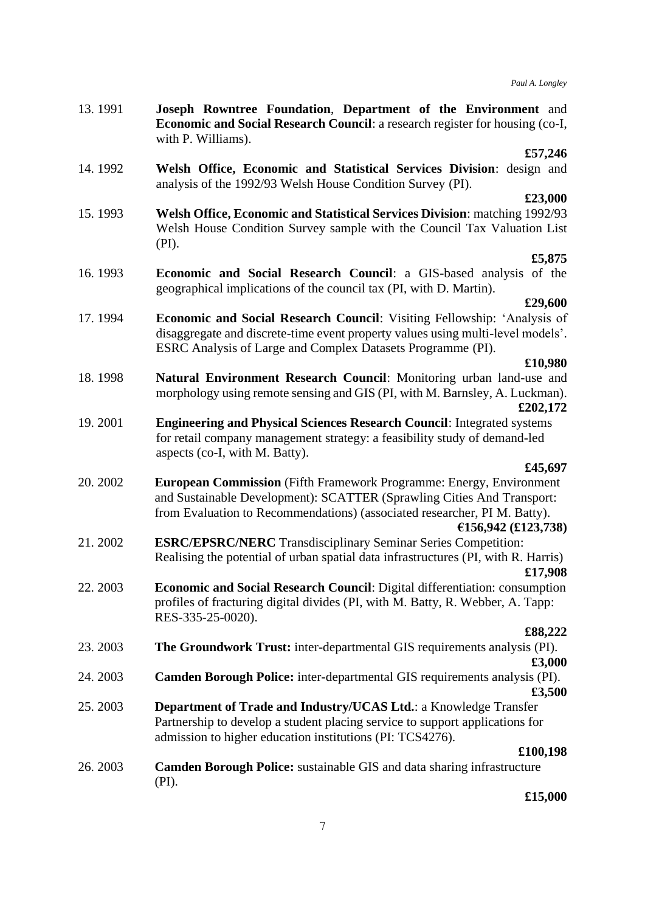13. 1991 **Joseph Rowntree Foundation**, **Department of the Environment** and **Economic and Social Research Council**: a research register for housing (co-I, with P. Williams).
**£57,246**

14. 1992 **Welsh Office, Economic and Statistical Services Division**: design and analysis of the 1992/93 Welsh House Condition Survey (PI).
**£23,000**

15. 1993 **Welsh Office, Economic and Statistical Services Division**: matching 1992/93 Welsh House Condition Survey sample with the Council Tax Valuation List (PI).
**£5,875**

16. 1993 **Economic and Social Research Council**: a GIS-based analysis of the geographical implications of the council tax (PI, with D. Martin).
**£29,600**

17. 1994 **Economic and Social Research Council**: Visiting Fellowship: 'Analysis of disaggregate and discrete-time event property values using multi-level models'. ESRC Analysis of Large and Complex Datasets Programme (PI).
**£10,980**

18. 1998 **Natural Environment Research Council**: Monitoring urban land-use and morphology using remote sensing and GIS (PI, with M. Barnsley, A. Luckman).
**£202,172**

19. 2001 **Engineering and Physical Sciences Research Council**: Integrated systems for retail company management strategy: a feasibility study of demand-led aspects (co-I, with M. Batty).
**£45,697**

20. 2002 **European Commission** (Fifth Framework Programme: Energy, Environment and Sustainable Development): SCATTER (Sprawling Cities And Transport: from Evaluation to Recommendations) (associated researcher, PI M. Batty).
**€156,942 (£123,738)**

21. 2002 **ESRC/EPSRC/NERC** Transdisciplinary Seminar Series Competition: Realising the potential of urban spatial data infrastructures (PI, with R. Harris)
**£17,908**

22. 2003 **Economic and Social Research Council**: Digital differentiation: consumption profiles of fracturing digital divides (PI, with M. Batty, R. Webber, A. Tapp: RES-335-25-0020).
**£88,222**

23. 2003 **The Groundwork Trust:** inter-departmental GIS requirements analysis (PI).
**£3,000**

24. 2003 **Camden Borough Police:** inter-departmental GIS requirements analysis (PI).
**£3,500**

25. 2003 **Department of Trade and Industry/UCAS Ltd.**: a Knowledge Transfer Partnership to develop a student placing service to support applications for admission to higher education institutions (PI: TCS4276).
**£100,198**

26. 2003 **Camden Borough Police:** sustainable GIS and data sharing infrastructure (PI).
**£15,000**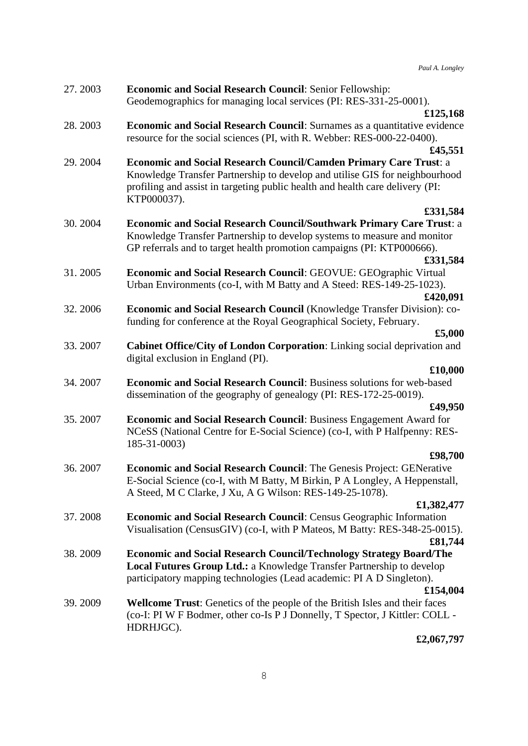27\. 2003 **Economic and Social Research Council**: Senior Fellowship: Geodemographics for managing local services (PI: RES-331-25-0001).
**£125,168**

28\. 2003 **Economic and Social Research Council**: Surnames as a quantitative evidence resource for the social sciences (PI, with R. Webber: RES-000-22-0400).
**£45,551**

29\. 2004 **Economic and Social Research Council/Camden Primary Care Trust**: a Knowledge Transfer Partnership to develop and utilise GIS for neighbourhood profiling and assist in targeting public health and health care delivery (PI: KTP000037).
**£331,584**

30\. 2004 **Economic and Social Research Council/Southwark Primary Care Trust**: a Knowledge Transfer Partnership to develop systems to measure and monitor GP referrals and to target health promotion campaigns (PI: KTP000666).
**£331,584**

31\. 2005 **Economic and Social Research Council**: GEOVUE: GEOgraphic Virtual Urban Environments (co-I, with M Batty and A Steed: RES-149-25-1023).
**£420,091**

32\. 2006 **Economic and Social Research Council** (Knowledge Transfer Division): co-funding for conference at the Royal Geographical Society, February.
**£5,000**

33\. 2007 **Cabinet Office/City of London Corporation**: Linking social deprivation and digital exclusion in England (PI).
**£10,000**

34\. 2007 **Economic and Social Research Council**: Business solutions for web-based dissemination of the geography of genealogy (PI: RES-172-25-0019).
**£49,950**

35\. 2007 **Economic and Social Research Council**: Business Engagement Award for NCeSS (National Centre for E-Social Science) (co-I, with P Halfpenny: RES-185-31-0003)
**£98,700**

36\. 2007 **Economic and Social Research Council**: The Genesis Project: GENerative E-Social Science (co-I, with M Batty, M Birkin, P A Longley, A Heppenstall, A Steed, M C Clarke, J Xu, A G Wilson: RES-149-25-1078).
**£1,382,477**

37\. 2008 **Economic and Social Research Council**: Census Geographic Information Visualisation (CensusGIV) (co-I, with P Mateos, M Batty: RES-348-25-0015).
**£81,744**

38\. 2009 **Economic and Social Research Council/Technology Strategy Board/The Local Futures Group Ltd.:** a Knowledge Transfer Partnership to develop participatory mapping technologies (Lead academic: PI A D Singleton).
**£154,004**

39\. 2009 **Wellcome Trust**: Genetics of the people of the British Isles and their faces (co-I: PI W F Bodmer, other co-Is P J Donnelly, T Spector, J Kittler: COLL - HDRHJGC).
**£2,067,797**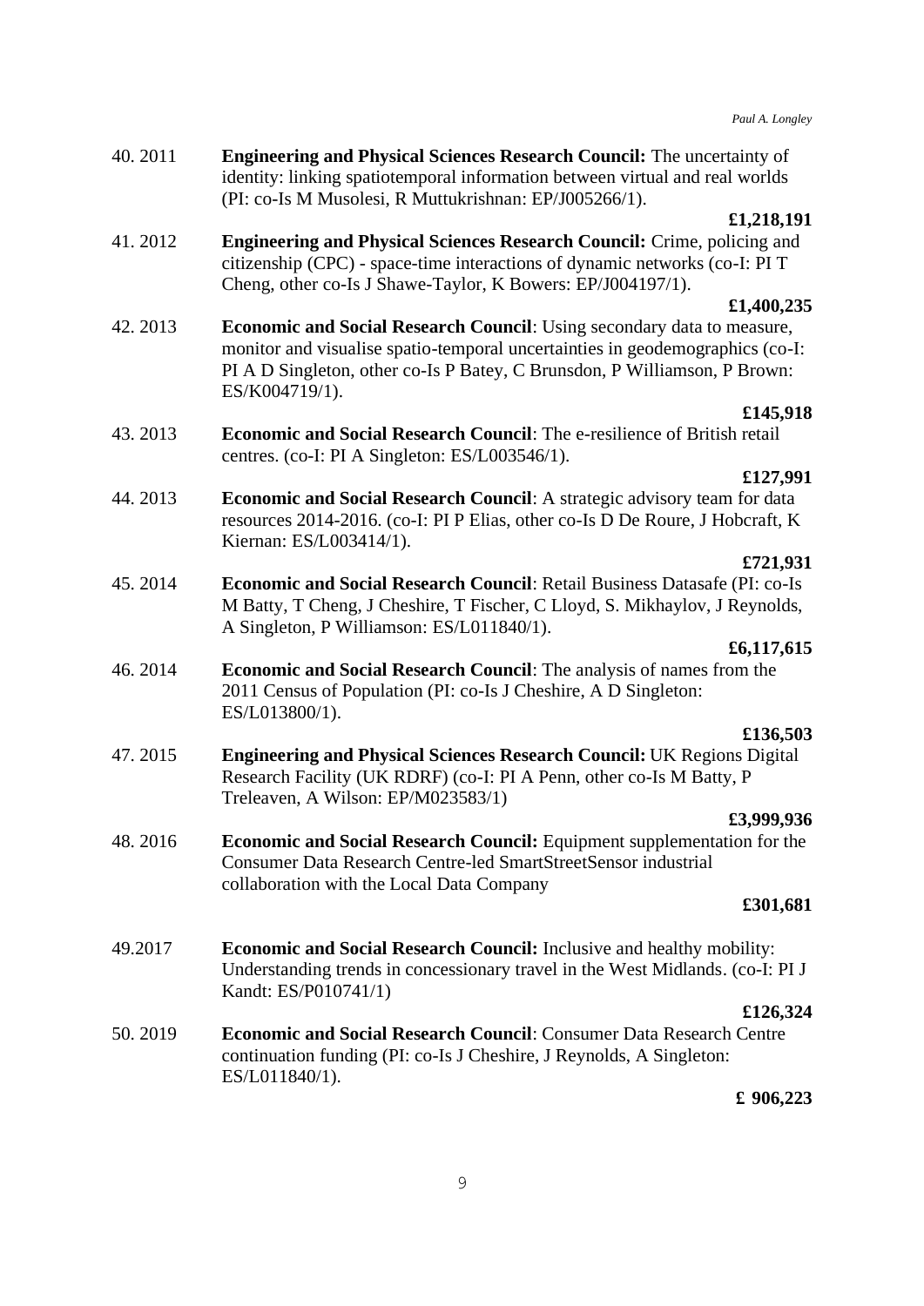40. 2011 **Engineering and Physical Sciences Research Council:** The uncertainty of identity: linking spatiotemporal information between virtual and real worlds (PI: co-Is M Musolesi, R Muttukrishnan: EP/J005266/1).

**£1,218,191**

41. 2012 **Engineering and Physical Sciences Research Council:** Crime, policing and citizenship (CPC) - space-time interactions of dynamic networks (co-I: PI T Cheng, other co-Is J Shawe-Taylor, K Bowers: EP/J004197/1).

**£1,400,235**

42. 2013 **Economic and Social Research Council**: Using secondary data to measure, monitor and visualise spatio-temporal uncertainties in geodemographics (co-I: PI A D Singleton, other co-Is P Batey, C Brunsdon, P Williamson, P Brown: ES/K004719/1).

**£145,918**

43. 2013 **Economic and Social Research Council**: The e-resilience of British retail centres. (co-I: PI A Singleton: ES/L003546/1).

**£127,991**

44. 2013 **Economic and Social Research Council**: A strategic advisory team for data resources 2014-2016. (co-I: PI P Elias, other co-Is D De Roure, J Hobcraft, K Kiernan: ES/L003414/1).

**£721,931**

45. 2014 **Economic and Social Research Council**: Retail Business Datasafe (PI: co-Is M Batty, T Cheng, J Cheshire, T Fischer, C Lloyd, S. Mikhaylov, J Reynolds, A Singleton, P Williamson: ES/L011840/1).

**£6,117,615**

46. 2014 **Economic and Social Research Council**: The analysis of names from the 2011 Census of Population (PI: co-Is J Cheshire, A D Singleton: ES/L013800/1).

**£136,503**

47. 2015 **Engineering and Physical Sciences Research Council:** UK Regions Digital Research Facility (UK RDRF) (co-I: PI A Penn, other co-Is M Batty, P Treleaven, A Wilson: EP/M023583/1)

**£3,999,936**

48. 2016 **Economic and Social Research Council:** Equipment supplementation for the Consumer Data Research Centre-led SmartStreetSensor industrial collaboration with the Local Data Company

**£301,681**

49.2017 **Economic and Social Research Council:** Inclusive and healthy mobility: Understanding trends in concessionary travel in the West Midlands. (co-I: PI J Kandt: ES/P010741/1)

**£126,324**

50. 2019 **Economic and Social Research Council**: Consumer Data Research Centre continuation funding (PI: co-Is J Cheshire, J Reynolds, A Singleton: ES/L011840/1).

**£ 906,223**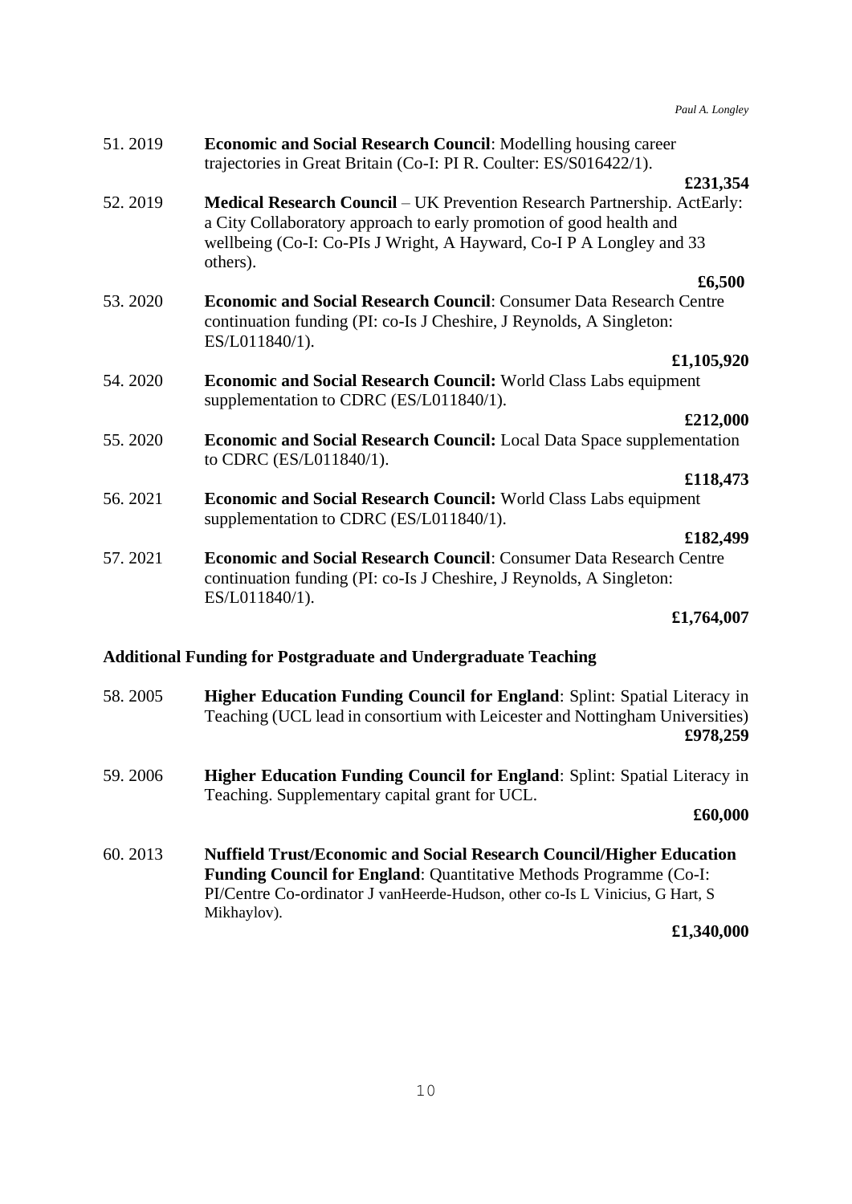51. 2019 **Economic and Social Research Council**: Modelling housing career trajectories in Great Britain (Co-I: PI R. Coulter: ES/S016422/1).
**£231,354**

52. 2019 **Medical Research Council** – UK Prevention Research Partnership. ActEarly: a City Collaboratory approach to early promotion of good health and wellbeing (Co-I: Co-PIs J Wright, A Hayward, Co-I P A Longley and 33 others).
**£6,500**

53. 2020 **Economic and Social Research Council**: Consumer Data Research Centre continuation funding (PI: co-Is J Cheshire, J Reynolds, A Singleton: ES/L011840/1).
**£1,105,920**

54. 2020 **Economic and Social Research Council:** World Class Labs equipment supplementation to CDRC (ES/L011840/1).
**£212,000**

55. 2020 **Economic and Social Research Council:** Local Data Space supplementation to CDRC (ES/L011840/1).
**£118,473**

56. 2021 **Economic and Social Research Council:** World Class Labs equipment supplementation to CDRC (ES/L011840/1).
**£182,499**

57. 2021 **Economic and Social Research Council**: Consumer Data Research Centre continuation funding (PI: co-Is J Cheshire, J Reynolds, A Singleton: ES/L011840/1).
**£1,764,007**

### Additional Funding for Postgraduate and Undergraduate Teaching

58. 2005 **Higher Education Funding Council for England**: Splint: Spatial Literacy in Teaching (UCL lead in consortium with Leicester and Nottingham Universities)
**£978,259**

59. 2006 **Higher Education Funding Council for England**: Splint: Spatial Literacy in Teaching. Supplementary capital grant for UCL.
**£60,000**

60. 2013 **Nuffield Trust/Economic and Social Research Council/Higher Education Funding Council for England**: Quantitative Methods Programme (Co-I: PI/Centre Co-ordinator J vanHeerde-Hudson, other co-Is L Vinicius, G Hart, S Mikhaylov).
**£1,340,000**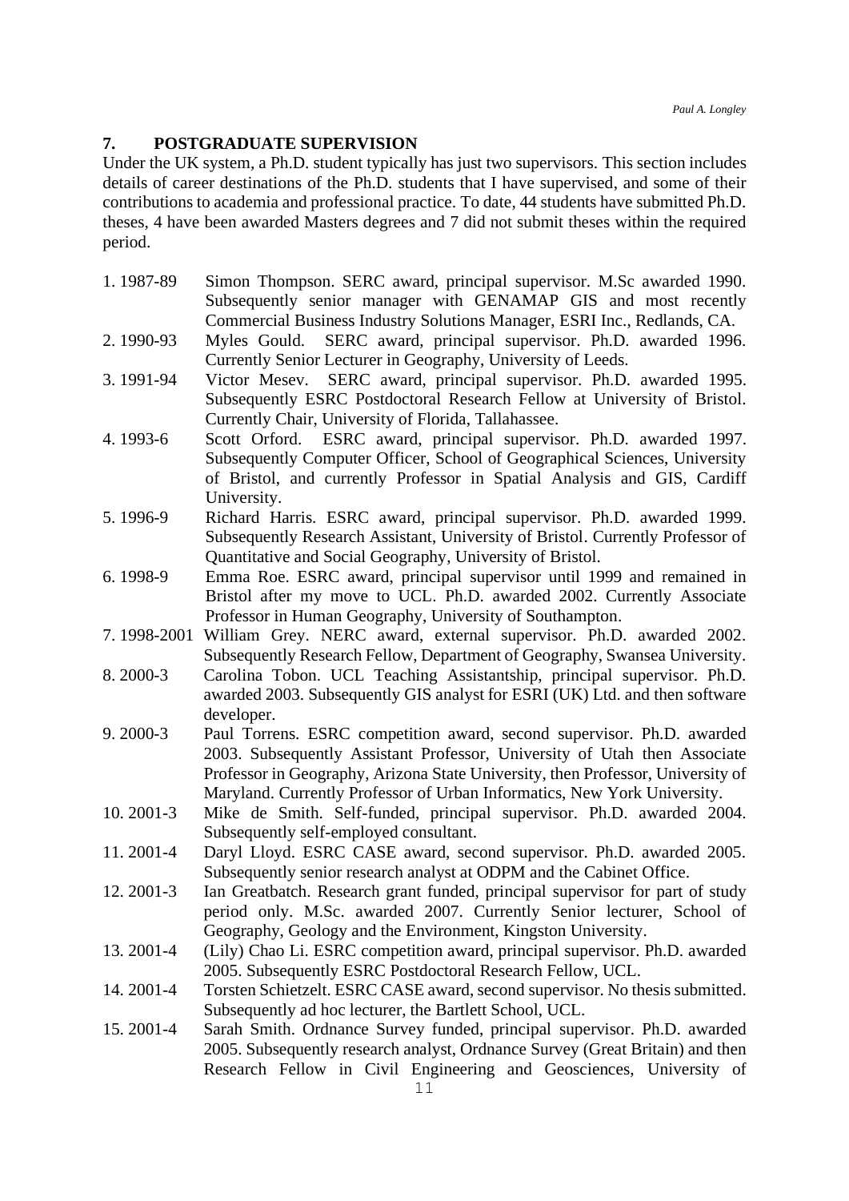## 7. POSTGRADUATE SUPERVISION

Under the UK system, a Ph.D. student typically has just two supervisors. This section includes details of career destinations of the Ph.D. students that I have supervised, and some of their contributions to academia and professional practice. To date, 44 students have submitted Ph.D. theses, 4 have been awarded Masters degrees and 7 did not submit theses within the required period.

1. 1987-89 Simon Thompson. SERC award, principal supervisor. M.Sc awarded 1990. Subsequently senior manager with GENAMAP GIS and most recently Commercial Business Industry Solutions Manager, ESRI Inc., Redlands, CA.
2. 1990-93 Myles Gould. SERC award, principal supervisor. Ph.D. awarded 1996. Currently Senior Lecturer in Geography, University of Leeds.
3. 1991-94 Victor Mesev. SERC award, principal supervisor. Ph.D. awarded 1995. Subsequently ESRC Postdoctoral Research Fellow at University of Bristol. Currently Chair, University of Florida, Tallahassee.
4. 1993-6 Scott Orford. ESRC award, principal supervisor. Ph.D. awarded 1997. Subsequently Computer Officer, School of Geographical Sciences, University of Bristol, and currently Professor in Spatial Analysis and GIS, Cardiff University.
5. 1996-9 Richard Harris. ESRC award, principal supervisor. Ph.D. awarded 1999. Subsequently Research Assistant, University of Bristol. Currently Professor of Quantitative and Social Geography, University of Bristol.
6. 1998-9 Emma Roe. ESRC award, principal supervisor until 1999 and remained in Bristol after my move to UCL. Ph.D. awarded 2002. Currently Associate Professor in Human Geography, University of Southampton.
7. 1998-2001 William Grey. NERC award, external supervisor. Ph.D. awarded 2002. Subsequently Research Fellow, Department of Geography, Swansea University.
8. 2000-3 Carolina Tobon. UCL Teaching Assistantship, principal supervisor. Ph.D. awarded 2003. Subsequently GIS analyst for ESRI (UK) Ltd. and then software developer.
9. 2000-3 Paul Torrens. ESRC competition award, second supervisor. Ph.D. awarded 2003. Subsequently Assistant Professor, University of Utah then Associate Professor in Geography, Arizona State University, then Professor, University of Maryland. Currently Professor of Urban Informatics, New York University.
10. 2001-3 Mike de Smith. Self-funded, principal supervisor. Ph.D. awarded 2004. Subsequently self-employed consultant.
11. 2001-4 Daryl Lloyd. ESRC CASE award, second supervisor. Ph.D. awarded 2005. Subsequently senior research analyst at ODPM and the Cabinet Office.
12. 2001-3 Ian Greatbatch. Research grant funded, principal supervisor for part of study period only. M.Sc. awarded 2007. Currently Senior lecturer, School of Geography, Geology and the Environment, Kingston University.
13. 2001-4 (Lily) Chao Li. ESRC competition award, principal supervisor. Ph.D. awarded 2005. Subsequently ESRC Postdoctoral Research Fellow, UCL.
14. 2001-4 Torsten Schietzelt. ESRC CASE award, second supervisor. No thesis submitted. Subsequently ad hoc lecturer, the Bartlett School, UCL.
15. 2001-4 Sarah Smith. Ordnance Survey funded, principal supervisor. Ph.D. awarded 2005. Subsequently research analyst, Ordnance Survey (Great Britain) and then Research Fellow in Civil Engineering and Geosciences, University of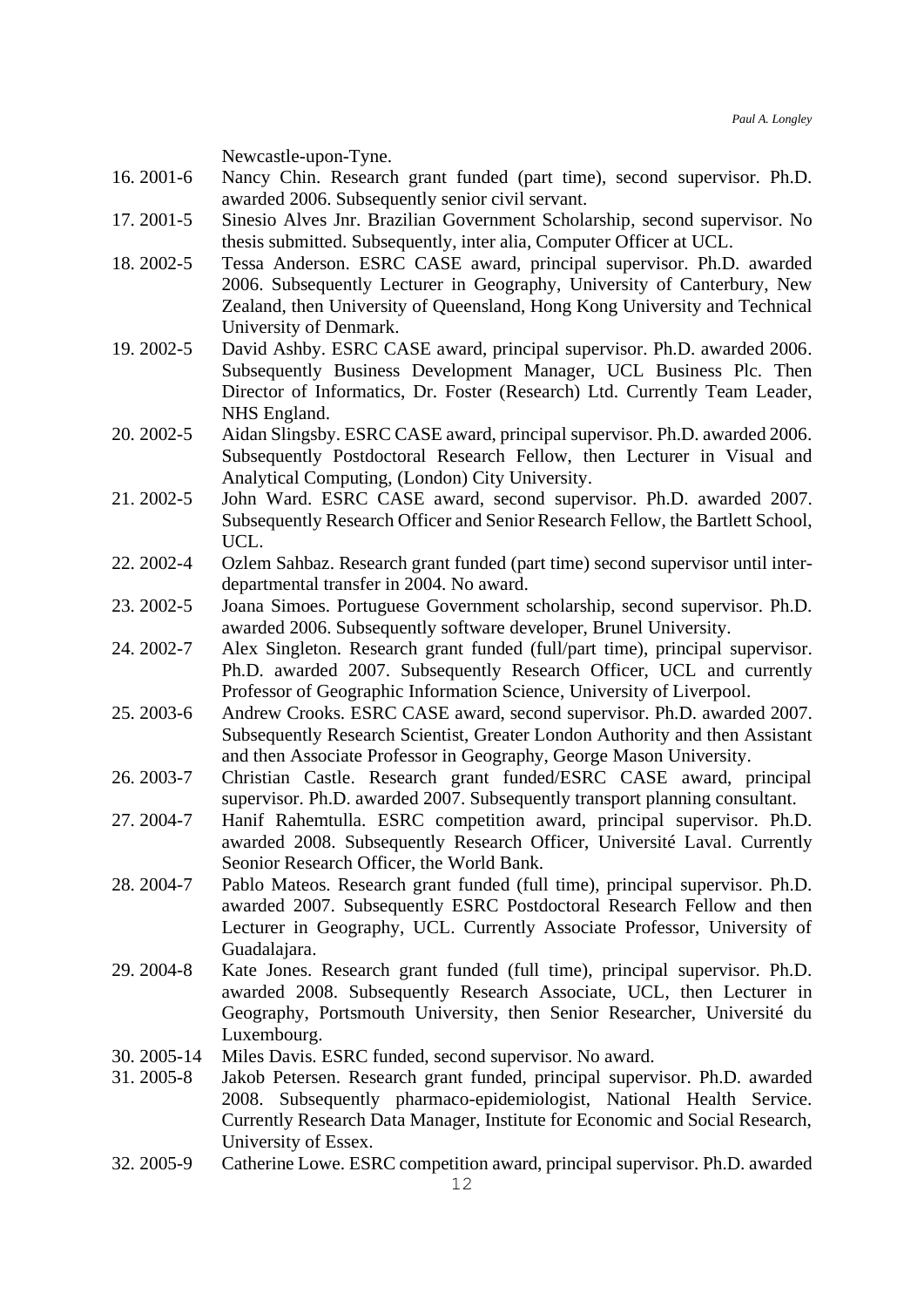Newcastle-upon-Tyne.

16. 2001-6 Nancy Chin. Research grant funded (part time), second supervisor. Ph.D. awarded 2006. Subsequently senior civil servant.
17. 2001-5 Sinesio Alves Jnr. Brazilian Government Scholarship, second supervisor. No thesis submitted. Subsequently, inter alia, Computer Officer at UCL.
18. 2002-5 Tessa Anderson. ESRC CASE award, principal supervisor. Ph.D. awarded 2006. Subsequently Lecturer in Geography, University of Canterbury, New Zealand, then University of Queensland, Hong Kong University and Technical University of Denmark.
19. 2002-5 David Ashby. ESRC CASE award, principal supervisor. Ph.D. awarded 2006. Subsequently Business Development Manager, UCL Business Plc. Then Director of Informatics, Dr. Foster (Research) Ltd. Currently Team Leader, NHS England.
20. 2002-5 Aidan Slingsby. ESRC CASE award, principal supervisor. Ph.D. awarded 2006. Subsequently Postdoctoral Research Fellow, then Lecturer in Visual and Analytical Computing, (London) City University.
21. 2002-5 John Ward. ESRC CASE award, second supervisor. Ph.D. awarded 2007. Subsequently Research Officer and Senior Research Fellow, the Bartlett School, UCL.
22. 2002-4 Ozlem Sahbaz. Research grant funded (part time) second supervisor until inter-departmental transfer in 2004. No award.
23. 2002-5 Joana Simoes. Portuguese Government scholarship, second supervisor. Ph.D. awarded 2006. Subsequently software developer, Brunel University.
24. 2002-7 Alex Singleton. Research grant funded (full/part time), principal supervisor. Ph.D. awarded 2007. Subsequently Research Officer, UCL and currently Professor of Geographic Information Science, University of Liverpool.
25. 2003-6 Andrew Crooks. ESRC CASE award, second supervisor. Ph.D. awarded 2007. Subsequently Research Scientist, Greater London Authority and then Assistant and then Associate Professor in Geography, George Mason University.
26. 2003-7 Christian Castle. Research grant funded/ESRC CASE award, principal supervisor. Ph.D. awarded 2007. Subsequently transport planning consultant.
27. 2004-7 Hanif Rahemtulla. ESRC competition award, principal supervisor. Ph.D. awarded 2008. Subsequently Research Officer, Université Laval. Currently Seonior Research Officer, the World Bank.
28. 2004-7 Pablo Mateos. Research grant funded (full time), principal supervisor. Ph.D. awarded 2007. Subsequently ESRC Postdoctoral Research Fellow and then Lecturer in Geography, UCL. Currently Associate Professor, University of Guadalajara.
29. 2004-8 Kate Jones. Research grant funded (full time), principal supervisor. Ph.D. awarded 2008. Subsequently Research Associate, UCL, then Lecturer in Geography, Portsmouth University, then Senior Researcher, Université du Luxembourg.
30. 2005-14 Miles Davis. ESRC funded, second supervisor. No award.
31. 2005-8 Jakob Petersen. Research grant funded, principal supervisor. Ph.D. awarded 2008. Subsequently pharmaco-epidemiologist, National Health Service. Currently Research Data Manager, Institute for Economic and Social Research, University of Essex.
32. 2005-9 Catherine Lowe. ESRC competition award, principal supervisor. Ph.D. awarded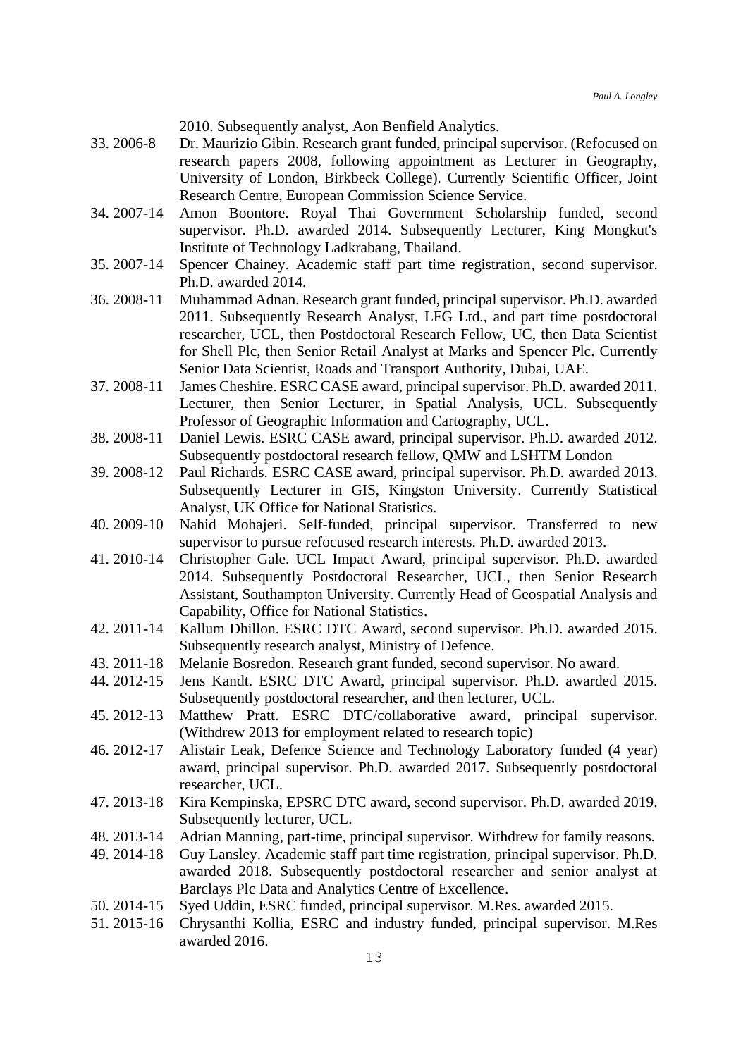2010. Subsequently analyst, Aon Benfield Analytics.

33. 2006-8 Dr. Maurizio Gibin. Research grant funded, principal supervisor. (Refocused on research papers 2008, following appointment as Lecturer in Geography, University of London, Birkbeck College). Currently Scientific Officer, Joint Research Centre, European Commission Science Service.
34. 2007-14 Amon Boontore. Royal Thai Government Scholarship funded, second supervisor. Ph.D. awarded 2014. Subsequently Lecturer, King Mongkut's Institute of Technology Ladkrabang, Thailand.
35. 2007-14 Spencer Chainey. Academic staff part time registration, second supervisor. Ph.D. awarded 2014.
36. 2008-11 Muhammad Adnan. Research grant funded, principal supervisor. Ph.D. awarded 2011. Subsequently Research Analyst, LFG Ltd., and part time postdoctoral researcher, UCL, then Postdoctoral Research Fellow, UC, then Data Scientist for Shell Plc, then Senior Retail Analyst at Marks and Spencer Plc. Currently Senior Data Scientist, Roads and Transport Authority, Dubai, UAE.
37. 2008-11 James Cheshire. ESRC CASE award, principal supervisor. Ph.D. awarded 2011. Lecturer, then Senior Lecturer, in Spatial Analysis, UCL. Subsequently Professor of Geographic Information and Cartography, UCL.
38. 2008-11 Daniel Lewis. ESRC CASE award, principal supervisor. Ph.D. awarded 2012. Subsequently postdoctoral research fellow, QMW and LSHTM London
39. 2008-12 Paul Richards. ESRC CASE award, principal supervisor. Ph.D. awarded 2013. Subsequently Lecturer in GIS, Kingston University. Currently Statistical Analyst, UK Office for National Statistics.
40. 2009-10 Nahid Mohajeri. Self-funded, principal supervisor. Transferred to new supervisor to pursue refocused research interests. Ph.D. awarded 2013.
41. 2010-14 Christopher Gale. UCL Impact Award, principal supervisor. Ph.D. awarded 2014. Subsequently Postdoctoral Researcher, UCL, then Senior Research Assistant, Southampton University. Currently Head of Geospatial Analysis and Capability, Office for National Statistics.
42. 2011-14 Kallum Dhillon. ESRC DTC Award, second supervisor. Ph.D. awarded 2015. Subsequently research analyst, Ministry of Defence.
43. 2011-18 Melanie Bosredon. Research grant funded, second supervisor. No award.
44. 2012-15 Jens Kandt. ESRC DTC Award, principal supervisor. Ph.D. awarded 2015. Subsequently postdoctoral researcher, and then lecturer, UCL.
45. 2012-13 Matthew Pratt. ESRC DTC/collaborative award, principal supervisor. (Withdrew 2013 for employment related to research topic)
46. 2012-17 Alistair Leak, Defence Science and Technology Laboratory funded (4 year) award, principal supervisor. Ph.D. awarded 2017. Subsequently postdoctoral researcher, UCL.
47. 2013-18 Kira Kempinska, EPSRC DTC award, second supervisor. Ph.D. awarded 2019. Subsequently lecturer, UCL.
48. 2013-14 Adrian Manning, part-time, principal supervisor. Withdrew for family reasons.
49. 2014-18 Guy Lansley. Academic staff part time registration, principal supervisor. Ph.D. awarded 2018. Subsequently postdoctoral researcher and senior analyst at Barclays Plc Data and Analytics Centre of Excellence.
50. 2014-15 Syed Uddin, ESRC funded, principal supervisor. M.Res. awarded 2015.
51. 2015-16 Chrysanthi Kollia, ESRC and industry funded, principal supervisor. M.Res awarded 2016.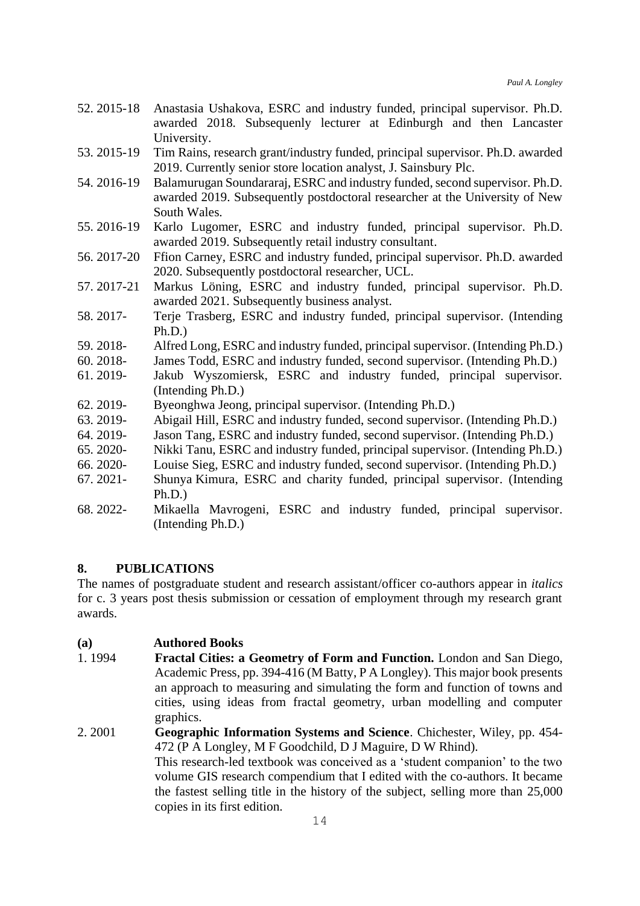52. 2015-18 Anastasia Ushakova, ESRC and industry funded, principal supervisor. Ph.D. awarded 2018. Subsequenly lecturer at Edinburgh and then Lancaster University.
53. 2015-19 Tim Rains, research grant/industry funded, principal supervisor. Ph.D. awarded 2019. Currently senior store location analyst, J. Sainsbury Plc.
54. 2016-19 Balamurugan Soundararaj, ESRC and industry funded, second supervisor. Ph.D. awarded 2019. Subsequently postdoctoral researcher at the University of New South Wales.
55. 2016-19 Karlo Lugomer, ESRC and industry funded, principal supervisor. Ph.D. awarded 2019. Subsequently retail industry consultant.
56. 2017-20 Ffion Carney, ESRC and industry funded, principal supervisor. Ph.D. awarded 2020. Subsequently postdoctoral researcher, UCL.
57. 2017-21 Markus Löning, ESRC and industry funded, principal supervisor. Ph.D. awarded 2021. Subsequently business analyst.
58. 2017- Terje Trasberg, ESRC and industry funded, principal supervisor. (Intending Ph.D.)
59. 2018- Alfred Long, ESRC and industry funded, principal supervisor. (Intending Ph.D.)
60. 2018- James Todd, ESRC and industry funded, second supervisor. (Intending Ph.D.)
61. 2019- Jakub Wyszomiersk, ESRC and industry funded, principal supervisor. (Intending Ph.D.)
62. 2019- Byeonghwa Jeong, principal supervisor. (Intending Ph.D.)
63. 2019- Abigail Hill, ESRC and industry funded, second supervisor. (Intending Ph.D.)
64. 2019- Jason Tang, ESRC and industry funded, second supervisor. (Intending Ph.D.)
65. 2020- Nikki Tanu, ESRC and industry funded, principal supervisor. (Intending Ph.D.)
66. 2020- Louise Sieg, ESRC and industry funded, second supervisor. (Intending Ph.D.)
67. 2021- Shunya Kimura, ESRC and charity funded, principal supervisor. (Intending Ph.D.)
68. 2022- Mikaella Mavrogeni, ESRC and industry funded, principal supervisor. (Intending Ph.D.)

## 8. PUBLICATIONS

The names of postgraduate student and research assistant/officer co-authors appear in *italics* for c. 3 years post thesis submission or cessation of employment through my research grant awards.

### (a) Authored Books

1. 1994 **Fractal Cities: a Geometry of Form and Function.** London and San Diego, Academic Press, pp. 394-416 (M Batty, P A Longley). This major book presents an approach to measuring and simulating the form and function of towns and cities, using ideas from fractal geometry, urban modelling and computer graphics.
2. 2001 **Geographic Information Systems and Science**. Chichester, Wiley, pp. 454-472 (P A Longley, M F Goodchild, D J Maguire, D W Rhind).
   This research-led textbook was conceived as a 'student companion' to the two volume GIS research compendium that I edited with the co-authors. It became the fastest selling title in the history of the subject, selling more than 25,000 copies in its first edition.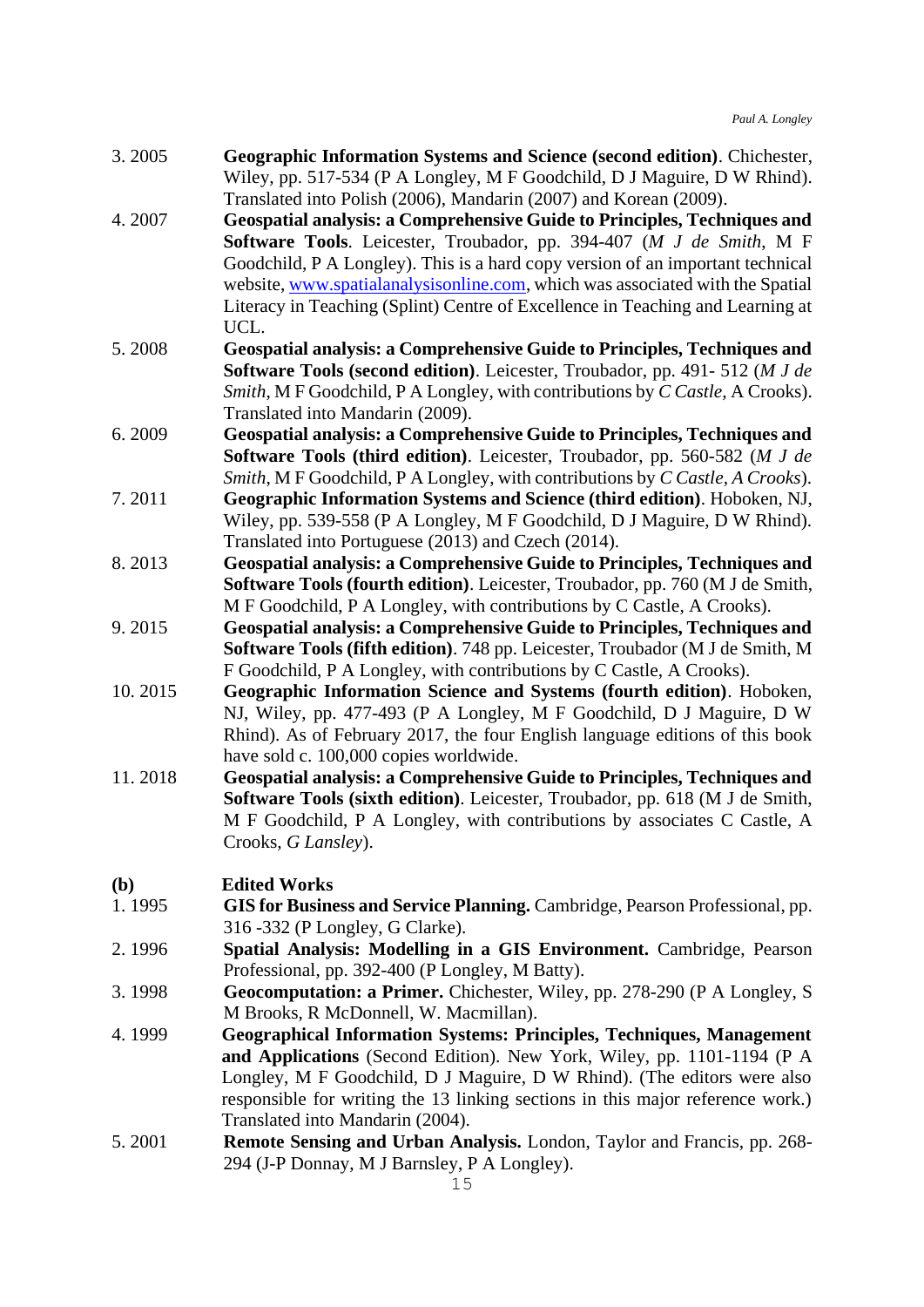3. 2005 **Geographic Information Systems and Science (second edition)**. Chichester, Wiley, pp. 517-534 (P A Longley, M F Goodchild, D J Maguire, D W Rhind). Translated into Polish (2006), Mandarin (2007) and Korean (2009).

4. 2007 **Geospatial analysis: a Comprehensive Guide to Principles, Techniques and Software Tools**. Leicester, Troubador, pp. 394-407 (*M J de Smith*, M F Goodchild, P A Longley). This is a hard copy version of an important technical website, www.spatialanalysisonline.com, which was associated with the Spatial Literacy in Teaching (Splint) Centre of Excellence in Teaching and Learning at UCL.

5. 2008 **Geospatial analysis: a Comprehensive Guide to Principles, Techniques and Software Tools (second edition)**. Leicester, Troubador, pp. 491- 512 (*M J de Smith*, M F Goodchild, P A Longley, with contributions by *C Castle*, A Crooks). Translated into Mandarin (2009).

6. 2009 **Geospatial analysis: a Comprehensive Guide to Principles, Techniques and Software Tools (third edition)**. Leicester, Troubador, pp. 560-582 (*M J de Smith*, M F Goodchild, P A Longley, with contributions by *C Castle*, *A Crooks*).

7. 2011 **Geographic Information Systems and Science (third edition)**. Hoboken, NJ, Wiley, pp. 539-558 (P A Longley, M F Goodchild, D J Maguire, D W Rhind). Translated into Portuguese (2013) and Czech (2014).

8. 2013 **Geospatial analysis: a Comprehensive Guide to Principles, Techniques and Software Tools (fourth edition)**. Leicester, Troubador, pp. 760 (M J de Smith, M F Goodchild, P A Longley, with contributions by C Castle, A Crooks).

9. 2015 **Geospatial analysis: a Comprehensive Guide to Principles, Techniques and Software Tools (fifth edition)**. 748 pp. Leicester, Troubador (M J de Smith, M F Goodchild, P A Longley, with contributions by C Castle, A Crooks).

10. 2015 **Geographic Information Science and Systems (fourth edition)**. Hoboken, NJ, Wiley, pp. 477-493 (P A Longley, M F Goodchild, D J Maguire, D W Rhind). As of February 2017, the four English language editions of this book have sold c. 100,000 copies worldwide.

11. 2018 **Geospatial analysis: a Comprehensive Guide to Principles, Techniques and Software Tools (sixth edition)**. Leicester, Troubador, pp. 618 (M J de Smith, M F Goodchild, P A Longley, with contributions by associates C Castle, A Crooks, *G Lansley*).

**(b) Edited Works**

1. 1995 **GIS for Business and Service Planning.** Cambridge, Pearson Professional, pp. 316 -332 (P Longley, G Clarke).

2. 1996 **Spatial Analysis: Modelling in a GIS Environment.** Cambridge, Pearson Professional, pp. 392-400 (P Longley, M Batty).

3. 1998 **Geocomputation: a Primer.** Chichester, Wiley, pp. 278-290 (P A Longley, S M Brooks, R McDonnell, W. Macmillan).

4. 1999 **Geographical Information Systems: Principles, Techniques, Management and Applications** (Second Edition). New York, Wiley, pp. 1101-1194 (P A Longley, M F Goodchild, D J Maguire, D W Rhind). (The editors were also responsible for writing the 13 linking sections in this major reference work.) Translated into Mandarin (2004).

5. 2001 **Remote Sensing and Urban Analysis.** London, Taylor and Francis, pp. 268-294 (J-P Donnay, M J Barnsley, P A Longley).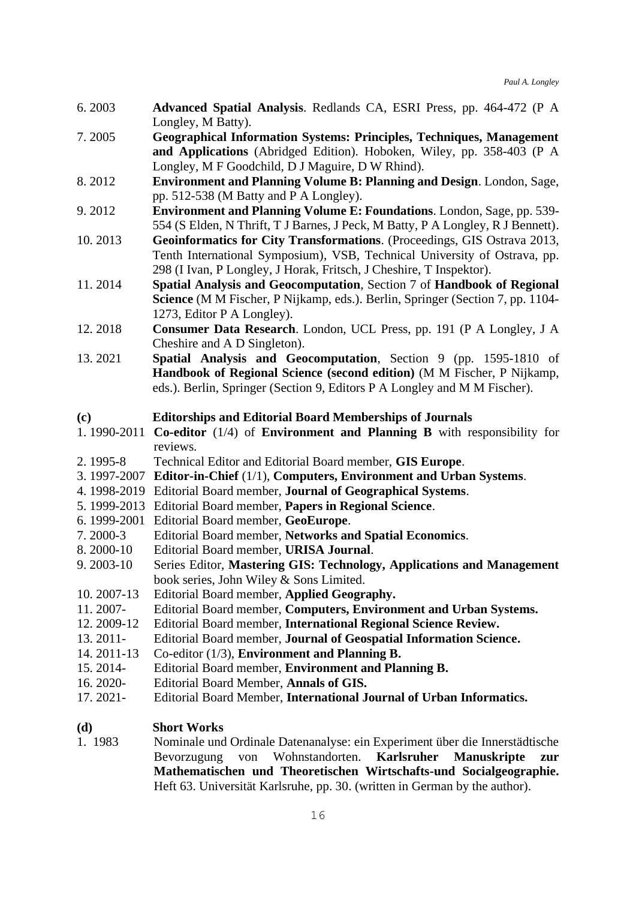6\. 2003 **Advanced Spatial Analysis**. Redlands CA, ESRI Press, pp. 464-472 (P A Longley, M Batty).

7\. 2005 **Geographical Information Systems: Principles, Techniques, Management and Applications** (Abridged Edition). Hoboken, Wiley, pp. 358-403 (P A Longley, M F Goodchild, D J Maguire, D W Rhind).

8\. 2012 **Environment and Planning Volume B: Planning and Design**. London, Sage, pp. 512-538 (M Batty and P A Longley).

9\. 2012 **Environment and Planning Volume E: Foundations**. London, Sage, pp. 539-554 (S Elden, N Thrift, T J Barnes, J Peck, M Batty, P A Longley, R J Bennett).

10\. 2013 **Geoinformatics for City Transformations**. (Proceedings, GIS Ostrava 2013, Tenth International Symposium), VSB, Technical University of Ostrava, pp. 298 (I Ivan, P Longley, J Horak, Fritsch, J Cheshire, T Inspektor).

11\. 2014 **Spatial Analysis and Geocomputation**, Section 7 of **Handbook of Regional Science** (M M Fischer, P Nijkamp, eds.). Berlin, Springer (Section 7, pp. 1104-1273, Editor P A Longley).

12\. 2018 **Consumer Data Research**. London, UCL Press, pp. 191 (P A Longley, J A Cheshire and A D Singleton).

13\. 2021 **Spatial Analysis and Geocomputation**, Section 9 (pp. 1595-1810 of **Handbook of Regional Science (second edition)** (M M Fischer, P Nijkamp, eds.). Berlin, Springer (Section 9, Editors P A Longley and M M Fischer).

**(c) Editorships and Editorial Board Memberships of Journals**

1\. 1990-2011 **Co-editor** (1/4) of **Environment and Planning B** with responsibility for reviews.

2\. 1995-8 Technical Editor and Editorial Board member, **GIS Europe**.

3\. 1997-2007 **Editor-in-Chief** (1/1), **Computers, Environment and Urban Systems**.

4\. 1998-2019 Editorial Board member, **Journal of Geographical Systems**.

5\. 1999-2013 Editorial Board member, **Papers in Regional Science**.

6\. 1999-2001 Editorial Board member, **GeoEurope**.

7\. 2000-3 Editorial Board member, **Networks and Spatial Economics**.

8\. 2000-10 Editorial Board member, **URISA Journal**.

9\. 2003-10 Series Editor, **Mastering GIS: Technology, Applications and Management** book series, John Wiley & Sons Limited.

10\. 2007-13 Editorial Board member, **Applied Geography.**

11\. 2007- Editorial Board member, **Computers, Environment and Urban Systems.**

12\. 2009-12 Editorial Board member, **International Regional Science Review.**

13\. 2011- Editorial Board member, **Journal of Geospatial Information Science.**

14\. 2011-13 Co-editor (1/3), **Environment and Planning B.**

15\. 2014- Editorial Board member, **Environment and Planning B.**

16\. 2020- Editorial Board Member, **Annals of GIS.**

17\. 2021- Editorial Board Member, **International Journal of Urban Informatics.**

**(d) Short Works**

1\. 1983 Nominale und Ordinale Datenanalyse: ein Experiment über die Innerstädtische Bevorzugung von Wohnstandorten. **Karlsruher Manuskripte zur Mathematischen und Theoretischen Wirtschafts-und Socialgeographie.** Heft 63. Universität Karlsruhe, pp. 30. (written in German by the author).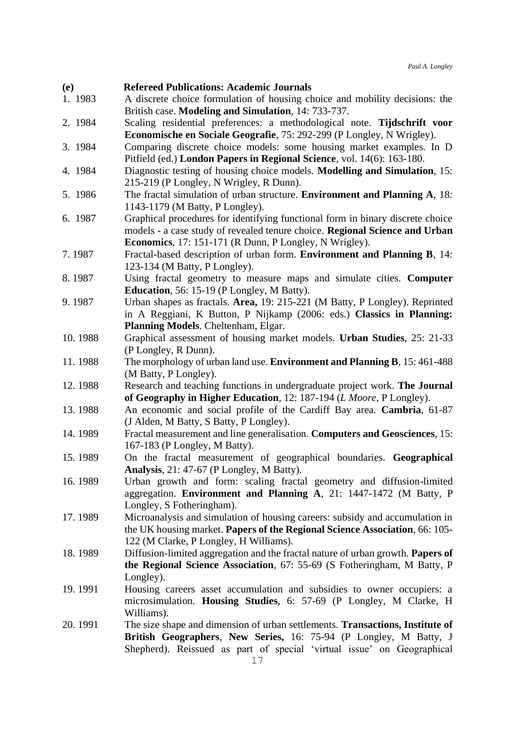**(e) Refereed Publications: Academic Journals**

1. 1983 A discrete choice formulation of housing choice and mobility decisions: the British case. **Modeling and Simulation**, 14: 733-737.
2. 1984 Scaling residential preferences: a methodological note. **Tijdschrift voor Economische en Sociale Geografie**, 75: 292-299 (P Longley, N Wrigley).
3. 1984 Comparing discrete choice models: some housing market examples. In D Pitfield (ed.) **London Papers in Regional Science**, vol. 14(6): 163-180.
4. 1984 Diagnostic testing of housing choice models. **Modelling and Simulation**, 15: 215-219 (P Longley, N Wrigley, R Dunn).
5. 1986 The fractal simulation of urban structure. **Environment and Planning A**, 18: 1143-1179 (M Batty, P Longley).
6. 1987 Graphical procedures for identifying functional form in binary discrete choice models - a case study of revealed tenure choice. **Regional Science and Urban Economics**, 17: 151-171 (R Dunn, P Longley, N Wrigley).
7. 1987 Fractal-based description of urban form. **Environment and Planning B**, 14: 123-134 (M Batty, P Longley).
8. 1987 Using fractal geometry to measure maps and simulate cities. **Computer Education**, 56: 15-19 (P Longley, M Batty).
9. 1987 Urban shapes as fractals. **Area,** 19: 215-221 (M Batty, P Longley). Reprinted in A Reggiani, K Button, P Nijkamp (2006: eds.) **Classics in Planning: Planning Models**. Cheltenham, Elgar.
10. 1988 Graphical assessment of housing market models. **Urban Studies**, 25: 21-33 (P Longley, R Dunn).
11. 1988 The morphology of urban land use. **Environment and Planning B**, 15: 461-488 (M Batty, P Longley).
12. 1988 Research and teaching functions in undergraduate project work. **The Journal of Geography in Higher Education**, 12: 187-194 (*L Moore*, P Longley).
13. 1988 An economic and social profile of the Cardiff Bay area. **Cambria**, 61-87 (J Alden, M Batty, S Batty, P Longley).
14. 1989 Fractal measurement and line generalisation. **Computers and Geosciences**, 15: 167-183 (P Longley, M Batty).
15. 1989 On the fractal measurement of geographical boundaries. **Geographical Analysis**, 21: 47-67 (P Longley, M Batty).
16. 1989 Urban growth and form: scaling fractal geometry and diffusion-limited aggregation. **Environment and Planning A**, 21: 1447-1472 (M Batty, P Longley, S Fotheringham).
17. 1989 Microanalysis and simulation of housing careers: subsidy and accumulation in the UK housing market. **Papers of the Regional Science Association**, 66: 105-122 (M Clarke, P Longley, H Williams).
18. 1989 Diffusion-limited aggregation and the fractal nature of urban growth. **Papers of the Regional Science Association**, 67: 55-69 (S Fotheringham, M Batty, P Longley).
19. 1991 Housing careers asset accumulation and subsidies to owner occupiers: a microsimulation. **Housing Studies**, 6: 57-69 (P Longley, M Clarke, H Williams).
20. 1991 The size shape and dimension of urban settlements. **Transactions, Institute of British Geographers**, **New Series,** 16: 75-94 (P Longley, M Batty, J Shepherd). Reissued as part of special 'virtual issue' on Geographical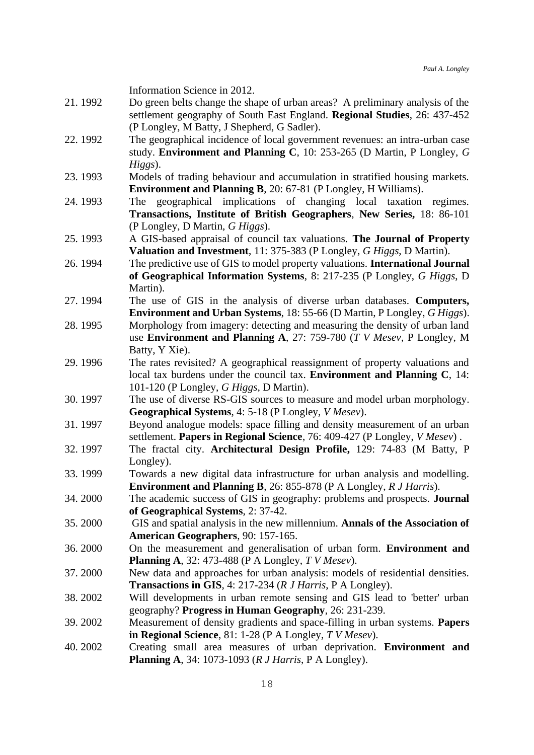Information Science in 2012.

21. 1992 Do green belts change the shape of urban areas? A preliminary analysis of the settlement geography of South East England. **Regional Studies**, 26: 437-452 (P Longley, M Batty, J Shepherd, G Sadler).

22. 1992 The geographical incidence of local government revenues: an intra-urban case study. **Environment and Planning C**, 10: 253-265 (D Martin, P Longley, *G Higgs*).

23. 1993 Models of trading behaviour and accumulation in stratified housing markets. **Environment and Planning B**, 20: 67-81 (P Longley, H Williams).

24. 1993 The geographical implications of changing local taxation regimes. **Transactions, Institute of British Geographers**, **New Series,** 18: 86-101 (P Longley, D Martin, *G Higgs*).

25. 1993 A GIS-based appraisal of council tax valuations. **The Journal of Property Valuation and Investment**, 11: 375-383 (P Longley, *G Higgs*, D Martin).

26. 1994 The predictive use of GIS to model property valuations. **International Journal of Geographical Information Systems**, 8: 217-235 (P Longley, *G Higgs*, D Martin).

27. 1994 The use of GIS in the analysis of diverse urban databases. **Computers, Environment and Urban Systems**, 18: 55-66 (D Martin, P Longley, *G Higgs*).

28. 1995 Morphology from imagery: detecting and measuring the density of urban land use **Environment and Planning A**, 27: 759-780 (*T V Mesev*, P Longley, M Batty, Y Xie).

29. 1996 The rates revisited? A geographical reassignment of property valuations and local tax burdens under the council tax. **Environment and Planning C**, 14: 101-120 (P Longley, *G Higgs*, D Martin).

30. 1997 The use of diverse RS-GIS sources to measure and model urban morphology. **Geographical Systems**, 4: 5-18 (P Longley, *V Mesev*).

31. 1997 Beyond analogue models: space filling and density measurement of an urban settlement. **Papers in Regional Science**, 76: 409-427 (P Longley, *V Mesev*) .

32. 1997 The fractal city. **Architectural Design Profile,** 129: 74-83 (M Batty, P Longley).

33. 1999 Towards a new digital data infrastructure for urban analysis and modelling. **Environment and Planning B**, 26: 855-878 (P A Longley, *R J Harris*).

34. 2000 The academic success of GIS in geography: problems and prospects. **Journal of Geographical Systems**, 2: 37-42.

35. 2000 GIS and spatial analysis in the new millennium. **Annals of the Association of American Geographers**, 90: 157-165.

36. 2000 On the measurement and generalisation of urban form. **Environment and Planning A**, 32: 473-488 (P A Longley, *T V Mesev*).

37. 2000 New data and approaches for urban analysis: models of residential densities. **Transactions in GIS**, 4: 217-234 (*R J Harris*, P A Longley).

38. 2002 Will developments in urban remote sensing and GIS lead to 'better' urban geography? **Progress in Human Geography**, 26: 231-239.

39. 2002 Measurement of density gradients and space-filling in urban systems. **Papers in Regional Science**, 81: 1-28 (P A Longley, *T V Mesev*).

40. 2002 Creating small area measures of urban deprivation. **Environment and Planning A**, 34: 1073-1093 (*R J Harris*, P A Longley).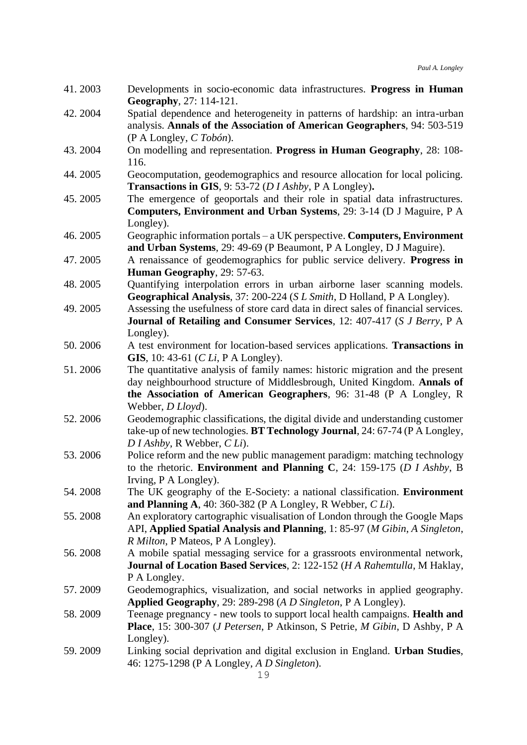41. 2003 Developments in socio-economic data infrastructures. **Progress in Human Geography**, 27: 114-121.

42. 2004 Spatial dependence and heterogeneity in patterns of hardship: an intra-urban analysis. **Annals of the Association of American Geographers**, 94: 503-519 (P A Longley, *C Tobón*).

43. 2004 On modelling and representation. **Progress in Human Geography**, 28: 108-116.

44. 2005 Geocomputation, geodemographics and resource allocation for local policing. **Transactions in GIS**, 9: 53-72 (*D I Ashby*, P A Longley)**.**

45. 2005 The emergence of geoportals and their role in spatial data infrastructures. **Computers, Environment and Urban Systems**, 29: 3-14 (D J Maguire, P A Longley).

46. 2005 Geographic information portals – a UK perspective. **Computers, Environment and Urban Systems**, 29: 49-69 (P Beaumont, P A Longley, D J Maguire).

47. 2005 A renaissance of geodemographics for public service delivery. **Progress in Human Geography**, 29: 57-63.

48. 2005 Quantifying interpolation errors in urban airborne laser scanning models. **Geographical Analysis**, 37: 200-224 (*S L Smith*, D Holland, P A Longley).

49. 2005 Assessing the usefulness of store card data in direct sales of financial services. **Journal of Retailing and Consumer Services**, 12: 407-417 (*S J Berry*, P A Longley).

50. 2006 A test environment for location-based services applications. **Transactions in GIS**, 10: 43-61 (*C Li*, P A Longley).

51. 2006 The quantitative analysis of family names: historic migration and the present day neighbourhood structure of Middlesbrough, United Kingdom. **Annals of the Association of American Geographers**, 96: 31-48 (P A Longley, R Webber, *D Lloyd*).

52. 2006 Geodemographic classifications, the digital divide and understanding customer take-up of new technologies. **BT Technology Journal**, 24: 67-74 (P A Longley, *D I Ashby*, R Webber, *C Li*).

53. 2006 Police reform and the new public management paradigm: matching technology to the rhetoric. **Environment and Planning C**, 24: 159-175 (*D I Ashby*, B Irving, P A Longley).

54. 2008 The UK geography of the E-Society: a national classification. **Environment and Planning A**, 40: 360-382 (P A Longley, R Webber, *C Li*).

55. 2008 An exploratory cartographic visualisation of London through the Google Maps API, **Applied Spatial Analysis and Planning**, 1: 85-97 (*M Gibin*, *A Singleton*, *R Milton*, P Mateos, P A Longley).

56. 2008 A mobile spatial messaging service for a grassroots environmental network, **Journal of Location Based Services**, 2: 122-152 (*H A Rahemtulla*, M Haklay, P A Longley.

57. 2009 Geodemographics, visualization, and social networks in applied geography. **Applied Geography**, 29: 289-298 (*A D Singleton*, P A Longley).

58. 2009 Teenage pregnancy - new tools to support local health campaigns. **Health and Place**, 15: 300-307 (*J Petersen*, P Atkinson, S Petrie, *M Gibin*, D Ashby, P A Longley).

59. 2009 Linking social deprivation and digital exclusion in England. **Urban Studies**, 46: 1275-1298 (P A Longley, *A D Singleton*).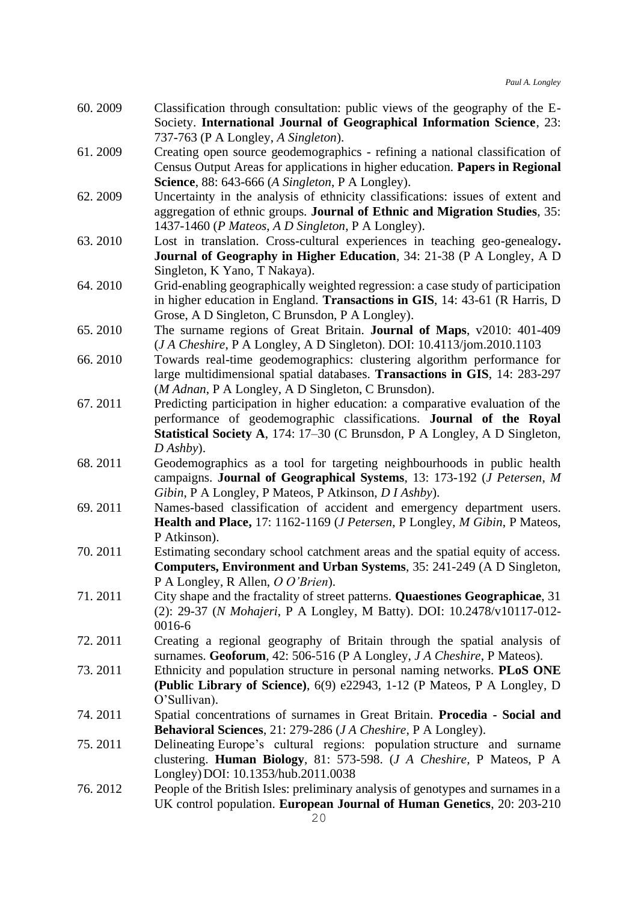60. 2009 Classification through consultation: public views of the geography of the E-Society. **International Journal of Geographical Information Science**, 23: 737-763 (P A Longley, *A Singleton*).

61. 2009 Creating open source geodemographics - refining a national classification of Census Output Areas for applications in higher education. **Papers in Regional Science**, 88: 643-666 (*A Singleton*, P A Longley).

62. 2009 Uncertainty in the analysis of ethnicity classifications: issues of extent and aggregation of ethnic groups. **Journal of Ethnic and Migration Studies**, 35: 1437-1460 (*P Mateos*, *A D Singleton*, P A Longley).

63. 2010 Lost in translation. Cross-cultural experiences in teaching geo-genealogy**.** **Journal of Geography in Higher Education**, 34: 21-38 (P A Longley, A D Singleton, K Yano, T Nakaya).

64. 2010 Grid-enabling geographically weighted regression: a case study of participation in higher education in England. **Transactions in GIS**, 14: 43-61 (R Harris, D Grose, A D Singleton, C Brunsdon, P A Longley).

65. 2010 The surname regions of Great Britain. **Journal of Maps**, v2010: 401-409 (*J A Cheshire*, P A Longley, A D Singleton). DOI: 10.4113/jom.2010.1103

66. 2010 Towards real-time geodemographics: clustering algorithm performance for large multidimensional spatial databases. **Transactions in GIS**, 14: 283-297 (*M Adnan*, P A Longley, A D Singleton, C Brunsdon).

67. 2011 Predicting participation in higher education: a comparative evaluation of the performance of geodemographic classifications. **Journal of the Royal Statistical Society A**, 174: 17–30 (C Brunsdon, P A Longley, A D Singleton, *D Ashby*).

68. 2011 Geodemographics as a tool for targeting neighbourhoods in public health campaigns. **Journal of Geographical Systems**, 13: 173-192 (*J Petersen*, *M Gibin*, P A Longley, P Mateos, P Atkinson, *D I Ashby*).

69. 2011 Names-based classification of accident and emergency department users. **Health and Place,** 17: 1162-1169 (*J Petersen*, P Longley, *M Gibin*, P Mateos, P Atkinson).

70. 2011 Estimating secondary school catchment areas and the spatial equity of access. **Computers, Environment and Urban Systems**, 35: 241-249 (A D Singleton, P A Longley, R Allen, *O O'Brien*).

71. 2011 City shape and the fractality of street patterns. **Quaestiones Geographicae**, 31 (2): 29-37 (*N Mohajeri*, P A Longley, M Batty). DOI: 10.2478/v10117-012-0016-6

72. 2011 Creating a regional geography of Britain through the spatial analysis of surnames. **Geoforum**, 42: 506-516 (P A Longley, *J A Cheshire*, P Mateos).

73. 2011 Ethnicity and population structure in personal naming networks. **PLoS ONE (Public Library of Science)**, 6(9) e22943, 1-12 (P Mateos, P A Longley, D O'Sullivan).

74. 2011 Spatial concentrations of surnames in Great Britain. **Procedia - Social and Behavioral Sciences**, 21: 279-286 (*J A Cheshire*, P A Longley).

75. 2011 Delineating Europe's cultural regions: population structure and surname clustering. **Human Biology**, 81: 573-598. (*J A Cheshire*, P Mateos, P A Longley) DOI: 10.1353/hub.2011.0038

76. 2012 People of the British Isles: preliminary analysis of genotypes and surnames in a UK control population. **European Journal of Human Genetics**, 20: 203-210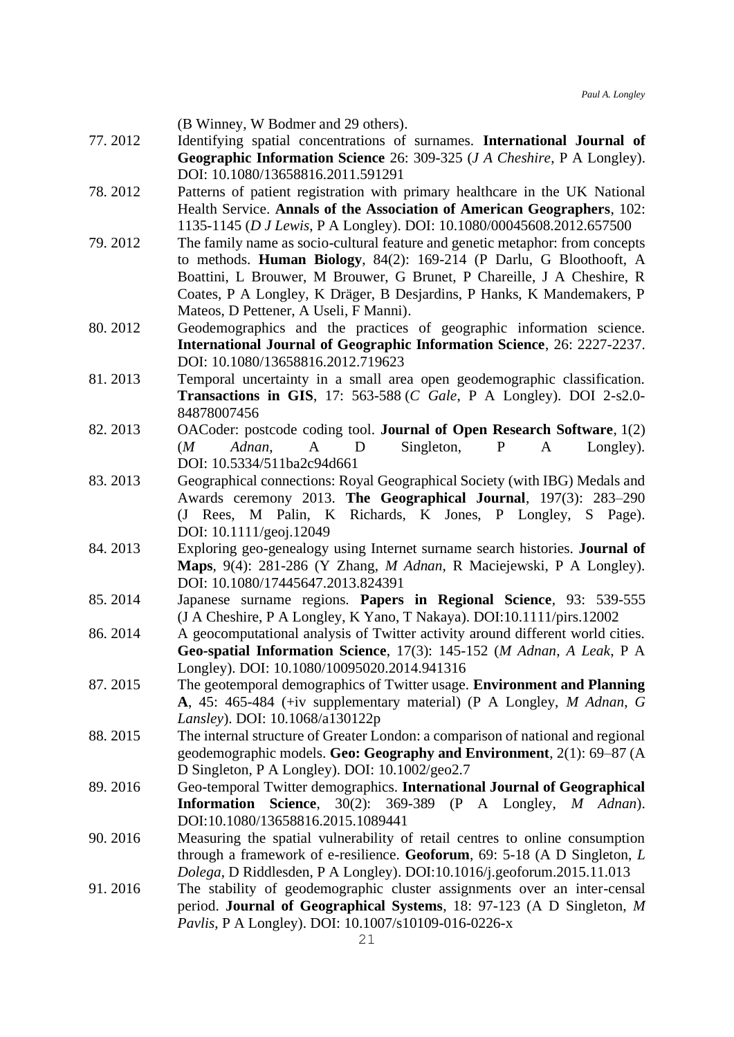(B Winney, W Bodmer and 29 others).

77. 2012 Identifying spatial concentrations of surnames. **International Journal of Geographic Information Science** 26: 309-325 (*J A Cheshire*, P A Longley). DOI: 10.1080/13658816.2011.591291

78. 2012 Patterns of patient registration with primary healthcare in the UK National Health Service. **Annals of the Association of American Geographers**, 102: 1135-1145 (*D J Lewis*, P A Longley). DOI: 10.1080/00045608.2012.657500

79. 2012 The family name as socio-cultural feature and genetic metaphor: from concepts to methods. **Human Biology**, 84(2): 169-214 (P Darlu, G Bloothooft, A Boattini, L Brouwer, M Brouwer, G Brunet, P Chareille, J A Cheshire, R Coates, P A Longley, K Dräger, B Desjardins, P Hanks, K Mandemakers, P Mateos, D Pettener, A Useli, F Manni).

80. 2012 Geodemographics and the practices of geographic information science. **International Journal of Geographic Information Science**, 26: 2227-2237. DOI: 10.1080/13658816.2012.719623

81. 2013 Temporal uncertainty in a small area open geodemographic classification. **Transactions in GIS**, 17: 563-588 (*C Gale*, P A Longley). DOI 2-s2.0-84878007456

82. 2013 OACoder: postcode coding tool. **Journal of Open Research Software**, 1(2) (*M Adnan*, A D Singleton, P A Longley). DOI: 10.5334/511ba2c94d661

83. 2013 Geographical connections: Royal Geographical Society (with IBG) Medals and Awards ceremony 2013. **The Geographical Journal**, 197(3): 283–290 (J Rees, M Palin, K Richards, K Jones, P Longley, S Page). DOI: 10.1111/geoj.12049

84. 2013 Exploring geo-genealogy using Internet surname search histories. **Journal of Maps**, 9(4): 281-286 (Y Zhang, *M Adnan*, R Maciejewski, P A Longley). DOI: 10.1080/17445647.2013.824391

85. 2014 Japanese surname regions. **Papers in Regional Science**, 93: 539-555 (J A Cheshire, P A Longley, K Yano, T Nakaya). DOI:10.1111/pirs.12002

86. 2014 A geocomputational analysis of Twitter activity around different world cities. **Geo-spatial Information Science**, 17(3): 145-152 (*M Adnan*, *A Leak*, P A Longley). DOI: 10.1080/10095020.2014.941316

87. 2015 The geotemporal demographics of Twitter usage. **Environment and Planning A**, 45: 465-484 (+iv supplementary material) (P A Longley, *M Adnan*, *G Lansley*). DOI: 10.1068/a130122p

88. 2015 The internal structure of Greater London: a comparison of national and regional geodemographic models. **Geo: Geography and Environment**, 2(1): 69–87 (A D Singleton, P A Longley). DOI: 10.1002/geo2.7

89. 2016 Geo-temporal Twitter demographics. **International Journal of Geographical Information Science**, 30(2): 369-389 (P A Longley, *M Adnan*). DOI:10.1080/13658816.2015.1089441

90. 2016 Measuring the spatial vulnerability of retail centres to online consumption through a framework of e-resilience. **Geoforum**, 69: 5-18 (A D Singleton, *L Dolega*, D Riddlesden, P A Longley). DOI:10.1016/j.geoforum.2015.11.013

91. 2016 The stability of geodemographic cluster assignments over an inter-censal period. **Journal of Geographical Systems**, 18: 97-123 (A D Singleton, *M Pavlis*, P A Longley). DOI: 10.1007/s10109-016-0226-x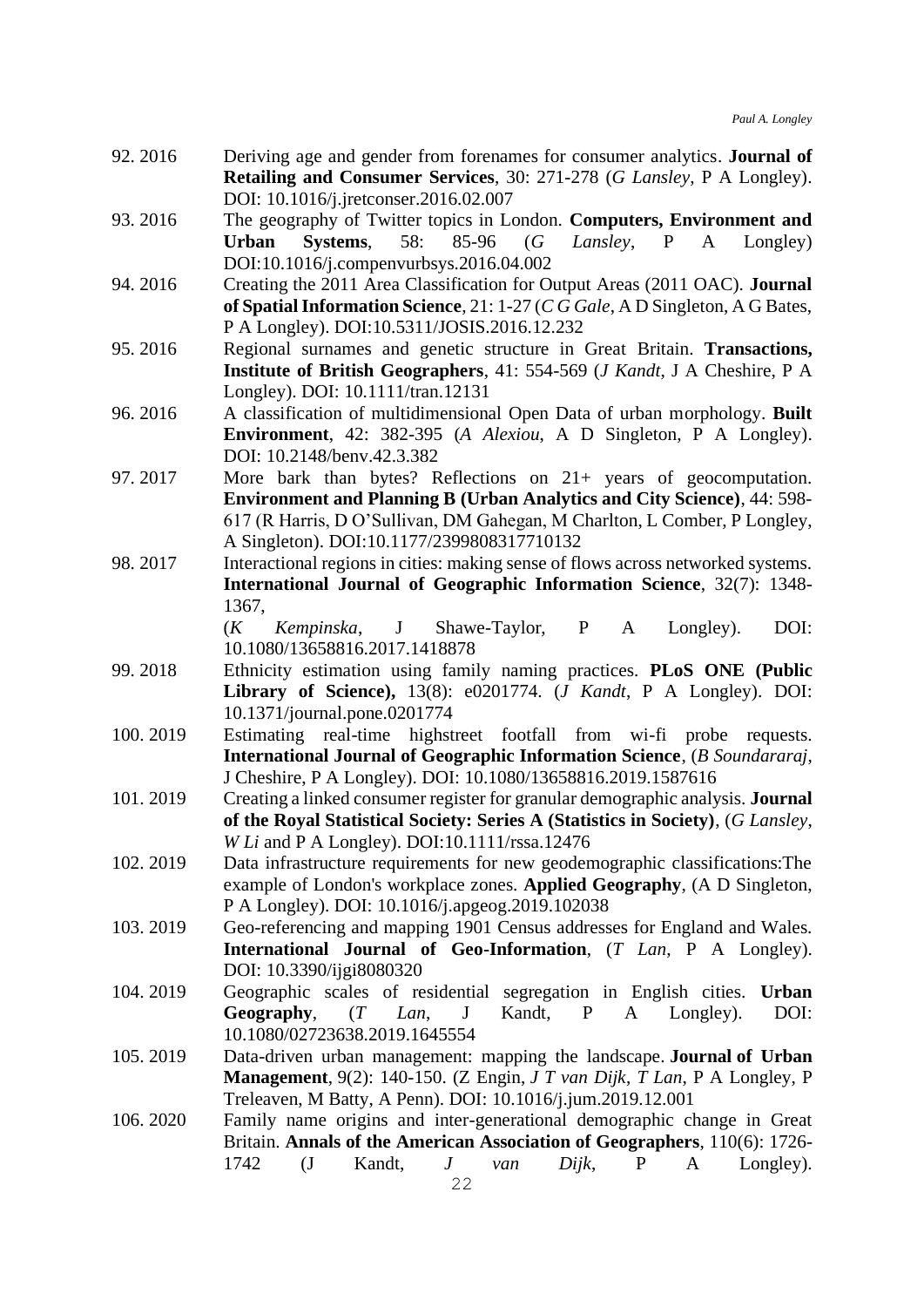92. 2016 Deriving age and gender from forenames for consumer analytics. **Journal of Retailing and Consumer Services**, 30: 271-278 (*G Lansley*, P A Longley). DOI: 10.1016/j.jretconser.2016.02.007

93. 2016 The geography of Twitter topics in London. **Computers, Environment and Urban Systems**, 58: 85-96 (*G Lansley*, P A Longley) DOI:10.1016/j.compenvurbsys.2016.04.002

94. 2016 Creating the 2011 Area Classification for Output Areas (2011 OAC). **Journal of Spatial Information Science**, 21: 1-27 (*C G Gale*, A D Singleton, A G Bates, P A Longley). DOI:10.5311/JOSIS.2016.12.232

95. 2016 Regional surnames and genetic structure in Great Britain. **Transactions, Institute of British Geographers**, 41: 554-569 (*J Kandt*, J A Cheshire, P A Longley). DOI: 10.1111/tran.12131

96. 2016 A classification of multidimensional Open Data of urban morphology. **Built Environment**, 42: 382-395 (*A Alexiou*, A D Singleton, P A Longley). DOI: 10.2148/benv.42.3.382

97. 2017 More bark than bytes? Reflections on 21+ years of geocomputation. **Environment and Planning B (Urban Analytics and City Science)**, 44: 598-617 (R Harris, D O'Sullivan, DM Gahegan, M Charlton, L Comber, P Longley, A Singleton). DOI:10.1177/2399808317710132

98. 2017 Interactional regions in cities: making sense of flows across networked systems. **International Journal of Geographic Information Science**, 32(7): 1348-1367, (*K Kempinska*, J Shawe-Taylor, P A Longley). DOI: 10.1080/13658816.2017.1418878

99. 2018 Ethnicity estimation using family naming practices. **PLoS ONE (Public Library of Science),** 13(8): e0201774. (*J Kandt*, P A Longley). DOI: 10.1371/journal.pone.0201774

100. 2019 Estimating real-time highstreet footfall from wi-fi probe requests. **International Journal of Geographic Information Science**, (*B Soundararaj*, J Cheshire, P A Longley). DOI: 10.1080/13658816.2019.1587616

101. 2019 Creating a linked consumer register for granular demographic analysis. **Journal of the Royal Statistical Society: Series A (Statistics in Society)**, (*G Lansley*, *W Li* and P A Longley). DOI:10.1111/rssa.12476

102. 2019 Data infrastructure requirements for new geodemographic classifications:The example of London's workplace zones. **Applied Geography**, (A D Singleton, P A Longley). DOI: 10.1016/j.apgeog.2019.102038

103. 2019 Geo-referencing and mapping 1901 Census addresses for England and Wales. **International Journal of Geo-Information**, (*T Lan*, P A Longley). DOI: 10.3390/ijgi8080320

104. 2019 Geographic scales of residential segregation in English cities. **Urban Geography**, (*T Lan*, J Kandt, P A Longley). DOI: 10.1080/02723638.2019.1645554

105. 2019 Data-driven urban management: mapping the landscape. **Journal of Urban Management**, 9(2): 140-150. (Z Engin, *J T van Dijk*, *T Lan*, P A Longley, P Treleaven, M Batty, A Penn). DOI: 10.1016/j.jum.2019.12.001

106. 2020 Family name origins and inter-generational demographic change in Great Britain. **Annals of the American Association of Geographers**, 110(6): 1726-1742 (J Kandt, *J van Dijk*, P A Longley).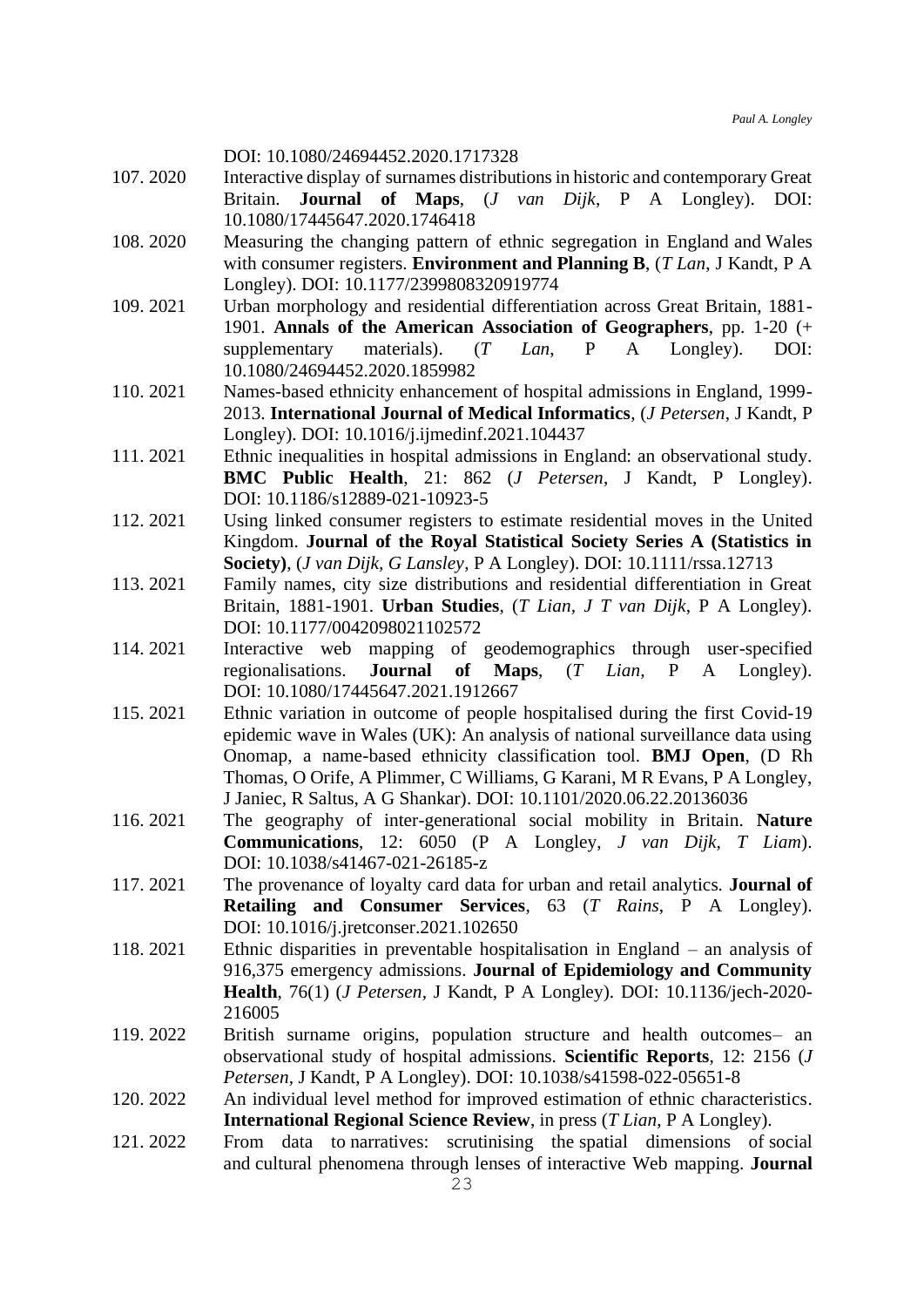DOI: 10.1080/24694452.2020.1717328

107. 2020 Interactive display of surnames distributions in historic and contemporary Great Britain. **Journal of Maps**, (*J van Dijk*, P A Longley). DOI: 10.1080/17445647.2020.1746418

108. 2020 Measuring the changing pattern of ethnic segregation in England and Wales with consumer registers. **Environment and Planning B**, (*T Lan*, J Kandt, P A Longley). DOI: 10.1177/2399808320919774

109. 2021 Urban morphology and residential differentiation across Great Britain, 1881-1901. **Annals of the American Association of Geographers**, pp. 1-20 (+ supplementary materials). (*T Lan*, P A Longley). DOI: 10.1080/24694452.2020.1859982

110. 2021 Names-based ethnicity enhancement of hospital admissions in England, 1999-2013. **International Journal of Medical Informatics**, (*J Petersen*, J Kandt, P Longley). DOI: 10.1016/j.ijmedinf.2021.104437

111. 2021 Ethnic inequalities in hospital admissions in England: an observational study. **BMC Public Health**, 21: 862 (*J Petersen*, J Kandt, P Longley). DOI: 10.1186/s12889-021-10923-5

112. 2021 Using linked consumer registers to estimate residential moves in the United Kingdom. **Journal of the Royal Statistical Society Series A (Statistics in Society)**, (*J van Dijk, G Lansley*, P A Longley). DOI: 10.1111/rssa.12713

113. 2021 Family names, city size distributions and residential differentiation in Great Britain, 1881-1901. **Urban Studies**, (*T Lian*, *J T van Dijk*, P A Longley). DOI: 10.1177/0042098021102572

114. 2021 Interactive web mapping of geodemographics through user-specified regionalisations. **Journal of Maps**, (*T Lian*, P A Longley). DOI: 10.1080/17445647.2021.1912667

115. 2021 Ethnic variation in outcome of people hospitalised during the first Covid-19 epidemic wave in Wales (UK): An analysis of national surveillance data using Onomap, a name-based ethnicity classification tool. **BMJ Open**, (D Rh Thomas, O Orife, A Plimmer, C Williams, G Karani, M R Evans, P A Longley, J Janiec, R Saltus, A G Shankar). DOI: 10.1101/2020.06.22.20136036

116. 2021 The geography of inter-generational social mobility in Britain. **Nature Communications**, 12: 6050 (P A Longley, *J van Dijk, T Liam*). DOI: 10.1038/s41467-021-26185-z

117. 2021 The provenance of loyalty card data for urban and retail analytics. **Journal of Retailing and Consumer Services**, 63 (*T Rains*, P A Longley). DOI: 10.1016/j.jretconser.2021.102650

118. 2021 Ethnic disparities in preventable hospitalisation in England – an analysis of 916,375 emergency admissions. **Journal of Epidemiology and Community Health**, 76(1) (*J Petersen*, J Kandt, P A Longley). DOI: 10.1136/jech-2020-216005

119. 2022 British surname origins, population structure and health outcomes– an observational study of hospital admissions. **Scientific Reports**, 12: 2156 (*J Petersen*, J Kandt, P A Longley). DOI: 10.1038/s41598-022-05651-8

120. 2022 An individual level method for improved estimation of ethnic characteristics. **International Regional Science Review**, in press (*T Lian*, P A Longley).

121. 2022 From data to narratives: scrutinising the spatial dimensions of social and cultural phenomena through lenses of interactive Web mapping. **Journal**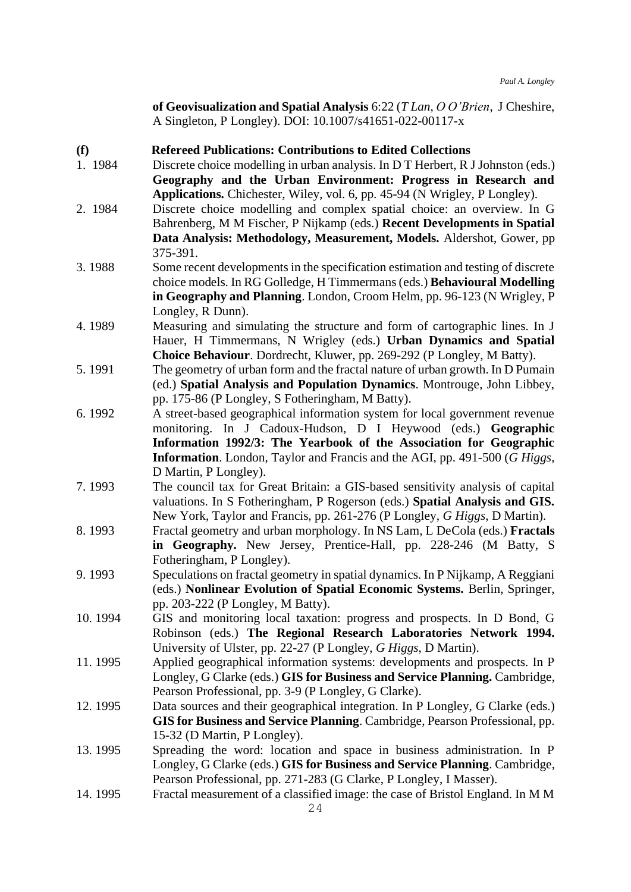**of Geovisualization and Spatial Analysis** 6:22 (*T Lan*, *O O'Brien*, J Cheshire, A Singleton, P Longley). DOI: 10.1007/s41651-022-00117-x

**(f) Refereed Publications: Contributions to Edited Collections**

1. 1984 Discrete choice modelling in urban analysis. In D T Herbert, R J Johnston (eds.) **Geography and the Urban Environment: Progress in Research and Applications.** Chichester, Wiley, vol. 6, pp. 45-94 (N Wrigley, P Longley).
2. 1984 Discrete choice modelling and complex spatial choice: an overview. In G Bahrenberg, M M Fischer, P Nijkamp (eds.) **Recent Developments in Spatial Data Analysis: Methodology, Measurement, Models.** Aldershot, Gower, pp 375-391.
3. 1988 Some recent developments in the specification estimation and testing of discrete choice models. In RG Golledge, H Timmermans (eds.) **Behavioural Modelling in Geography and Planning**. London, Croom Helm, pp. 96-123 (N Wrigley, P Longley, R Dunn).
4. 1989 Measuring and simulating the structure and form of cartographic lines. In J Hauer, H Timmermans, N Wrigley (eds.) **Urban Dynamics and Spatial Choice Behaviour**. Dordrecht, Kluwer, pp. 269-292 (P Longley, M Batty).
5. 1991 The geometry of urban form and the fractal nature of urban growth. In D Pumain (ed.) **Spatial Analysis and Population Dynamics**. Montrouge, John Libbey, pp. 175-86 (P Longley, S Fotheringham, M Batty).
6. 1992 A street-based geographical information system for local government revenue monitoring. In J Cadoux-Hudson, D I Heywood (eds.) **Geographic Information 1992/3: The Yearbook of the Association for Geographic Information**. London, Taylor and Francis and the AGI, pp. 491-500 (*G Higgs*, D Martin, P Longley).
7. 1993 The council tax for Great Britain: a GIS-based sensitivity analysis of capital valuations. In S Fotheringham, P Rogerson (eds.) **Spatial Analysis and GIS.** New York, Taylor and Francis, pp. 261-276 (P Longley, *G Higgs*, D Martin).
8. 1993 Fractal geometry and urban morphology. In NS Lam, L DeCola (eds.) **Fractals in Geography.** New Jersey, Prentice-Hall, pp. 228-246 (M Batty, S Fotheringham, P Longley).
9. 1993 Speculations on fractal geometry in spatial dynamics. In P Nijkamp, A Reggiani (eds.) **Nonlinear Evolution of Spatial Economic Systems.** Berlin, Springer, pp. 203-222 (P Longley, M Batty).
10. 1994 GIS and monitoring local taxation: progress and prospects. In D Bond, G Robinson (eds.) **The Regional Research Laboratories Network 1994.** University of Ulster, pp. 22-27 (P Longley, *G Higgs*, D Martin).
11. 1995 Applied geographical information systems: developments and prospects. In P Longley, G Clarke (eds.) **GIS for Business and Service Planning.** Cambridge, Pearson Professional, pp. 3-9 (P Longley, G Clarke).
12. 1995 Data sources and their geographical integration. In P Longley, G Clarke (eds.) **GIS for Business and Service Planning**. Cambridge, Pearson Professional, pp. 15-32 (D Martin, P Longley).
13. 1995 Spreading the word: location and space in business administration. In P Longley, G Clarke (eds.) **GIS for Business and Service Planning**. Cambridge, Pearson Professional, pp. 271-283 (G Clarke, P Longley, I Masser).
14. 1995 Fractal measurement of a classified image: the case of Bristol England. In M M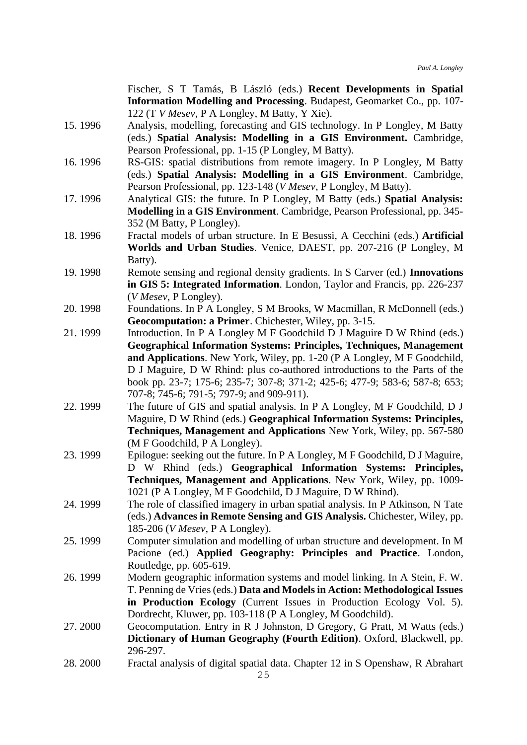Fischer, S T Tamás, B László (eds.) **Recent Developments in Spatial Information Modelling and Processing**. Budapest, Geomarket Co., pp. 107-122 (T *V Mesev*, P A Longley, M Batty, Y Xie).

15. 1996 Analysis, modelling, forecasting and GIS technology. In P Longley, M Batty (eds.) **Spatial Analysis: Modelling in a GIS Environment.** Cambridge, Pearson Professional, pp. 1-15 (P Longley, M Batty).

16. 1996 RS-GIS: spatial distributions from remote imagery. In P Longley, M Batty (eds.) **Spatial Analysis: Modelling in a GIS Environment**. Cambridge, Pearson Professional, pp. 123-148 (*V Mesev*, P Longley, M Batty).

17. 1996 Analytical GIS: the future. In P Longley, M Batty (eds.) **Spatial Analysis: Modelling in a GIS Environment**. Cambridge, Pearson Professional, pp. 345-352 (M Batty, P Longley).

18. 1996 Fractal models of urban structure. In E Besussi, A Cecchini (eds.) **Artificial Worlds and Urban Studies**. Venice, DAEST, pp. 207-216 (P Longley, M Batty).

19. 1998 Remote sensing and regional density gradients. In S Carver (ed.) **Innovations in GIS 5: Integrated Information**. London, Taylor and Francis, pp. 226-237 (*V Mesev*, P Longley).

20. 1998 Foundations. In P A Longley, S M Brooks, W Macmillan, R McDonnell (eds.) **Geocomputation: a Primer**. Chichester, Wiley, pp. 3-15.

21. 1999 Introduction. In P A Longley M F Goodchild D J Maguire D W Rhind (eds.) **Geographical Information Systems: Principles, Techniques, Management and Applications**. New York, Wiley, pp. 1-20 (P A Longley, M F Goodchild, D J Maguire, D W Rhind: plus co-authored introductions to the Parts of the book pp. 23-7; 175-6; 235-7; 307-8; 371-2; 425-6; 477-9; 583-6; 587-8; 653; 707-8; 745-6; 791-5; 797-9; and 909-911).

22. 1999 The future of GIS and spatial analysis. In P A Longley, M F Goodchild, D J Maguire, D W Rhind (eds.) **Geographical Information Systems: Principles, Techniques, Management and Applications** New York, Wiley, pp. 567-580 (M F Goodchild, P A Longley).

23. 1999 Epilogue: seeking out the future. In P A Longley, M F Goodchild, D J Maguire, D W Rhind (eds.) **Geographical Information Systems: Principles, Techniques, Management and Applications**. New York, Wiley, pp. 1009-1021 (P A Longley, M F Goodchild, D J Maguire, D W Rhind).

24. 1999 The role of classified imagery in urban spatial analysis. In P Atkinson, N Tate (eds.) **Advances in Remote Sensing and GIS Analysis.** Chichester, Wiley, pp. 185-206 (*V Mesev*, P A Longley).

25. 1999 Computer simulation and modelling of urban structure and development. In M Pacione (ed.) **Applied Geography: Principles and Practice**. London, Routledge, pp. 605-619.

26. 1999 Modern geographic information systems and model linking. In A Stein, F. W. T. Penning de Vries (eds.) **Data and Models in Action: Methodological Issues in Production Ecology** (Current Issues in Production Ecology Vol. 5). Dordrecht, Kluwer, pp. 103-118 (P A Longley, M Goodchild).

27. 2000 Geocomputation. Entry in R J Johnston, D Gregory, G Pratt, M Watts (eds.) **Dictionary of Human Geography (Fourth Edition)**. Oxford, Blackwell, pp. 296-297.

28. 2000 Fractal analysis of digital spatial data. Chapter 12 in S Openshaw, R Abrahart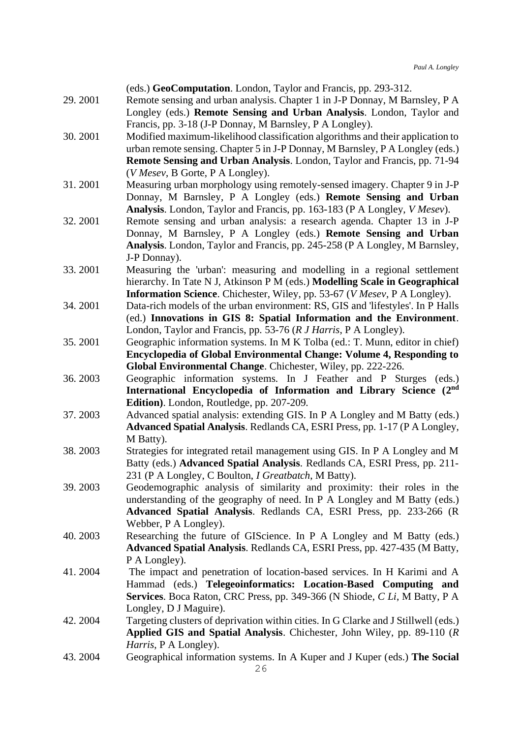(eds.) **GeoComputation**. London, Taylor and Francis, pp. 293-312.

29. 2001 Remote sensing and urban analysis. Chapter 1 in J-P Donnay, M Barnsley, P A Longley (eds.) **Remote Sensing and Urban Analysis**. London, Taylor and Francis, pp. 3-18 (J-P Donnay, M Barnsley, P A Longley).

30. 2001 Modified maximum-likelihood classification algorithms and their application to urban remote sensing. Chapter 5 in J-P Donnay, M Barnsley, P A Longley (eds.) **Remote Sensing and Urban Analysis**. London, Taylor and Francis, pp. 71-94 (*V Mesev*, B Gorte, P A Longley).

31. 2001 Measuring urban morphology using remotely-sensed imagery. Chapter 9 in J-P Donnay, M Barnsley, P A Longley (eds.) **Remote Sensing and Urban Analysis**. London, Taylor and Francis, pp. 163-183 (P A Longley, *V Mesev*).

32. 2001 Remote sensing and urban analysis: a research agenda. Chapter 13 in J-P Donnay, M Barnsley, P A Longley (eds.) **Remote Sensing and Urban Analysis**. London, Taylor and Francis, pp. 245-258 (P A Longley, M Barnsley, J-P Donnay).

33. 2001 Measuring the 'urban': measuring and modelling in a regional settlement hierarchy. In Tate N J, Atkinson P M (eds.) **Modelling Scale in Geographical Information Science**. Chichester, Wiley, pp. 53-67 (*V Mesev*, P A Longley).

34. 2001 Data-rich models of the urban environment: RS, GIS and 'lifestyles'. In P Halls (ed.) **Innovations in GIS 8: Spatial Information and the Environment**. London, Taylor and Francis, pp. 53-76 (*R J Harris*, P A Longley).

35. 2001 Geographic information systems. In M K Tolba (ed.: T. Munn, editor in chief) **Encyclopedia of Global Environmental Change: Volume 4, Responding to Global Environmental Change**. Chichester, Wiley, pp. 222-226.

36. 2003 Geographic information systems. In J Feather and P Sturges (eds.) **International Encyclopedia of Information and Library Science (2nd Edition)**. London, Routledge, pp. 207-209.

37. 2003 Advanced spatial analysis: extending GIS. In P A Longley and M Batty (eds.) **Advanced Spatial Analysis**. Redlands CA, ESRI Press, pp. 1-17 (P A Longley, M Batty).

38. 2003 Strategies for integrated retail management using GIS. In P A Longley and M Batty (eds.) **Advanced Spatial Analysis**. Redlands CA, ESRI Press, pp. 211-231 (P A Longley, C Boulton, *I Greatbatch*, M Batty).

39. 2003 Geodemographic analysis of similarity and proximity: their roles in the understanding of the geography of need. In P A Longley and M Batty (eds.) **Advanced Spatial Analysis**. Redlands CA, ESRI Press, pp. 233-266 (R Webber, P A Longley).

40. 2003 Researching the future of GIScience. In P A Longley and M Batty (eds.) **Advanced Spatial Analysis**. Redlands CA, ESRI Press, pp. 427-435 (M Batty, P A Longley).

41. 2004 The impact and penetration of location-based services. In H Karimi and A Hammad (eds.) **Telegeoinformatics: Location-Based Computing and Services**. Boca Raton, CRC Press, pp. 349-366 (N Shiode, *C Li*, M Batty, P A Longley, D J Maguire).

42. 2004 Targeting clusters of deprivation within cities. In G Clarke and J Stillwell (eds.) **Applied GIS and Spatial Analysis**. Chichester, John Wiley, pp. 89-110 (*R Harris*, P A Longley).

43. 2004 Geographical information systems. In A Kuper and J Kuper (eds.) **The Social**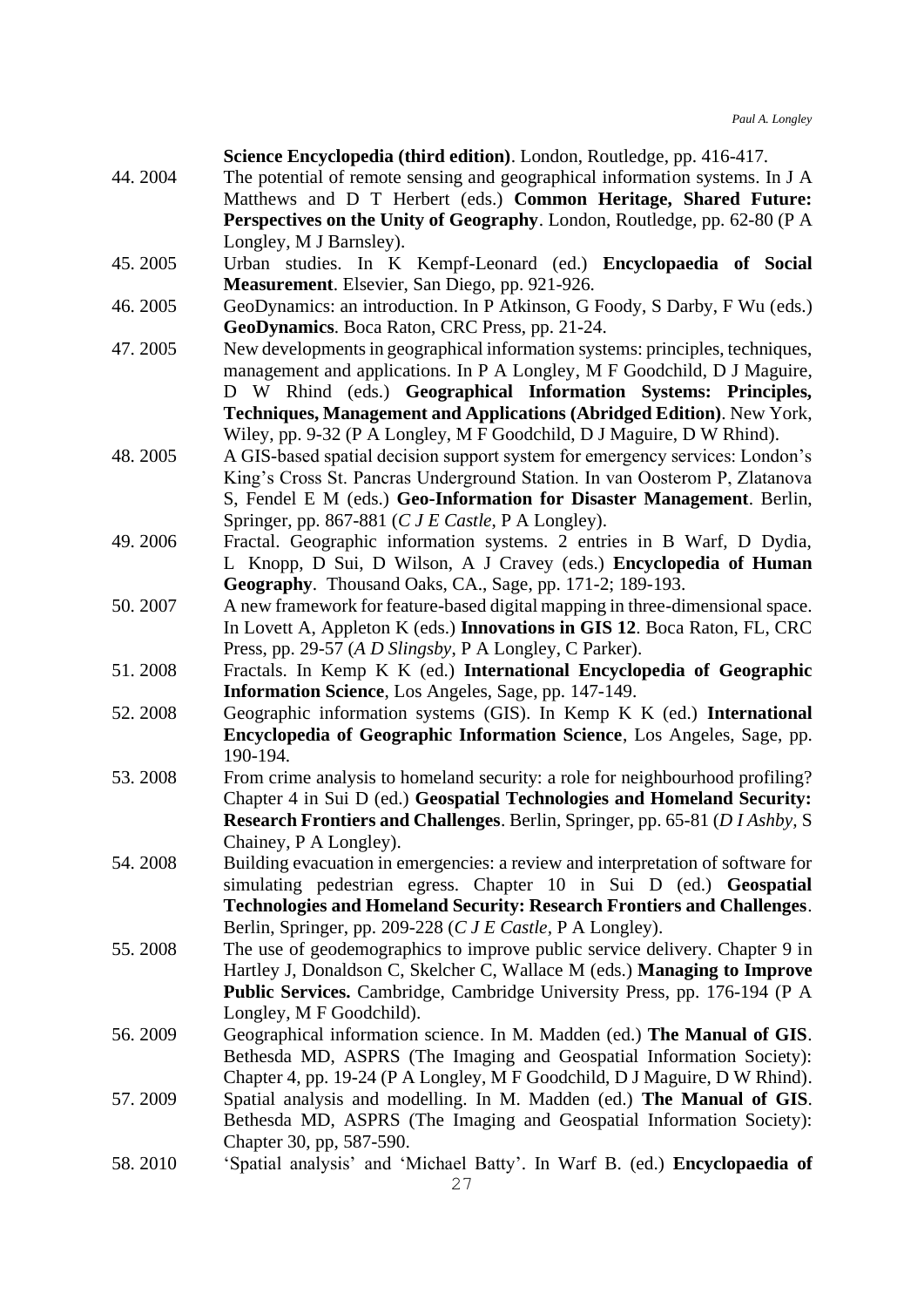**Science Encyclopedia (third edition)**. London, Routledge, pp. 416-417.

44. 2004 The potential of remote sensing and geographical information systems. In J A Matthews and D T Herbert (eds.) **Common Heritage, Shared Future: Perspectives on the Unity of Geography**. London, Routledge, pp. 62-80 (P A Longley, M J Barnsley).

45. 2005 Urban studies. In K Kempf-Leonard (ed.) **Encyclopaedia of Social Measurement**. Elsevier, San Diego, pp. 921-926.

46. 2005 GeoDynamics: an introduction. In P Atkinson, G Foody, S Darby, F Wu (eds.) **GeoDynamics**. Boca Raton, CRC Press, pp. 21-24.

47. 2005 New developments in geographical information systems: principles, techniques, management and applications. In P A Longley, M F Goodchild, D J Maguire, D W Rhind (eds.) **Geographical Information Systems: Principles, Techniques, Management and Applications (Abridged Edition)**. New York, Wiley, pp. 9-32 (P A Longley, M F Goodchild, D J Maguire, D W Rhind).

48. 2005 A GIS-based spatial decision support system for emergency services: London's King's Cross St. Pancras Underground Station. In van Oosterom P, Zlatanova S, Fendel E M (eds.) **Geo-Information for Disaster Management**. Berlin, Springer, pp. 867-881 (*C J E Castle*, P A Longley).

49. 2006 Fractal. Geographic information systems. 2 entries in B Warf, D Dydia, L Knopp, D Sui, D Wilson, A J Cravey (eds.) **Encyclopedia of Human Geography**. Thousand Oaks, CA., Sage, pp. 171-2; 189-193.

50. 2007 A new framework for feature-based digital mapping in three-dimensional space. In Lovett A, Appleton K (eds.) **Innovations in GIS 12**. Boca Raton, FL, CRC Press, pp. 29-57 (*A D Slingsby*, P A Longley, C Parker).

51. 2008 Fractals. In Kemp K K (ed.) **International Encyclopedia of Geographic Information Science**, Los Angeles, Sage, pp. 147-149.

52. 2008 Geographic information systems (GIS). In Kemp K K (ed.) **International Encyclopedia of Geographic Information Science**, Los Angeles, Sage, pp. 190-194.

53. 2008 From crime analysis to homeland security: a role for neighbourhood profiling? Chapter 4 in Sui D (ed.) **Geospatial Technologies and Homeland Security: Research Frontiers and Challenges**. Berlin, Springer, pp. 65-81 (*D I Ashby*, S Chainey, P A Longley).

54. 2008 Building evacuation in emergencies: a review and interpretation of software for simulating pedestrian egress. Chapter 10 in Sui D (ed.) **Geospatial Technologies and Homeland Security: Research Frontiers and Challenges**. Berlin, Springer, pp. 209-228 (*C J E Castle*, P A Longley).

55. 2008 The use of geodemographics to improve public service delivery. Chapter 9 in Hartley J, Donaldson C, Skelcher C, Wallace M (eds.) **Managing to Improve Public Services.** Cambridge, Cambridge University Press, pp. 176-194 (P A Longley, M F Goodchild).

56. 2009 Geographical information science. In M. Madden (ed.) **The Manual of GIS**. Bethesda MD, ASPRS (The Imaging and Geospatial Information Society): Chapter 4, pp. 19-24 (P A Longley, M F Goodchild, D J Maguire, D W Rhind).

57. 2009 Spatial analysis and modelling. In M. Madden (ed.) **The Manual of GIS**. Bethesda MD, ASPRS (The Imaging and Geospatial Information Society): Chapter 30, pp, 587-590.

58. 2010 'Spatial analysis' and 'Michael Batty'. In Warf B. (ed.) **Encyclopaedia of**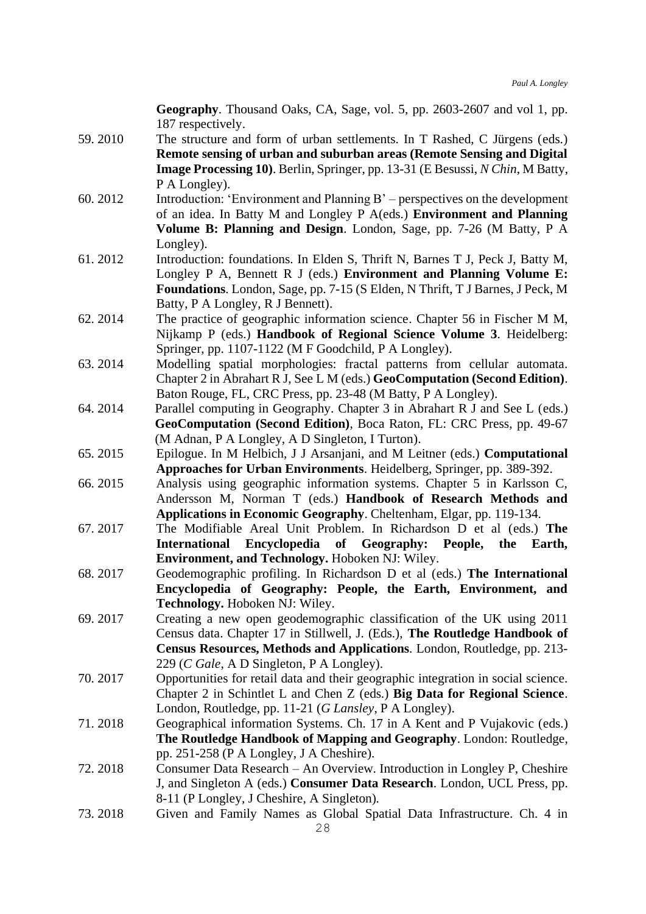**Geography**. Thousand Oaks, CA, Sage, vol. 5, pp. 2603-2607 and vol 1, pp. 187 respectively.

59. 2010 The structure and form of urban settlements. In T Rashed, C Jürgens (eds.) **Remote sensing of urban and suburban areas (Remote Sensing and Digital Image Processing 10)**. Berlin, Springer, pp. 13-31 (E Besussi, *N Chin*, M Batty, P A Longley).

60. 2012 Introduction: 'Environment and Planning B' – perspectives on the development of an idea. In Batty M and Longley P A(eds.) **Environment and Planning Volume B: Planning and Design**. London, Sage, pp. 7-26 (M Batty, P A Longley).

61. 2012 Introduction: foundations. In Elden S, Thrift N, Barnes T J, Peck J, Batty M, Longley P A, Bennett R J (eds.) **Environment and Planning Volume E: Foundations**. London, Sage, pp. 7-15 (S Elden, N Thrift, T J Barnes, J Peck, M Batty, P A Longley, R J Bennett).

62. 2014 The practice of geographic information science. Chapter 56 in Fischer M M, Nijkamp P (eds.) **Handbook of Regional Science Volume 3**. Heidelberg: Springer, pp. 1107-1122 (M F Goodchild, P A Longley).

63. 2014 Modelling spatial morphologies: fractal patterns from cellular automata. Chapter 2 in Abrahart R J, See L M (eds.) **GeoComputation (Second Edition)**. Baton Rouge, FL, CRC Press, pp. 23-48 (M Batty, P A Longley).

64. 2014 Parallel computing in Geography. Chapter 3 in Abrahart R J and See L (eds.) **GeoComputation (Second Edition)**, Boca Raton, FL: CRC Press, pp. 49-67 (M Adnan, P A Longley, A D Singleton, I Turton).

65. 2015 Epilogue. In M Helbich, J J Arsanjani, and M Leitner (eds.) **Computational Approaches for Urban Environments**. Heidelberg, Springer, pp. 389-392.

66. 2015 Analysis using geographic information systems. Chapter 5 in Karlsson C, Andersson M, Norman T (eds.) **Handbook of Research Methods and Applications in Economic Geography**. Cheltenham, Elgar, pp. 119-134.

67. 2017 The Modifiable Areal Unit Problem. In Richardson D et al (eds.) **The International Encyclopedia of Geography: People, the Earth, Environment, and Technology.** Hoboken NJ: Wiley.

68. 2017 Geodemographic profiling. In Richardson D et al (eds.) **The International Encyclopedia of Geography: People, the Earth, Environment, and Technology.** Hoboken NJ: Wiley.

69. 2017 Creating a new open geodemographic classification of the UK using 2011 Census data. Chapter 17 in Stillwell, J. (Eds.), **The Routledge Handbook of Census Resources, Methods and Applications**. London, Routledge, pp. 213-229 (*C Gale*, A D Singleton, P A Longley).

70. 2017 Opportunities for retail data and their geographic integration in social science. Chapter 2 in Schintler L and Chen Z (eds.) **Big Data for Regional Science**. London, Routledge, pp. 11-21 (*G Lansley*, P A Longley).

71. 2018 Geographical information Systems. Ch. 17 in A Kent and P Vujakovic (eds.) **The Routledge Handbook of Mapping and Geography**. London: Routledge, pp. 251-258 (P A Longley, J A Cheshire).

72. 2018 Consumer Data Research – An Overview. Introduction in Longley P, Cheshire J, and Singleton A (eds.) **Consumer Data Research**. London, UCL Press, pp. 8-11 (P Longley, J Cheshire, A Singleton).

73. 2018 Given and Family Names as Global Spatial Data Infrastructure. Ch. 4 in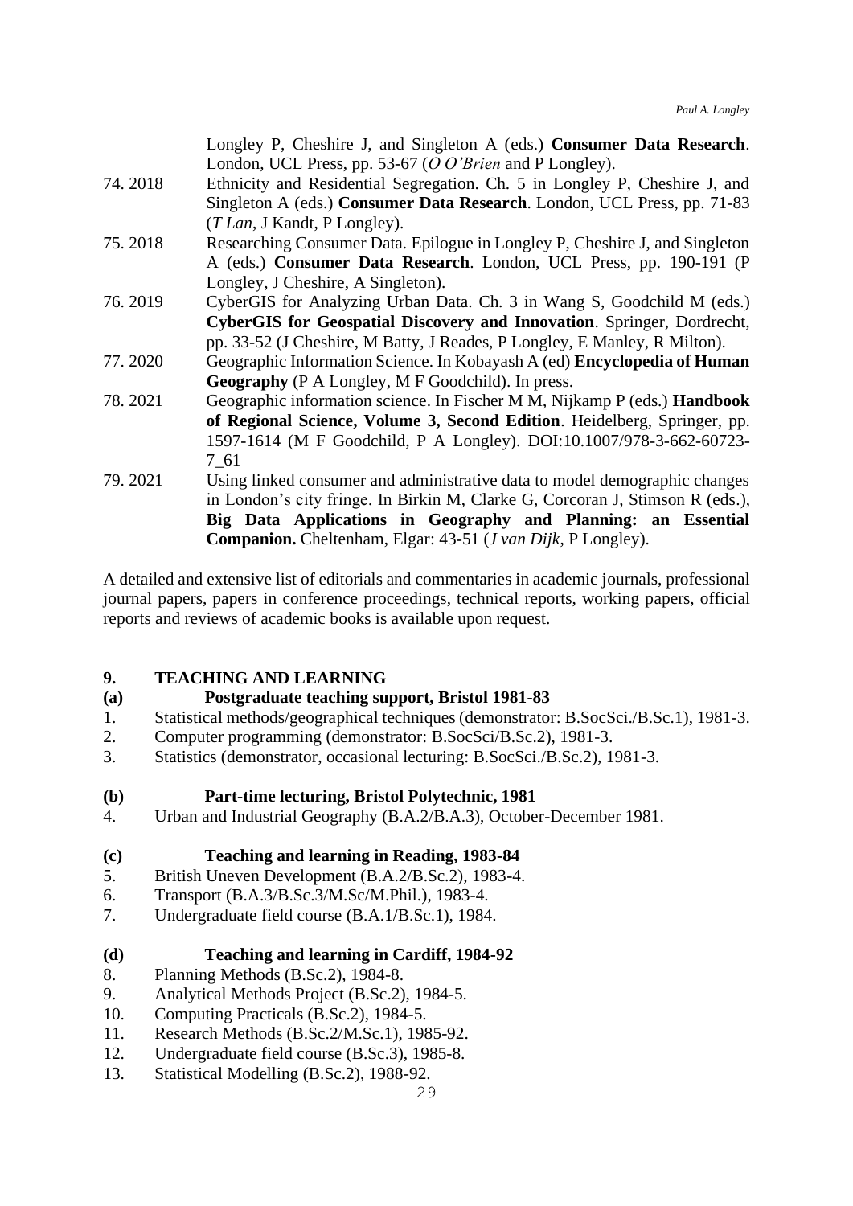Longley P, Cheshire J, and Singleton A (eds.) **Consumer Data Research**. London, UCL Press, pp. 53-67 (*O O'Brien* and P Longley).

74. 2018 Ethnicity and Residential Segregation. Ch. 5 in Longley P, Cheshire J, and Singleton A (eds.) **Consumer Data Research**. London, UCL Press, pp. 71-83 (*T Lan*, J Kandt, P Longley).

75. 2018 Researching Consumer Data. Epilogue in Longley P, Cheshire J, and Singleton A (eds.) **Consumer Data Research**. London, UCL Press, pp. 190-191 (P Longley, J Cheshire, A Singleton).

76. 2019 CyberGIS for Analyzing Urban Data. Ch. 3 in Wang S, Goodchild M (eds.) **CyberGIS for Geospatial Discovery and Innovation**. Springer, Dordrecht, pp. 33-52 (J Cheshire, M Batty, J Reades, P Longley, E Manley, R Milton).

77. 2020 Geographic Information Science. In Kobayash A (ed) **Encyclopedia of Human Geography** (P A Longley, M F Goodchild). In press.

78. 2021 Geographic information science. In Fischer M M, Nijkamp P (eds.) **Handbook of Regional Science, Volume 3, Second Edition**. Heidelberg, Springer, pp. 1597-1614 (M F Goodchild, P A Longley). DOI:10.1007/978-3-662-60723-7_61

79. 2021 Using linked consumer and administrative data to model demographic changes in London's city fringe. In Birkin M, Clarke G, Corcoran J, Stimson R (eds.), **Big Data Applications in Geography and Planning: an Essential Companion.** Cheltenham, Elgar: 43-51 (*J van Dijk*, P Longley).

A detailed and extensive list of editorials and commentaries in academic journals, professional journal papers, papers in conference proceedings, technical reports, working papers, official reports and reviews of academic books is available upon request.

## 9. TEACHING AND LEARNING

### (a) Postgraduate teaching support, Bristol 1981-83

1. Statistical methods/geographical techniques (demonstrator: B.SocSci./B.Sc.1), 1981-3.
2. Computer programming (demonstrator: B.SocSci/B.Sc.2), 1981-3.
3. Statistics (demonstrator, occasional lecturing: B.SocSci./B.Sc.2), 1981-3.

### (b) Part-time lecturing, Bristol Polytechnic, 1981

4. Urban and Industrial Geography (B.A.2/B.A.3), October-December 1981.

### (c) Teaching and learning in Reading, 1983-84

5. British Uneven Development (B.A.2/B.Sc.2), 1983-4.
6. Transport (B.A.3/B.Sc.3/M.Sc/M.Phil.), 1983-4.
7. Undergraduate field course (B.A.1/B.Sc.1), 1984.

### (d) Teaching and learning in Cardiff, 1984-92

8. Planning Methods (B.Sc.2), 1984-8.
9. Analytical Methods Project (B.Sc.2), 1984-5.
10. Computing Practicals (B.Sc.2), 1984-5.
11. Research Methods (B.Sc.2/M.Sc.1), 1985-92.
12. Undergraduate field course (B.Sc.3), 1985-8.
13. Statistical Modelling (B.Sc.2), 1988-92.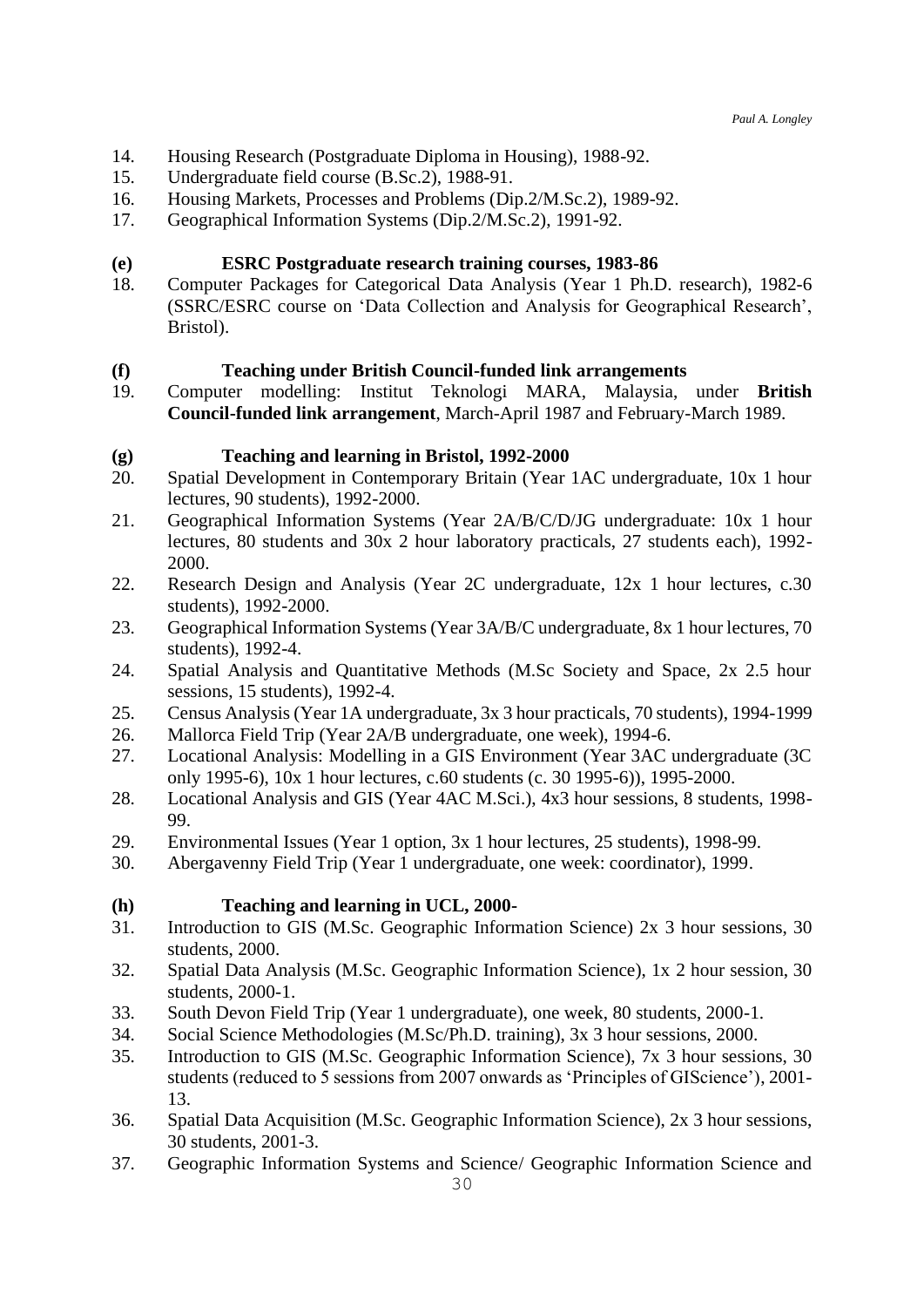14. Housing Research (Postgraduate Diploma in Housing), 1988-92.
15. Undergraduate field course (B.Sc.2), 1988-91.
16. Housing Markets, Processes and Problems (Dip.2/M.Sc.2), 1989-92.
17. Geographical Information Systems (Dip.2/M.Sc.2), 1991-92.

**(e) ESRC Postgraduate research training courses, 1983-86**

18. Computer Packages for Categorical Data Analysis (Year 1 Ph.D. research), 1982-6 (SSRC/ESRC course on 'Data Collection and Analysis for Geographical Research', Bristol).

**(f) Teaching under British Council-funded link arrangements**

19. Computer modelling: Institut Teknologi MARA, Malaysia, under **British Council-funded link arrangement**, March-April 1987 and February-March 1989.

**(g) Teaching and learning in Bristol, 1992-2000**

20. Spatial Development in Contemporary Britain (Year 1AC undergraduate, 10x 1 hour lectures, 90 students), 1992-2000.
21. Geographical Information Systems (Year 2A/B/C/D/JG undergraduate: 10x 1 hour lectures, 80 students and 30x 2 hour laboratory practicals, 27 students each), 1992-2000.
22. Research Design and Analysis (Year 2C undergraduate, 12x 1 hour lectures, c.30 students), 1992-2000.
23. Geographical Information Systems (Year 3A/B/C undergraduate, 8x 1 hour lectures, 70 students), 1992-4.
24. Spatial Analysis and Quantitative Methods (M.Sc Society and Space, 2x 2.5 hour sessions, 15 students), 1992-4.
25. Census Analysis (Year 1A undergraduate, 3x 3 hour practicals, 70 students), 1994-1999
26. Mallorca Field Trip (Year 2A/B undergraduate, one week), 1994-6.
27. Locational Analysis: Modelling in a GIS Environment (Year 3AC undergraduate (3C only 1995-6), 10x 1 hour lectures, c.60 students (c. 30 1995-6)), 1995-2000.
28. Locational Analysis and GIS (Year 4AC M.Sci.), 4x3 hour sessions, 8 students, 1998-99.
29. Environmental Issues (Year 1 option, 3x 1 hour lectures, 25 students), 1998-99.
30. Abergavenny Field Trip (Year 1 undergraduate, one week: coordinator), 1999.

**(h) Teaching and learning in UCL, 2000-**

31. Introduction to GIS (M.Sc. Geographic Information Science) 2x 3 hour sessions, 30 students, 2000.
32. Spatial Data Analysis (M.Sc. Geographic Information Science), 1x 2 hour session, 30 students, 2000-1.
33. South Devon Field Trip (Year 1 undergraduate), one week, 80 students, 2000-1.
34. Social Science Methodologies (M.Sc/Ph.D. training), 3x 3 hour sessions, 2000.
35. Introduction to GIS (M.Sc. Geographic Information Science), 7x 3 hour sessions, 30 students (reduced to 5 sessions from 2007 onwards as 'Principles of GIScience'), 2001-13.
36. Spatial Data Acquisition (M.Sc. Geographic Information Science), 2x 3 hour sessions, 30 students, 2001-3.
37. Geographic Information Systems and Science/ Geographic Information Science and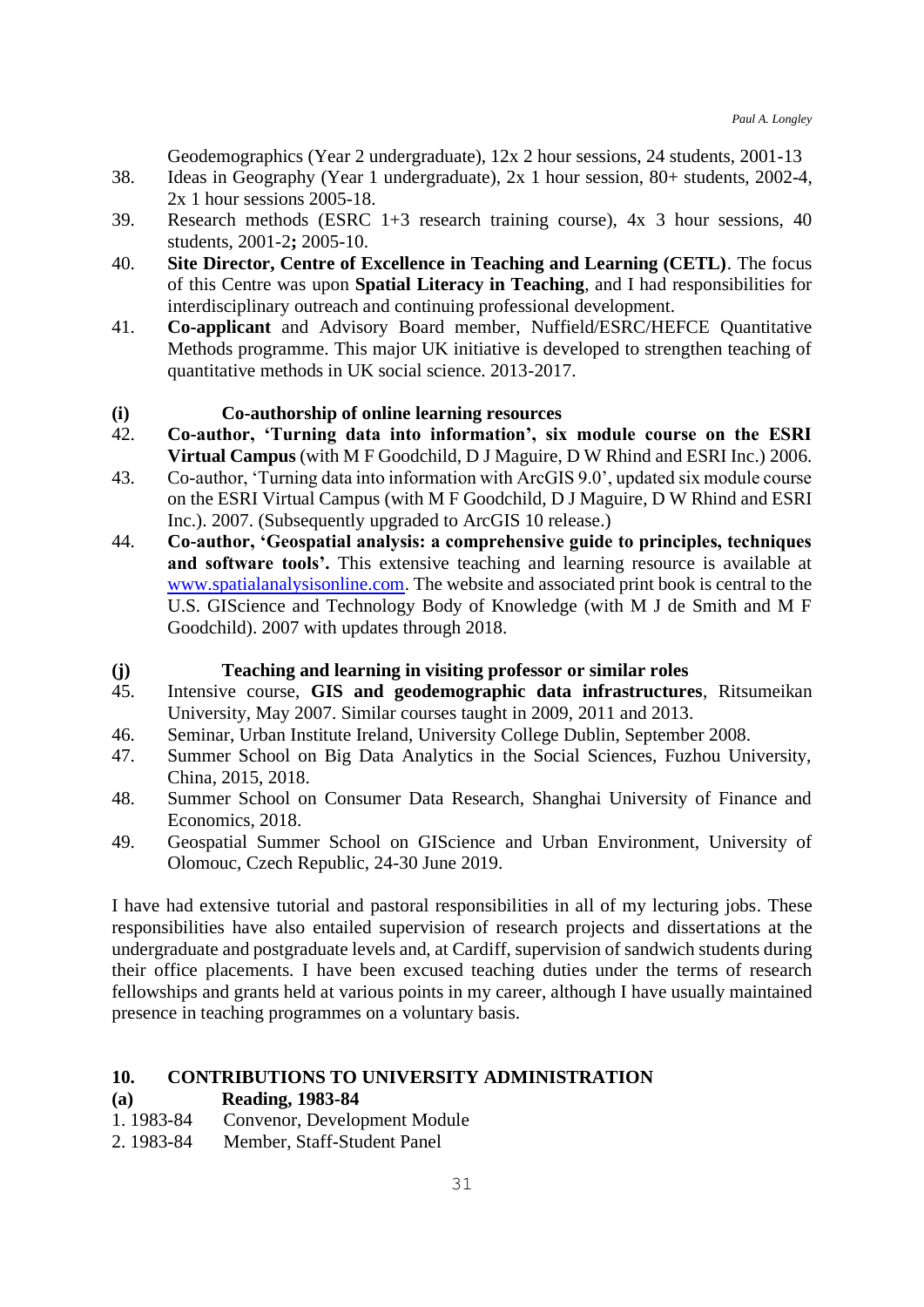Geodemographics (Year 2 undergraduate), 12x 2 hour sessions, 24 students, 2001-13

38. Ideas in Geography (Year 1 undergraduate), 2x 1 hour session, 80+ students, 2002-4, 2x 1 hour sessions 2005-18.
39. Research methods (ESRC 1+3 research training course), 4x 3 hour sessions, 40 students, 2001-2**;** 2005-10.
40. **Site Director, Centre of Excellence in Teaching and Learning (CETL)**. The focus of this Centre was upon **Spatial Literacy in Teaching**, and I had responsibilities for interdisciplinary outreach and continuing professional development.
41. **Co-applicant** and Advisory Board member, Nuffield/ESRC/HEFCE Quantitative Methods programme. This major UK initiative is developed to strengthen teaching of quantitative methods in UK social science. 2013-2017.

**(i) Co-authorship of online learning resources**

42. **Co-author, 'Turning data into information', six module course on the ESRI Virtual Campus** (with M F Goodchild, D J Maguire, D W Rhind and ESRI Inc.) 2006.
43. Co-author, 'Turning data into information with ArcGIS 9.0', updated six module course on the ESRI Virtual Campus (with M F Goodchild, D J Maguire, D W Rhind and ESRI Inc.). 2007. (Subsequently upgraded to ArcGIS 10 release.)
44. **Co-author, 'Geospatial analysis: a comprehensive guide to principles, techniques and software tools'.** This extensive teaching and learning resource is available at www.spatialanalysisonline.com. The website and associated print book is central to the U.S. GIScience and Technology Body of Knowledge (with M J de Smith and M F Goodchild). 2007 with updates through 2018.

**(j) Teaching and learning in visiting professor or similar roles**

45. Intensive course, **GIS and geodemographic data infrastructures**, Ritsumeikan University, May 2007. Similar courses taught in 2009, 2011 and 2013.
46. Seminar, Urban Institute Ireland, University College Dublin, September 2008.
47. Summer School on Big Data Analytics in the Social Sciences, Fuzhou University, China, 2015, 2018.
48. Summer School on Consumer Data Research, Shanghai University of Finance and Economics, 2018.
49. Geospatial Summer School on GIScience and Urban Environment, University of Olomouc, Czech Republic, 24-30 June 2019.

I have had extensive tutorial and pastoral responsibilities in all of my lecturing jobs. These responsibilities have also entailed supervision of research projects and dissertations at the undergraduate and postgraduate levels and, at Cardiff, supervision of sandwich students during their office placements. I have been excused teaching duties under the terms of research fellowships and grants held at various points in my career, although I have usually maintained presence in teaching programmes on a voluntary basis.

## 10. CONTRIBUTIONS TO UNIVERSITY ADMINISTRATION

**(a) Reading, 1983-84**

1. 1983-84 Convenor, Development Module
2. 1983-84 Member, Staff-Student Panel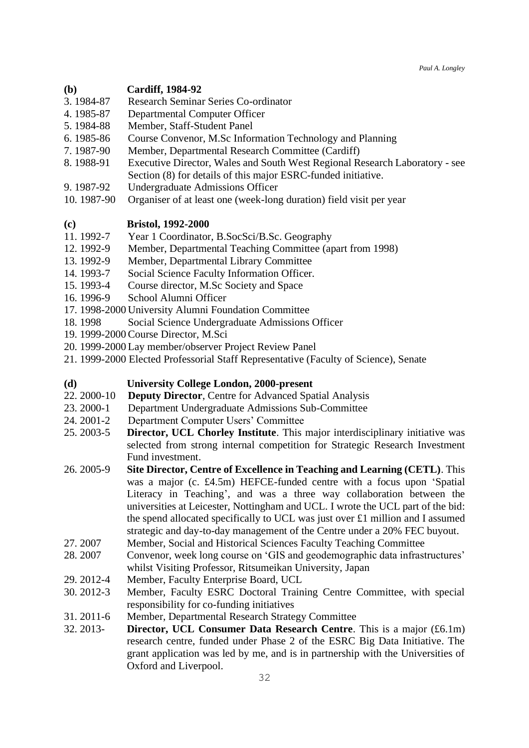**(b) Cardiff, 1984-92**

3. 1984-87 Research Seminar Series Co-ordinator
4. 1985-87 Departmental Computer Officer
5. 1984-88 Member, Staff-Student Panel
6. 1985-86 Course Convenor, M.Sc Information Technology and Planning
7. 1987-90 Member, Departmental Research Committee (Cardiff)
8. 1988-91 Executive Director, Wales and South West Regional Research Laboratory - see Section (8) for details of this major ESRC-funded initiative.
9. 1987-92 Undergraduate Admissions Officer
10. 1987-90 Organiser of at least one (week-long duration) field visit per year

**(c) Bristol, 1992-2000**

11. 1992-7 Year 1 Coordinator, B.SocSci/B.Sc. Geography
12. 1992-9 Member, Departmental Teaching Committee (apart from 1998)
13. 1992-9 Member, Departmental Library Committee
14. 1993-7 Social Science Faculty Information Officer.
15. 1993-4 Course director, M.Sc Society and Space
16. 1996-9 School Alumni Officer
17. 1998-2000 University Alumni Foundation Committee
18. 1998 Social Science Undergraduate Admissions Officer
19. 1999-2000 Course Director, M.Sci
20. 1999-2000 Lay member/observer Project Review Panel
21. 1999-2000 Elected Professorial Staff Representative (Faculty of Science), Senate

**(d) University College London, 2000-present**

22. 2000-10 **Deputy Director**, Centre for Advanced Spatial Analysis
23. 2000-1 Department Undergraduate Admissions Sub-Committee
24. 2001-2 Department Computer Users' Committee
25. 2003-5 **Director, UCL Chorley Institute**. This major interdisciplinary initiative was selected from strong internal competition for Strategic Research Investment Fund investment.
26. 2005-9 **Site Director, Centre of Excellence in Teaching and Learning (CETL)**. This was a major (c. £4.5m) HEFCE-funded centre with a focus upon 'Spatial Literacy in Teaching', and was a three way collaboration between the universities at Leicester, Nottingham and UCL. I wrote the UCL part of the bid: the spend allocated specifically to UCL was just over £1 million and I assumed strategic and day-to-day management of the Centre under a 20% FEC buyout.
27. 2007 Member, Social and Historical Sciences Faculty Teaching Committee
28. 2007 Convenor, week long course on 'GIS and geodemographic data infrastructures' whilst Visiting Professor, Ritsumeikan University, Japan
29. 2012-4 Member, Faculty Enterprise Board, UCL
30. 2012-3 Member, Faculty ESRC Doctoral Training Centre Committee, with special responsibility for co-funding initiatives
31. 2011-6 Member, Departmental Research Strategy Committee
32. 2013- **Director, UCL Consumer Data Research Centre**. This is a major (£6.1m) research centre, funded under Phase 2 of the ESRC Big Data Initiative. The grant application was led by me, and is in partnership with the Universities of Oxford and Liverpool.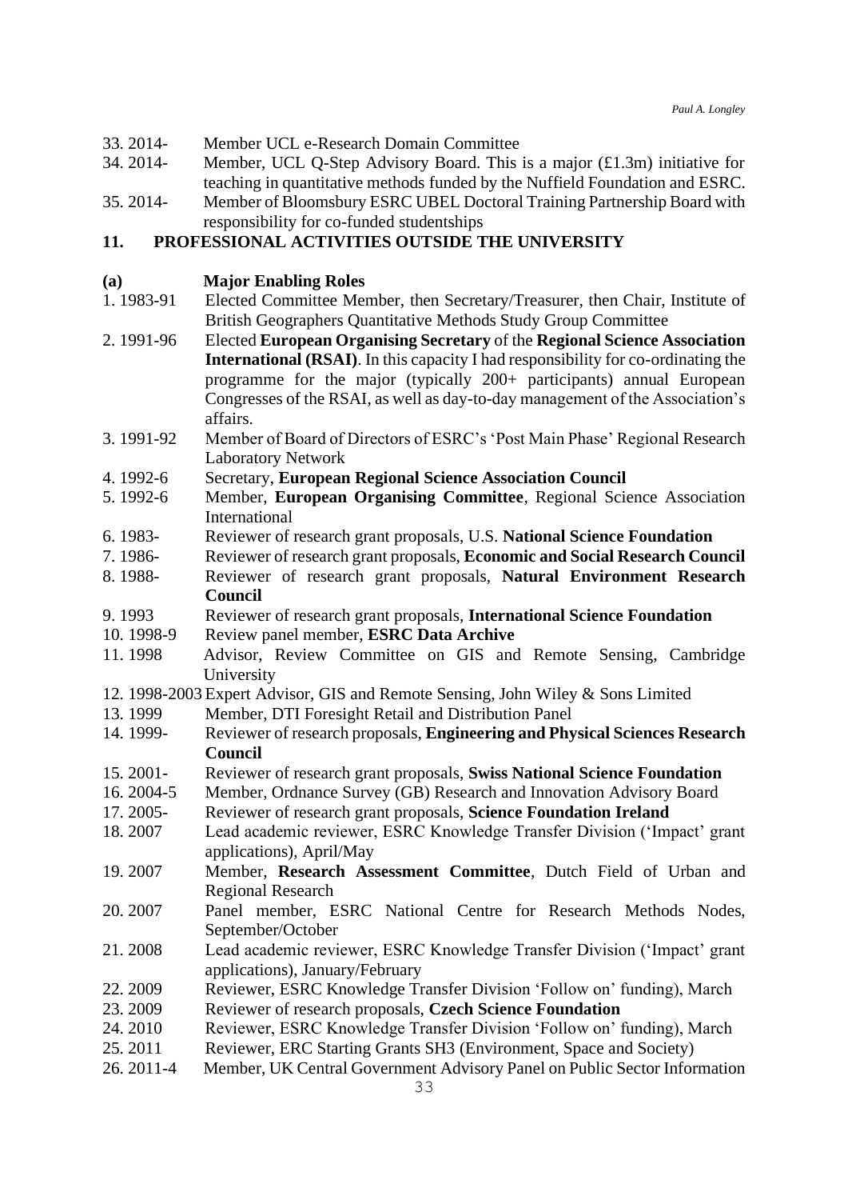33. 2014- Member UCL e-Research Domain Committee

34. 2014- Member, UCL Q-Step Advisory Board. This is a major (£1.3m) initiative for teaching in quantitative methods funded by the Nuffield Foundation and ESRC.

35. 2014- Member of Bloomsbury ESRC UBEL Doctoral Training Partnership Board with responsibility for co-funded studentships

## 11. PROFESSIONAL ACTIVITIES OUTSIDE THE UNIVERSITY

### (a) Major Enabling Roles

1. 1983-91 Elected Committee Member, then Secretary/Treasurer, then Chair, Institute of British Geographers Quantitative Methods Study Group Committee
2. 1991-96 Elected **European Organising Secretary** of the **Regional Science Association International (RSAI)**. In this capacity I had responsibility for co-ordinating the programme for the major (typically 200+ participants) annual European Congresses of the RSAI, as well as day-to-day management of the Association's affairs.
3. 1991-92 Member of Board of Directors of ESRC's 'Post Main Phase' Regional Research Laboratory Network
4. 1992-6 Secretary, **European Regional Science Association Council**
5. 1992-6 Member, **European Organising Committee**, Regional Science Association International
6. 1983- Reviewer of research grant proposals, U.S. **National Science Foundation**
7. 1986- Reviewer of research grant proposals, **Economic and Social Research Council**
8. 1988- Reviewer of research grant proposals, **Natural Environment Research Council**
9. 1993 Reviewer of research grant proposals, **International Science Foundation**
10. 1998-9 Review panel member, **ESRC Data Archive**
11. 1998 Advisor, Review Committee on GIS and Remote Sensing, Cambridge University
12. 1998-2003 Expert Advisor, GIS and Remote Sensing, John Wiley & Sons Limited
13. 1999 Member, DTI Foresight Retail and Distribution Panel
14. 1999- Reviewer of research proposals, **Engineering and Physical Sciences Research Council**
15. 2001- Reviewer of research grant proposals, **Swiss National Science Foundation**
16. 2004-5 Member, Ordnance Survey (GB) Research and Innovation Advisory Board
17. 2005- Reviewer of research grant proposals, **Science Foundation Ireland**
18. 2007 Lead academic reviewer, ESRC Knowledge Transfer Division ('Impact' grant applications), April/May
19. 2007 Member, **Research Assessment Committee**, Dutch Field of Urban and Regional Research
20. 2007 Panel member, ESRC National Centre for Research Methods Nodes, September/October
21. 2008 Lead academic reviewer, ESRC Knowledge Transfer Division ('Impact' grant applications), January/February
22. 2009 Reviewer, ESRC Knowledge Transfer Division 'Follow on' funding), March
23. 2009 Reviewer of research proposals, **Czech Science Foundation**
24. 2010 Reviewer, ESRC Knowledge Transfer Division 'Follow on' funding), March
25. 2011 Reviewer, ERC Starting Grants SH3 (Environment, Space and Society)
26. 2011-4 Member, UK Central Government Advisory Panel on Public Sector Information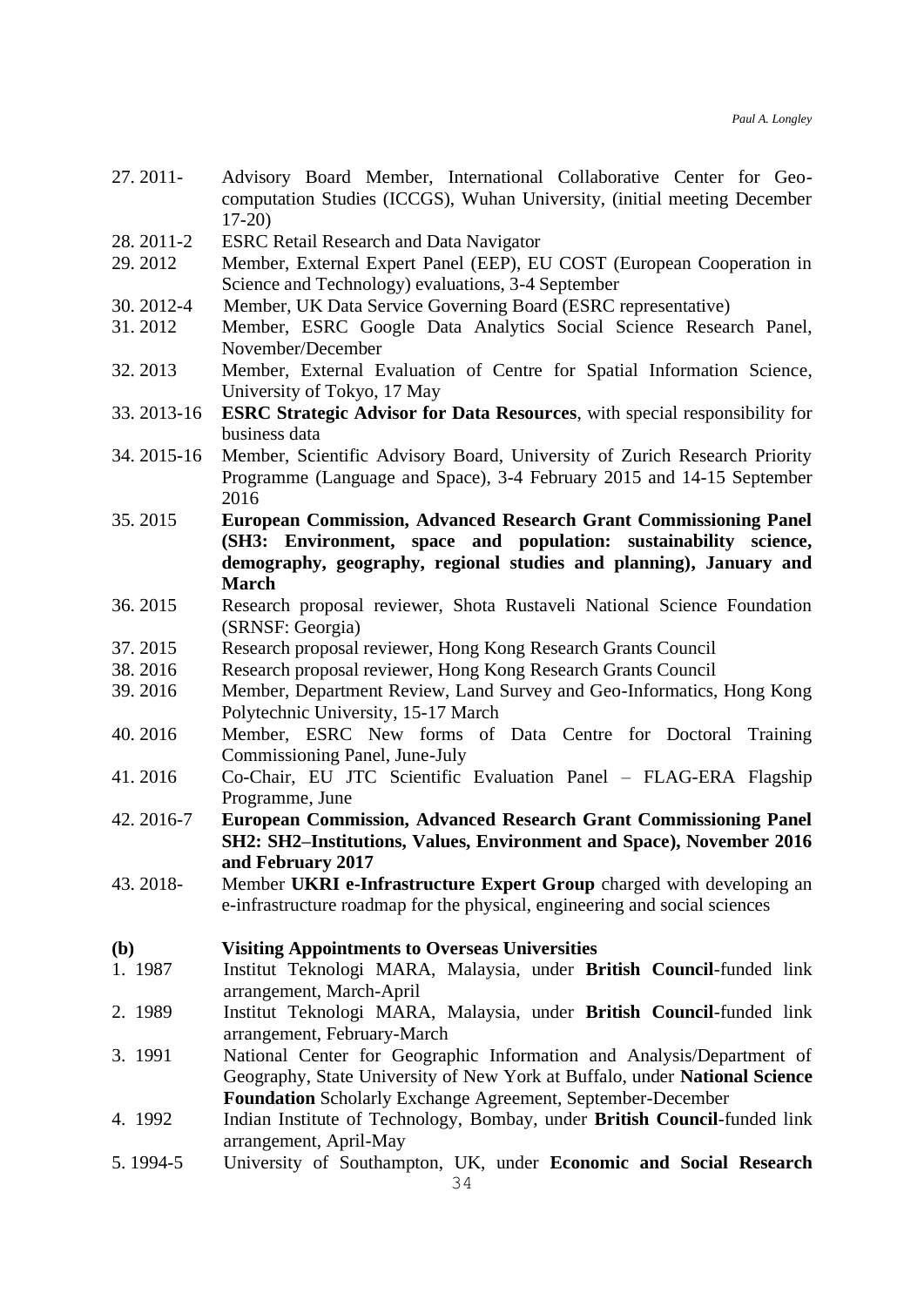27. 2011- Advisory Board Member, International Collaborative Center for Geo-computation Studies (ICCGS), Wuhan University, (initial meeting December 17-20)
28. 2011-2 ESRC Retail Research and Data Navigator
29. 2012 Member, External Expert Panel (EEP), EU COST (European Cooperation in Science and Technology) evaluations, 3-4 September
30. 2012-4 Member, UK Data Service Governing Board (ESRC representative)
31. 2012 Member, ESRC Google Data Analytics Social Science Research Panel, November/December
32. 2013 Member, External Evaluation of Centre for Spatial Information Science, University of Tokyo, 17 May
33. 2013-16 **ESRC Strategic Advisor for Data Resources**, with special responsibility for business data
34. 2015-16 Member, Scientific Advisory Board, University of Zurich Research Priority Programme (Language and Space), 3-4 February 2015 and 14-15 September 2016
35. 2015 **European Commission, Advanced Research Grant Commissioning Panel (SH3: Environment, space and population: sustainability science, demography, geography, regional studies and planning), January and March**
36. 2015 Research proposal reviewer, Shota Rustaveli National Science Foundation (SRNSF: Georgia)
37. 2015 Research proposal reviewer, Hong Kong Research Grants Council
38. 2016 Research proposal reviewer, Hong Kong Research Grants Council
39. 2016 Member, Department Review, Land Survey and Geo-Informatics, Hong Kong Polytechnic University, 15-17 March
40. 2016 Member, ESRC New forms of Data Centre for Doctoral Training Commissioning Panel, June-July
41. 2016 Co-Chair, EU JTC Scientific Evaluation Panel – FLAG-ERA Flagship Programme, June
42. 2016-7 **European Commission, Advanced Research Grant Commissioning Panel SH2: SH2–Institutions, Values, Environment and Space), November 2016 and February 2017**
43. 2018- Member **UKRI e-Infrastructure Expert Group** charged with developing an e-infrastructure roadmap for the physical, engineering and social sciences

**(b) Visiting Appointments to Overseas Universities**

1. 1987 Institut Teknologi MARA, Malaysia, under **British Council**-funded link arrangement, March-April
2. 1989 Institut Teknologi MARA, Malaysia, under **British Council**-funded link arrangement, February-March
3. 1991 National Center for Geographic Information and Analysis/Department of Geography, State University of New York at Buffalo, under **National Science Foundation** Scholarly Exchange Agreement, September-December
4. 1992 Indian Institute of Technology, Bombay, under **British Council**-funded link arrangement, April-May
5. 1994-5 University of Southampton, UK, under **Economic and Social Research**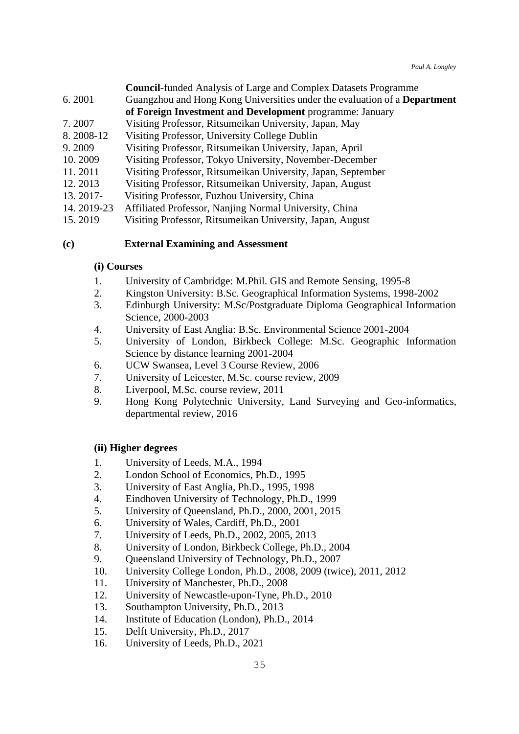**Council**-funded Analysis of Large and Complex Datasets Programme

6. 2001 Guangzhou and Hong Kong Universities under the evaluation of a **Department of Foreign Investment and Development** programme: January
7. 2007 Visiting Professor, Ritsumeikan University, Japan, May
8. 2008-12 Visiting Professor, University College Dublin
9. 2009 Visiting Professor, Ritsumeikan University, Japan, April
10. 2009 Visiting Professor, Tokyo University, November-December
11. 2011 Visiting Professor, Ritsumeikan University, Japan, September
12. 2013 Visiting Professor, Ritsumeikan University, Japan, August
13. 2017- Visiting Professor, Fuzhou University, China
14. 2019-23 Affiliated Professor, Nanjing Normal University, China
15. 2019 Visiting Professor, Ritsumeikan University, Japan, August

## (c) External Examining and Assessment

### (i) Courses

1. University of Cambridge: M.Phil. GIS and Remote Sensing, 1995-8
2. Kingston University: B.Sc. Geographical Information Systems, 1998-2002
3. Edinburgh University: M.Sc/Postgraduate Diploma Geographical Information Science, 2000-2003
4. University of East Anglia: B.Sc. Environmental Science 2001-2004
5. University of London, Birkbeck College: M.Sc. Geographic Information Science by distance learning 2001-2004
6. UCW Swansea, Level 3 Course Review, 2006
7. University of Leicester, M.Sc. course review, 2009
8. Liverpool, M.Sc. course review, 2011
9. Hong Kong Polytechnic University, Land Surveying and Geo-informatics, departmental review, 2016

### (ii) Higher degrees

1. University of Leeds, M.A., 1994
2. London School of Economics, Ph.D., 1995
3. University of East Anglia, Ph.D., 1995, 1998
4. Eindhoven University of Technology, Ph.D., 1999
5. University of Queensland, Ph.D., 2000, 2001, 2015
6. University of Wales, Cardiff, Ph.D., 2001
7. University of Leeds, Ph.D., 2002, 2005, 2013
8. University of London, Birkbeck College, Ph.D., 2004
9. Queensland University of Technology, Ph.D., 2007
10. University College London, Ph.D., 2008, 2009 (twice), 2011, 2012
11. University of Manchester, Ph.D., 2008
12. University of Newcastle-upon-Tyne, Ph.D., 2010
13. Southampton University, Ph.D., 2013
14. Institute of Education (London), Ph.D., 2014
15. Delft University, Ph.D., 2017
16. University of Leeds, Ph.D., 2021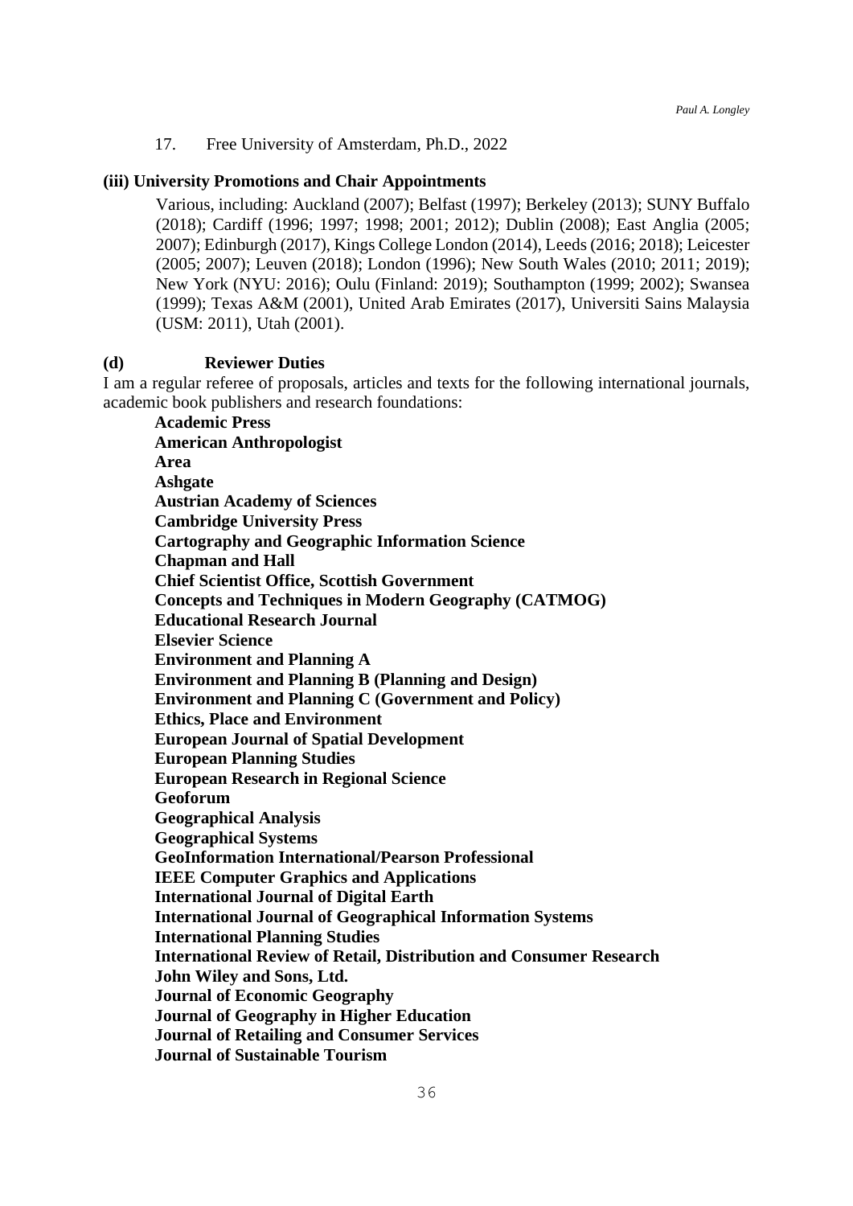17. Free University of Amsterdam, Ph.D., 2022

**(iii) University Promotions and Chair Appointments**

Various, including: Auckland (2007); Belfast (1997); Berkeley (2013); SUNY Buffalo (2018); Cardiff (1996; 1997; 1998; 2001; 2012); Dublin (2008); East Anglia (2005; 2007); Edinburgh (2017), Kings College London (2014), Leeds (2016; 2018); Leicester (2005; 2007); Leuven (2018); London (1996); New South Wales (2010; 2011; 2019); New York (NYU: 2016); Oulu (Finland: 2019); Southampton (1999; 2002); Swansea (1999); Texas A&M (2001), United Arab Emirates (2017), Universiti Sains Malaysia (USM: 2011), Utah (2001).

**(d) Reviewer Duties**

I am a regular referee of proposals, articles and texts for the following international journals, academic book publishers and research foundations:

**Academic Press**
**American Anthropologist**
**Area**
**Ashgate**
**Austrian Academy of Sciences**
**Cambridge University Press**
**Cartography and Geographic Information Science**
**Chapman and Hall**
**Chief Scientist Office, Scottish Government**
**Concepts and Techniques in Modern Geography (CATMOG)**
**Educational Research Journal**
**Elsevier Science**
**Environment and Planning A**
**Environment and Planning B (Planning and Design)**
**Environment and Planning C (Government and Policy)**
**Ethics, Place and Environment**
**European Journal of Spatial Development**
**European Planning Studies**
**European Research in Regional Science**
**Geoforum**
**Geographical Analysis**
**Geographical Systems**
**GeoInformation International/Pearson Professional**
**IEEE Computer Graphics and Applications**
**International Journal of Digital Earth**
**International Journal of Geographical Information Systems**
**International Planning Studies**
**International Review of Retail, Distribution and Consumer Research**
**John Wiley and Sons, Ltd.**
**Journal of Economic Geography**
**Journal of Geography in Higher Education**
**Journal of Retailing and Consumer Services**
**Journal of Sustainable Tourism**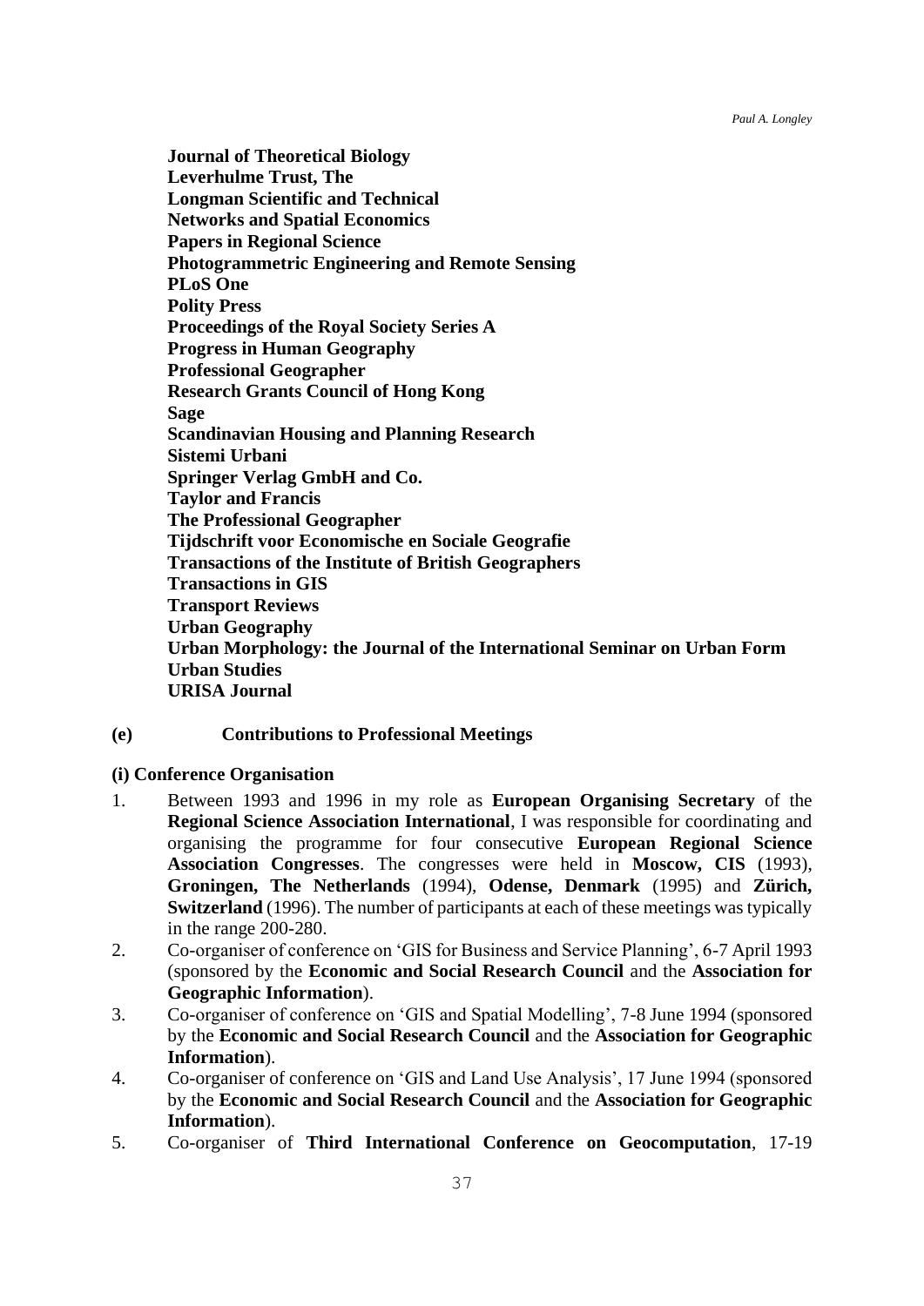**Journal of Theoretical Biology**
**Leverhulme Trust, The**
**Longman Scientific and Technical**
**Networks and Spatial Economics**
**Papers in Regional Science**
**Photogrammetric Engineering and Remote Sensing**
**PLoS One**
**Polity Press**
**Proceedings of the Royal Society Series A**
**Progress in Human Geography**
**Professional Geographer**
**Research Grants Council of Hong Kong**
**Sage**
**Scandinavian Housing and Planning Research**
**Sistemi Urbani**
**Springer Verlag GmbH and Co.**
**Taylor and Francis**
**The Professional Geographer**
**Tijdschrift voor Economische en Sociale Geografie**
**Transactions of the Institute of British Geographers**
**Transactions in GIS**
**Transport Reviews**
**Urban Geography**
**Urban Morphology: the Journal of the International Seminar on Urban Form**
**Urban Studies**
**URISA Journal**

### (e) Contributions to Professional Meetings

#### (i) Conference Organisation

1. Between 1993 and 1996 in my role as **European Organising Secretary** of the **Regional Science Association International**, I was responsible for coordinating and organising the programme for four consecutive **European Regional Science Association Congresses**. The congresses were held in **Moscow, CIS** (1993), **Groningen, The Netherlands** (1994), **Odense, Denmark** (1995) and **Zürich, Switzerland** (1996). The number of participants at each of these meetings was typically in the range 200-280.
2. Co-organiser of conference on 'GIS for Business and Service Planning', 6-7 April 1993 (sponsored by the **Economic and Social Research Council** and the **Association for Geographic Information**).
3. Co-organiser of conference on 'GIS and Spatial Modelling', 7-8 June 1994 (sponsored by the **Economic and Social Research Council** and the **Association for Geographic Information**).
4. Co-organiser of conference on 'GIS and Land Use Analysis', 17 June 1994 (sponsored by the **Economic and Social Research Council** and the **Association for Geographic Information**).
5. Co-organiser of **Third International Conference on Geocomputation**, 17-19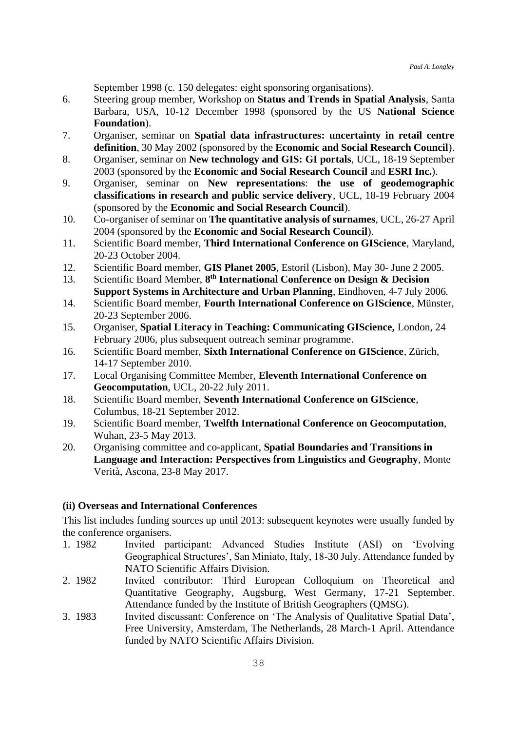September 1998 (c. 150 delegates: eight sponsoring organisations).

6. Steering group member, Workshop on **Status and Trends in Spatial Analysis**, Santa Barbara, USA, 10-12 December 1998 (sponsored by the US **National Science Foundation**).
7. Organiser, seminar on **Spatial data infrastructures: uncertainty in retail centre definition**, 30 May 2002 (sponsored by the **Economic and Social Research Council**).
8. Organiser, seminar on **New technology and GIS: GI portals**, UCL, 18-19 September 2003 (sponsored by the **Economic and Social Research Council** and **ESRI Inc.**).
9. Organiser, seminar on **New representations**: **the use of geodemographic classifications in research and public service delivery**, UCL, 18-19 February 2004 (sponsored by the **Economic and Social Research Council**).
10. Co-organiser of seminar on **The quantitative analysis of surnames**, UCL, 26-27 April 2004 (sponsored by the **Economic and Social Research Council**).
11. Scientific Board member, **Third International Conference on GIScience**, Maryland, 20-23 October 2004.
12. Scientific Board member, **GIS Planet 2005**, Estoril (Lisbon), May 30- June 2 2005.
13. Scientific Board Member, **8th International Conference on Design & Decision Support Systems in Architecture and Urban Planning**, Eindhoven, 4-7 July 2006.
14. Scientific Board member, **Fourth International Conference on GIScience**, Münster, 20-23 September 2006.
15. Organiser, **Spatial Literacy in Teaching: Communicating GIScience,** London, 24 February 2006, plus subsequent outreach seminar programme.
16. Scientific Board member, **Sixth International Conference on GIScience**, Zürich, 14-17 September 2010.
17. Local Organising Committee Member, **Eleventh International Conference on Geocomputation**, UCL, 20-22 July 2011.
18. Scientific Board member, **Seventh International Conference on GIScience**, Columbus, 18-21 September 2012.
19. Scientific Board member, **Twelfth International Conference on Geocomputation**, Wuhan, 23-5 May 2013.
20. Organising committee and co-applicant, **Spatial Boundaries and Transitions in Language and Interaction: Perspectives from Linguistics and Geography**, Monte Verità, Ascona, 23-8 May 2017.

**(ii) Overseas and International Conferences**

This list includes funding sources up until 2013: subsequent keynotes were usually funded by the conference organisers.

1. 1982 Invited participant: Advanced Studies Institute (ASI) on 'Evolving Geographical Structures', San Miniato, Italy, 18-30 July. Attendance funded by NATO Scientific Affairs Division.
2. 1982 Invited contributor: Third European Colloquium on Theoretical and Quantitative Geography, Augsburg, West Germany, 17-21 September. Attendance funded by the Institute of British Geographers (QMSG).
3. 1983 Invited discussant: Conference on 'The Analysis of Qualitative Spatial Data', Free University, Amsterdam, The Netherlands, 28 March-1 April. Attendance funded by NATO Scientific Affairs Division.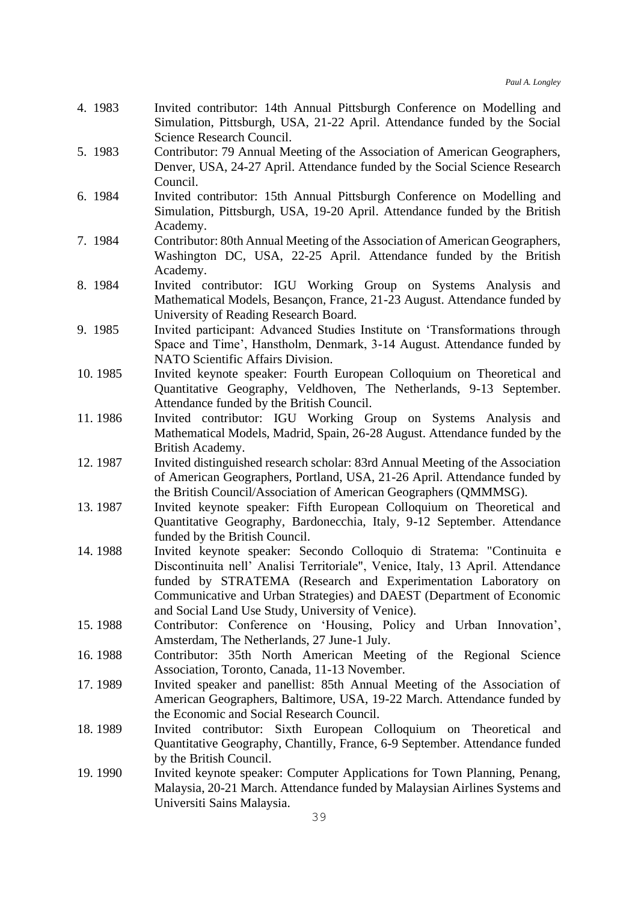4. 1983 Invited contributor: 14th Annual Pittsburgh Conference on Modelling and Simulation, Pittsburgh, USA, 21-22 April. Attendance funded by the Social Science Research Council.
5. 1983 Contributor: 79 Annual Meeting of the Association of American Geographers, Denver, USA, 24-27 April. Attendance funded by the Social Science Research Council.
6. 1984 Invited contributor: 15th Annual Pittsburgh Conference on Modelling and Simulation, Pittsburgh, USA, 19-20 April. Attendance funded by the British Academy.
7. 1984 Contributor: 80th Annual Meeting of the Association of American Geographers, Washington DC, USA, 22-25 April. Attendance funded by the British Academy.
8. 1984 Invited contributor: IGU Working Group on Systems Analysis and Mathematical Models, Besançon, France, 21-23 August. Attendance funded by University of Reading Research Board.
9. 1985 Invited participant: Advanced Studies Institute on 'Transformations through Space and Time', Hanstholm, Denmark, 3-14 August. Attendance funded by NATO Scientific Affairs Division.
10. 1985 Invited keynote speaker: Fourth European Colloquium on Theoretical and Quantitative Geography, Veldhoven, The Netherlands, 9-13 September. Attendance funded by the British Council.
11. 1986 Invited contributor: IGU Working Group on Systems Analysis and Mathematical Models, Madrid, Spain, 26-28 August. Attendance funded by the British Academy.
12. 1987 Invited distinguished research scholar: 83rd Annual Meeting of the Association of American Geographers, Portland, USA, 21-26 April. Attendance funded by the British Council/Association of American Geographers (QMMMSG).
13. 1987 Invited keynote speaker: Fifth European Colloquium on Theoretical and Quantitative Geography, Bardonecchia, Italy, 9-12 September. Attendance funded by the British Council.
14. 1988 Invited keynote speaker: Secondo Colloquio di Stratema: "Continuita e Discontinuita nell' Analisi Territoriale", Venice, Italy, 13 April. Attendance funded by STRATEMA (Research and Experimentation Laboratory on Communicative and Urban Strategies) and DAEST (Department of Economic and Social Land Use Study, University of Venice).
15. 1988 Contributor: Conference on 'Housing, Policy and Urban Innovation', Amsterdam, The Netherlands, 27 June-1 July.
16. 1988 Contributor: 35th North American Meeting of the Regional Science Association, Toronto, Canada, 11-13 November.
17. 1989 Invited speaker and panellist: 85th Annual Meeting of the Association of American Geographers, Baltimore, USA, 19-22 March. Attendance funded by the Economic and Social Research Council.
18. 1989 Invited contributor: Sixth European Colloquium on Theoretical and Quantitative Geography, Chantilly, France, 6-9 September. Attendance funded by the British Council.
19. 1990 Invited keynote speaker: Computer Applications for Town Planning, Penang, Malaysia, 20-21 March. Attendance funded by Malaysian Airlines Systems and Universiti Sains Malaysia.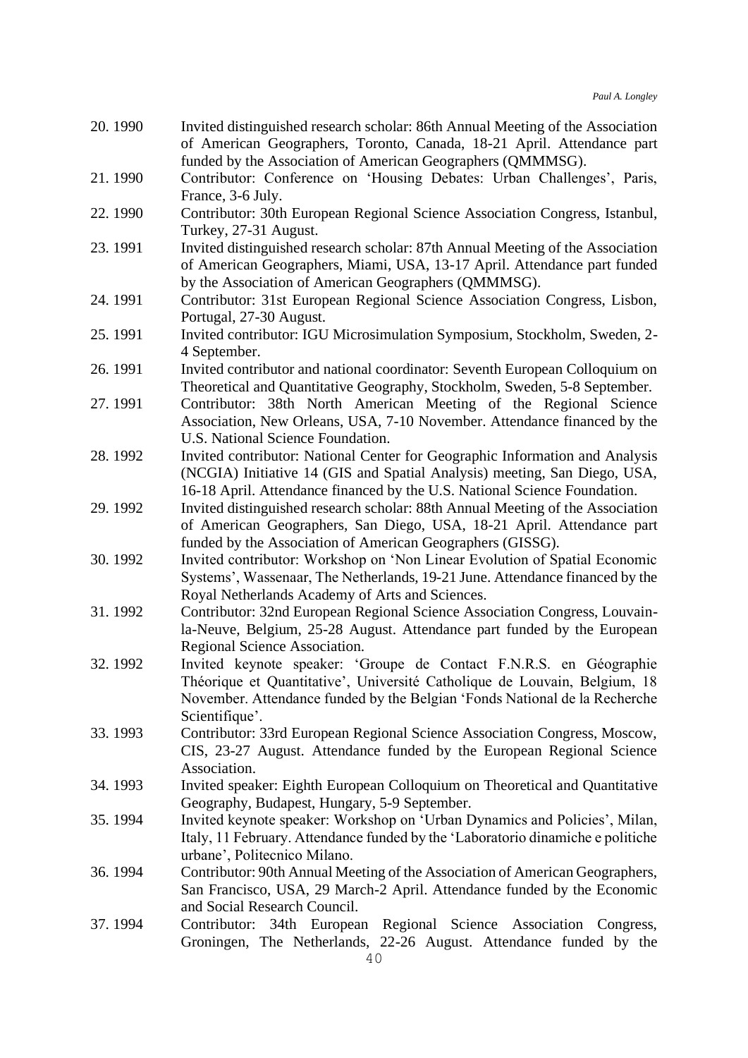20. 1990 Invited distinguished research scholar: 86th Annual Meeting of the Association of American Geographers, Toronto, Canada, 18-21 April. Attendance part funded by the Association of American Geographers (QMMMSG).

21. 1990 Contributor: Conference on 'Housing Debates: Urban Challenges', Paris, France, 3-6 July.

22. 1990 Contributor: 30th European Regional Science Association Congress, Istanbul, Turkey, 27-31 August.

23. 1991 Invited distinguished research scholar: 87th Annual Meeting of the Association of American Geographers, Miami, USA, 13-17 April. Attendance part funded by the Association of American Geographers (QMMMSG).

24. 1991 Contributor: 31st European Regional Science Association Congress, Lisbon, Portugal, 27-30 August.

25. 1991 Invited contributor: IGU Microsimulation Symposium, Stockholm, Sweden, 2-4 September.

26. 1991 Invited contributor and national coordinator: Seventh European Colloquium on Theoretical and Quantitative Geography, Stockholm, Sweden, 5-8 September.

27. 1991 Contributor: 38th North American Meeting of the Regional Science Association, New Orleans, USA, 7-10 November. Attendance financed by the U.S. National Science Foundation.

28. 1992 Invited contributor: National Center for Geographic Information and Analysis (NCGIA) Initiative 14 (GIS and Spatial Analysis) meeting, San Diego, USA, 16-18 April. Attendance financed by the U.S. National Science Foundation.

29. 1992 Invited distinguished research scholar: 88th Annual Meeting of the Association of American Geographers, San Diego, USA, 18-21 April. Attendance part funded by the Association of American Geographers (GISSG).

30. 1992 Invited contributor: Workshop on 'Non Linear Evolution of Spatial Economic Systems', Wassenaar, The Netherlands, 19-21 June. Attendance financed by the Royal Netherlands Academy of Arts and Sciences.

31. 1992 Contributor: 32nd European Regional Science Association Congress, Louvain-la-Neuve, Belgium, 25-28 August. Attendance part funded by the European Regional Science Association.

32. 1992 Invited keynote speaker: 'Groupe de Contact F.N.R.S. en Géographie Théorique et Quantitative', Université Catholique de Louvain, Belgium, 18 November. Attendance funded by the Belgian 'Fonds National de la Recherche Scientifique'.

33. 1993 Contributor: 33rd European Regional Science Association Congress, Moscow, CIS, 23-27 August. Attendance funded by the European Regional Science Association.

34. 1993 Invited speaker: Eighth European Colloquium on Theoretical and Quantitative Geography, Budapest, Hungary, 5-9 September.

35. 1994 Invited keynote speaker: Workshop on 'Urban Dynamics and Policies', Milan, Italy, 11 February. Attendance funded by the 'Laboratorio dinamiche e politiche urbane', Politecnico Milano.

36. 1994 Contributor: 90th Annual Meeting of the Association of American Geographers, San Francisco, USA, 29 March-2 April. Attendance funded by the Economic and Social Research Council.

37. 1994 Contributor: 34th European Regional Science Association Congress, Groningen, The Netherlands, 22-26 August. Attendance funded by the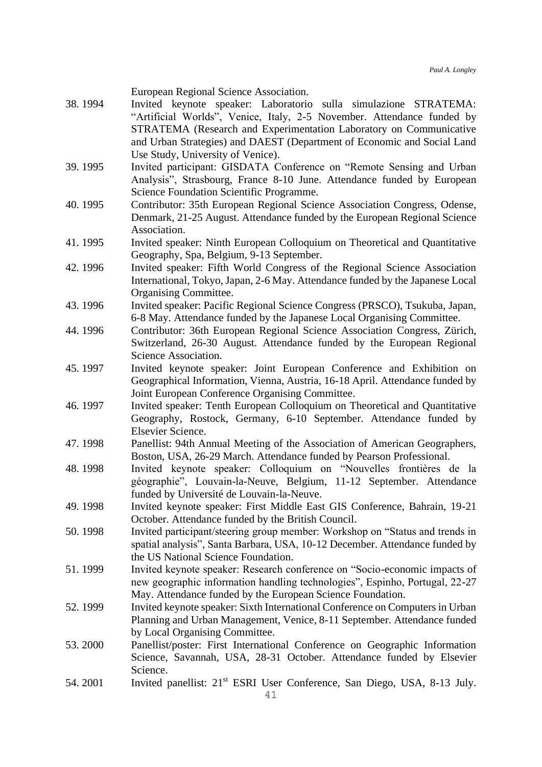European Regional Science Association.

38. 1994 Invited keynote speaker: Laboratorio sulla simulazione STRATEMA: "Artificial Worlds", Venice, Italy, 2-5 November. Attendance funded by STRATEMA (Research and Experimentation Laboratory on Communicative and Urban Strategies) and DAEST (Department of Economic and Social Land Use Study, University of Venice).

39. 1995 Invited participant: GISDATA Conference on "Remote Sensing and Urban Analysis", Strasbourg, France 8-10 June. Attendance funded by European Science Foundation Scientific Programme.

40. 1995 Contributor: 35th European Regional Science Association Congress, Odense, Denmark, 21-25 August. Attendance funded by the European Regional Science Association.

41. 1995 Invited speaker: Ninth European Colloquium on Theoretical and Quantitative Geography, Spa, Belgium, 9-13 September.

42. 1996 Invited speaker: Fifth World Congress of the Regional Science Association International, Tokyo, Japan, 2-6 May. Attendance funded by the Japanese Local Organising Committee.

43. 1996 Invited speaker: Pacific Regional Science Congress (PRSCO), Tsukuba, Japan, 6-8 May. Attendance funded by the Japanese Local Organising Committee.

44. 1996 Contributor: 36th European Regional Science Association Congress, Zürich, Switzerland, 26-30 August. Attendance funded by the European Regional Science Association.

45. 1997 Invited keynote speaker: Joint European Conference and Exhibition on Geographical Information, Vienna, Austria, 16-18 April. Attendance funded by Joint European Conference Organising Committee.

46. 1997 Invited speaker: Tenth European Colloquium on Theoretical and Quantitative Geography, Rostock, Germany, 6-10 September. Attendance funded by Elsevier Science.

47. 1998 Panellist: 94th Annual Meeting of the Association of American Geographers, Boston, USA, 26-29 March. Attendance funded by Pearson Professional.

48. 1998 Invited keynote speaker: Colloquium on "Nouvelles frontières de la géographie", Louvain-la-Neuve, Belgium, 11-12 September. Attendance funded by Université de Louvain-la-Neuve.

49. 1998 Invited keynote speaker: First Middle East GIS Conference, Bahrain, 19-21 October. Attendance funded by the British Council.

50. 1998 Invited participant/steering group member: Workshop on "Status and trends in spatial analysis", Santa Barbara, USA, 10-12 December. Attendance funded by the US National Science Foundation.

51. 1999 Invited keynote speaker: Research conference on "Socio-economic impacts of new geographic information handling technologies", Espinho, Portugal, 22-27 May. Attendance funded by the European Science Foundation.

52. 1999 Invited keynote speaker: Sixth International Conference on Computers in Urban Planning and Urban Management, Venice, 8-11 September. Attendance funded by Local Organising Committee.

53. 2000 Panellist/poster: First International Conference on Geographic Information Science, Savannah, USA, 28-31 October. Attendance funded by Elsevier Science.

54. 2001 Invited panellist: 21st ESRI User Conference, San Diego, USA, 8-13 July.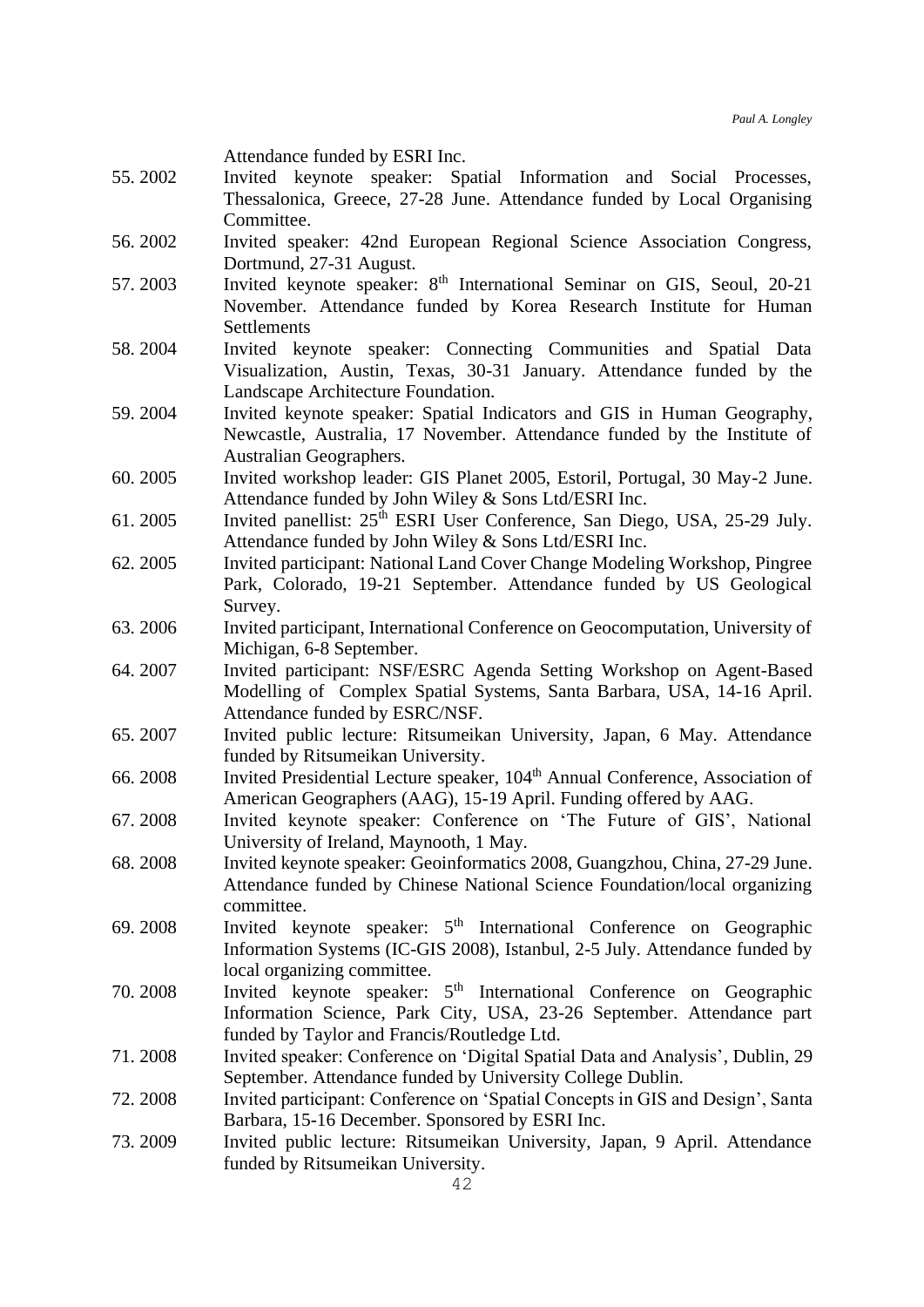Attendance funded by ESRI Inc.

55. 2002 Invited keynote speaker: Spatial Information and Social Processes, Thessalonica, Greece, 27-28 June. Attendance funded by Local Organising Committee.

56. 2002 Invited speaker: 42nd European Regional Science Association Congress, Dortmund, 27-31 August.

57. 2003 Invited keynote speaker: 8th International Seminar on GIS, Seoul, 20-21 November. Attendance funded by Korea Research Institute for Human Settlements

58. 2004 Invited keynote speaker: Connecting Communities and Spatial Data Visualization, Austin, Texas, 30-31 January. Attendance funded by the Landscape Architecture Foundation.

59. 2004 Invited keynote speaker: Spatial Indicators and GIS in Human Geography, Newcastle, Australia, 17 November. Attendance funded by the Institute of Australian Geographers.

60. 2005 Invited workshop leader: GIS Planet 2005, Estoril, Portugal, 30 May-2 June. Attendance funded by John Wiley & Sons Ltd/ESRI Inc.

61. 2005 Invited panellist: 25th ESRI User Conference, San Diego, USA, 25-29 July. Attendance funded by John Wiley & Sons Ltd/ESRI Inc.

62. 2005 Invited participant: National Land Cover Change Modeling Workshop, Pingree Park, Colorado, 19-21 September. Attendance funded by US Geological Survey.

63. 2006 Invited participant, International Conference on Geocomputation, University of Michigan, 6-8 September.

64. 2007 Invited participant: NSF/ESRC Agenda Setting Workshop on Agent-Based Modelling of Complex Spatial Systems, Santa Barbara, USA, 14-16 April. Attendance funded by ESRC/NSF.

65. 2007 Invited public lecture: Ritsumeikan University, Japan, 6 May. Attendance funded by Ritsumeikan University.

66. 2008 Invited Presidential Lecture speaker, 104th Annual Conference, Association of American Geographers (AAG), 15-19 April. Funding offered by AAG.

67. 2008 Invited keynote speaker: Conference on 'The Future of GIS', National University of Ireland, Maynooth, 1 May.

68. 2008 Invited keynote speaker: Geoinformatics 2008, Guangzhou, China, 27-29 June. Attendance funded by Chinese National Science Foundation/local organizing committee.

69. 2008 Invited keynote speaker: 5th International Conference on Geographic Information Systems (IC-GIS 2008), Istanbul, 2-5 July. Attendance funded by local organizing committee.

70. 2008 Invited keynote speaker: 5th International Conference on Geographic Information Science, Park City, USA, 23-26 September. Attendance part funded by Taylor and Francis/Routledge Ltd.

71. 2008 Invited speaker: Conference on 'Digital Spatial Data and Analysis', Dublin, 29 September. Attendance funded by University College Dublin.

72. 2008 Invited participant: Conference on 'Spatial Concepts in GIS and Design', Santa Barbara, 15-16 December. Sponsored by ESRI Inc.

73. 2009 Invited public lecture: Ritsumeikan University, Japan, 9 April. Attendance funded by Ritsumeikan University.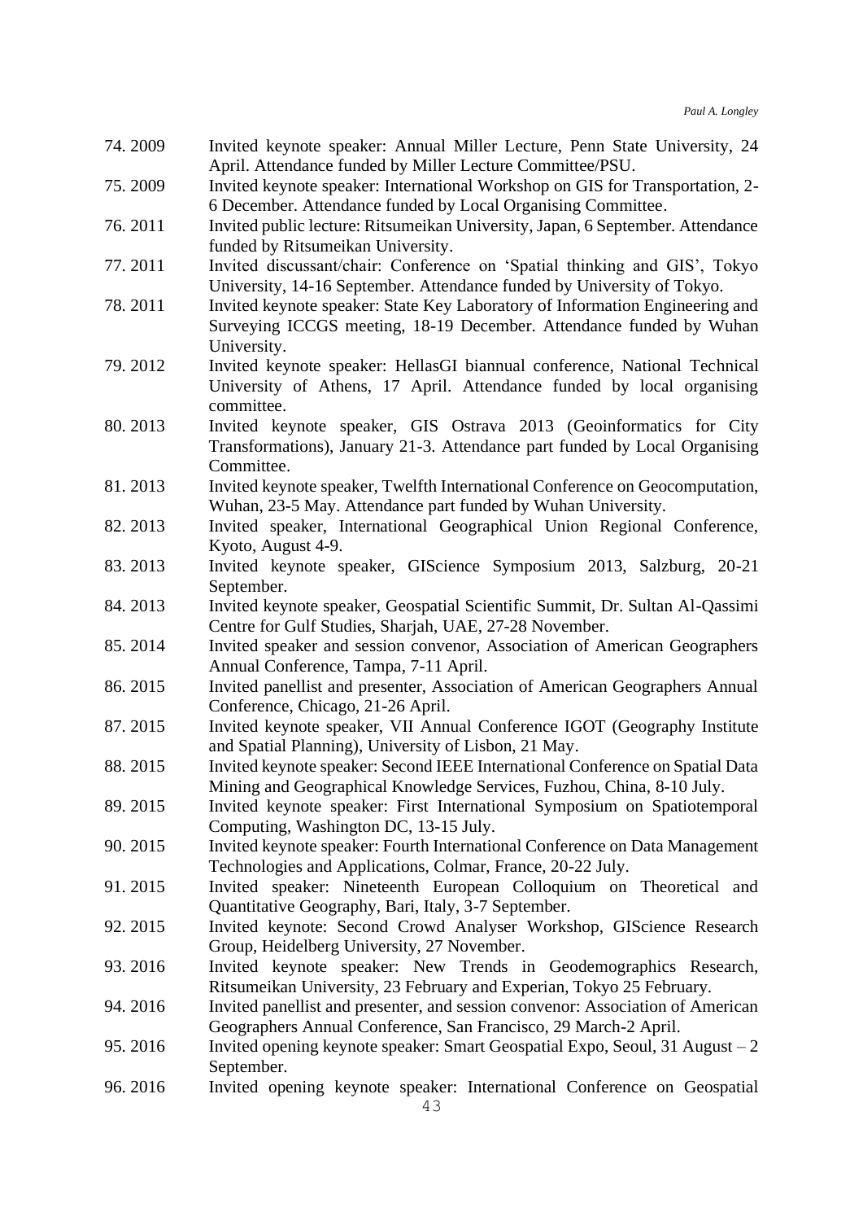74. 2009 Invited keynote speaker: Annual Miller Lecture, Penn State University, 24 April. Attendance funded by Miller Lecture Committee/PSU.
75. 2009 Invited keynote speaker: International Workshop on GIS for Transportation, 2-6 December. Attendance funded by Local Organising Committee.
76. 2011 Invited public lecture: Ritsumeikan University, Japan, 6 September. Attendance funded by Ritsumeikan University.
77. 2011 Invited discussant/chair: Conference on 'Spatial thinking and GIS', Tokyo University, 14-16 September. Attendance funded by University of Tokyo.
78. 2011 Invited keynote speaker: State Key Laboratory of Information Engineering and Surveying ICCGS meeting, 18-19 December. Attendance funded by Wuhan University.
79. 2012 Invited keynote speaker: HellasGI biannual conference, National Technical University of Athens, 17 April. Attendance funded by local organising committee.
80. 2013 Invited keynote speaker, GIS Ostrava 2013 (Geoinformatics for City Transformations), January 21-3. Attendance part funded by Local Organising Committee.
81. 2013 Invited keynote speaker, Twelfth International Conference on Geocomputation, Wuhan, 23-5 May. Attendance part funded by Wuhan University.
82. 2013 Invited speaker, International Geographical Union Regional Conference, Kyoto, August 4-9.
83. 2013 Invited keynote speaker, GIScience Symposium 2013, Salzburg, 20-21 September.
84. 2013 Invited keynote speaker, Geospatial Scientific Summit, Dr. Sultan Al-Qassimi Centre for Gulf Studies, Sharjah, UAE, 27-28 November.
85. 2014 Invited speaker and session convenor, Association of American Geographers Annual Conference, Tampa, 7-11 April.
86. 2015 Invited panellist and presenter, Association of American Geographers Annual Conference, Chicago, 21-26 April.
87. 2015 Invited keynote speaker, VII Annual Conference IGOT (Geography Institute and Spatial Planning), University of Lisbon, 21 May.
88. 2015 Invited keynote speaker: Second IEEE International Conference on Spatial Data Mining and Geographical Knowledge Services, Fuzhou, China, 8-10 July.
89. 2015 Invited keynote speaker: First International Symposium on Spatiotemporal Computing, Washington DC, 13-15 July.
90. 2015 Invited keynote speaker: Fourth International Conference on Data Management Technologies and Applications, Colmar, France, 20-22 July.
91. 2015 Invited speaker: Nineteenth European Colloquium on Theoretical and Quantitative Geography, Bari, Italy, 3-7 September.
92. 2015 Invited keynote: Second Crowd Analyser Workshop, GIScience Research Group, Heidelberg University, 27 November.
93. 2016 Invited keynote speaker: New Trends in Geodemographics Research, Ritsumeikan University, 23 February and Experian, Tokyo 25 February.
94. 2016 Invited panellist and presenter, and session convenor: Association of American Geographers Annual Conference, San Francisco, 29 March-2 April.
95. 2016 Invited opening keynote speaker: Smart Geospatial Expo, Seoul, 31 August – 2 September.
96. 2016 Invited opening keynote speaker: International Conference on Geospatial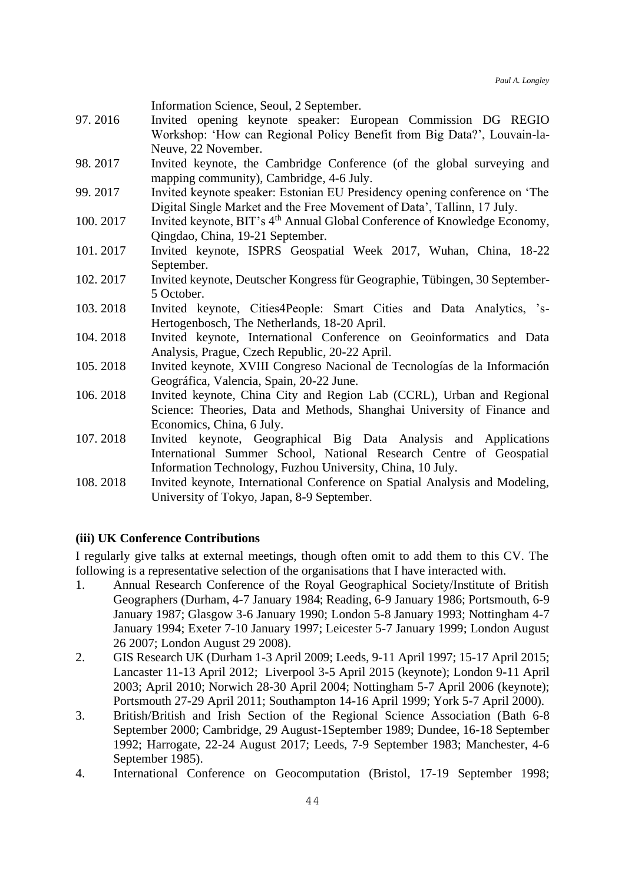Information Science, Seoul, 2 September.

97. 2016 Invited opening keynote speaker: European Commission DG REGIO Workshop: 'How can Regional Policy Benefit from Big Data?', Louvain-la-Neuve, 22 November.

98. 2017 Invited keynote, the Cambridge Conference (of the global surveying and mapping community), Cambridge, 4-6 July.

99. 2017 Invited keynote speaker: Estonian EU Presidency opening conference on 'The Digital Single Market and the Free Movement of Data', Tallinn, 17 July.

100. 2017 Invited keynote, BIT's 4th Annual Global Conference of Knowledge Economy, Qingdao, China, 19-21 September.

101. 2017 Invited keynote, ISPRS Geospatial Week 2017, Wuhan, China, 18-22 September.

102. 2017 Invited keynote, Deutscher Kongress für Geographie, Tübingen, 30 September-5 October.

103. 2018 Invited keynote, Cities4People: Smart Cities and Data Analytics, 's-Hertogenbosch, The Netherlands, 18-20 April.

104. 2018 Invited keynote, International Conference on Geoinformatics and Data Analysis, Prague, Czech Republic, 20-22 April.

105. 2018 Invited keynote, XVIII Congreso Nacional de Tecnologías de la Información Geográfica, Valencia, Spain, 20-22 June.

106. 2018 Invited keynote, China City and Region Lab (CCRL), Urban and Regional Science: Theories, Data and Methods, Shanghai University of Finance and Economics, China, 6 July.

107. 2018 Invited keynote, Geographical Big Data Analysis and Applications International Summer School, National Research Centre of Geospatial Information Technology, Fuzhou University, China, 10 July.

108. 2018 Invited keynote, International Conference on Spatial Analysis and Modeling, University of Tokyo, Japan, 8-9 September.

### (iii) UK Conference Contributions

I regularly give talks at external meetings, though often omit to add them to this CV. The following is a representative selection of the organisations that I have interacted with.

1. Annual Research Conference of the Royal Geographical Society/Institute of British Geographers (Durham, 4-7 January 1984; Reading, 6-9 January 1986; Portsmouth, 6-9 January 1987; Glasgow 3-6 January 1990; London 5-8 January 1993; Nottingham 4-7 January 1994; Exeter 7-10 January 1997; Leicester 5-7 January 1999; London August 26 2007; London August 29 2008).
2. GIS Research UK (Durham 1-3 April 2009; Leeds, 9-11 April 1997; 15-17 April 2015; Lancaster 11-13 April 2012; Liverpool 3-5 April 2015 (keynote); London 9-11 April 2003; April 2010; Norwich 28-30 April 2004; Nottingham 5-7 April 2006 (keynote); Portsmouth 27-29 April 2011; Southampton 14-16 April 1999; York 5-7 April 2000).
3. British/British and Irish Section of the Regional Science Association (Bath 6-8 September 2000; Cambridge, 29 August-1September 1989; Dundee, 16-18 September 1992; Harrogate, 22-24 August 2017; Leeds, 7-9 September 1983; Manchester, 4-6 September 1985).
4. International Conference on Geocomputation (Bristol, 17-19 September 1998;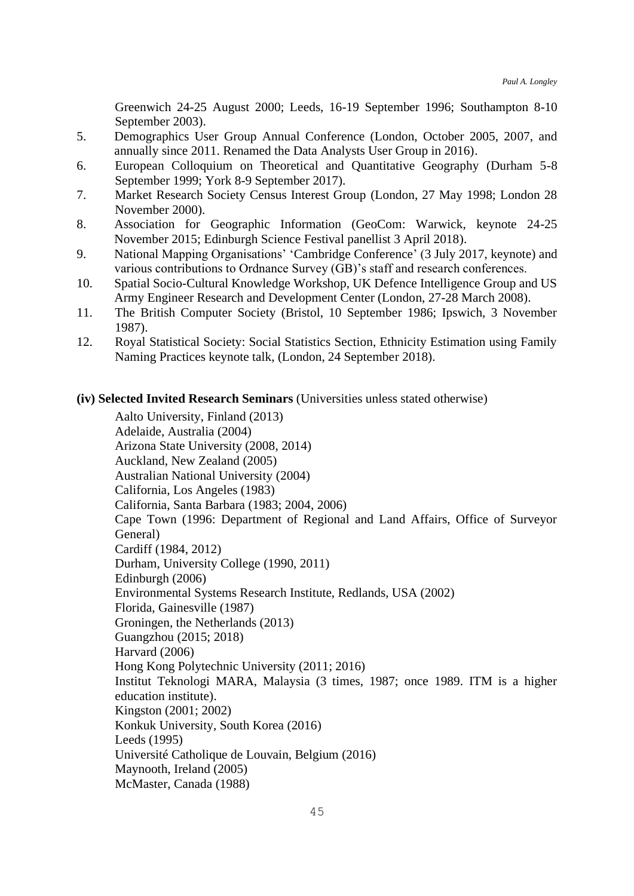Greenwich 24-25 August 2000; Leeds, 16-19 September 1996; Southampton 8-10 September 2003).

5. Demographics User Group Annual Conference (London, October 2005, 2007, and annually since 2011. Renamed the Data Analysts User Group in 2016).
6. European Colloquium on Theoretical and Quantitative Geography (Durham 5-8 September 1999; York 8-9 September 2017).
7. Market Research Society Census Interest Group (London, 27 May 1998; London 28 November 2000).
8. Association for Geographic Information (GeoCom: Warwick, keynote 24-25 November 2015; Edinburgh Science Festival panellist 3 April 2018).
9. National Mapping Organisations' 'Cambridge Conference' (3 July 2017, keynote) and various contributions to Ordnance Survey (GB)'s staff and research conferences.
10. Spatial Socio-Cultural Knowledge Workshop, UK Defence Intelligence Group and US Army Engineer Research and Development Center (London, 27-28 March 2008).
11. The British Computer Society (Bristol, 10 September 1986; Ipswich, 3 November 1987).
12. Royal Statistical Society: Social Statistics Section, Ethnicity Estimation using Family Naming Practices keynote talk, (London, 24 September 2018).

**(iv) Selected Invited Research Seminars** (Universities unless stated otherwise)

Aalto University, Finland (2013)
Adelaide, Australia (2004)
Arizona State University (2008, 2014)
Auckland, New Zealand (2005)
Australian National University (2004)
California, Los Angeles (1983)
California, Santa Barbara (1983; 2004, 2006)
Cape Town (1996: Department of Regional and Land Affairs, Office of Surveyor General)
Cardiff (1984, 2012)
Durham, University College (1990, 2011)
Edinburgh (2006)
Environmental Systems Research Institute, Redlands, USA (2002)
Florida, Gainesville (1987)
Groningen, the Netherlands (2013)
Guangzhou (2015; 2018)
Harvard (2006)
Hong Kong Polytechnic University (2011; 2016)
Institut Teknologi MARA, Malaysia (3 times, 1987; once 1989. ITM is a higher education institute).
Kingston (2001; 2002)
Konkuk University, South Korea (2016)
Leeds (1995)
Université Catholique de Louvain, Belgium (2016)
Maynooth, Ireland (2005)
McMaster, Canada (1988)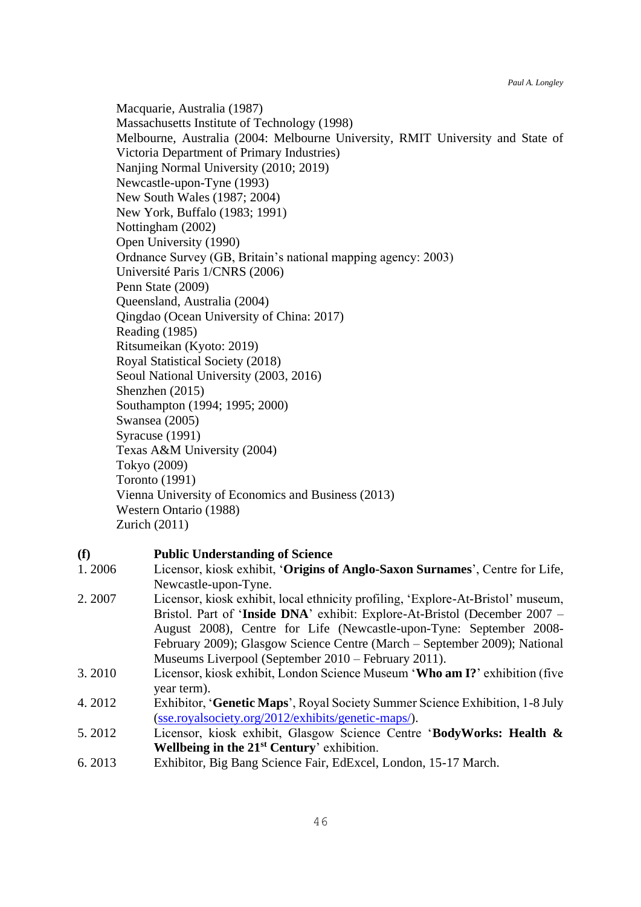Macquarie, Australia (1987)
Massachusetts Institute of Technology (1998)
Melbourne, Australia (2004: Melbourne University, RMIT University and State of Victoria Department of Primary Industries)
Nanjing Normal University (2010; 2019)
Newcastle-upon-Tyne (1993)
New South Wales (1987; 2004)
New York, Buffalo (1983; 1991)
Nottingham (2002)
Open University (1990)
Ordnance Survey (GB, Britain's national mapping agency: 2003)
Université Paris 1/CNRS (2006)
Penn State (2009)
Queensland, Australia (2004)
Qingdao (Ocean University of China: 2017)
Reading (1985)
Ritsumeikan (Kyoto: 2019)
Royal Statistical Society (2018)
Seoul National University (2003, 2016)
Shenzhen (2015)
Southampton (1994; 1995; 2000)
Swansea (2005)
Syracuse (1991)
Texas A&M University (2004)
Tokyo (2009)
Toronto (1991)
Vienna University of Economics and Business (2013)
Western Ontario (1988)
Zurich (2011)

**(f) Public Understanding of Science**

1. 2006 Licensor, kiosk exhibit, '**Origins of Anglo-Saxon Surnames**', Centre for Life, Newcastle-upon-Tyne.
2. 2007 Licensor, kiosk exhibit, local ethnicity profiling, 'Explore-At-Bristol' museum, Bristol. Part of '**Inside DNA**' exhibit: Explore-At-Bristol (December 2007 – August 2008), Centre for Life (Newcastle-upon-Tyne: September 2008-February 2009); Glasgow Science Centre (March – September 2009); National Museums Liverpool (September 2010 – February 2011).
3. 2010 Licensor, kiosk exhibit, London Science Museum '**Who am I?**' exhibition (five year term).
4. 2012 Exhibitor, '**Genetic Maps**', Royal Society Summer Science Exhibition, 1-8 July (sse.royalsociety.org/2012/exhibits/genetic-maps/).
5. 2012 Licensor, kiosk exhibit, Glasgow Science Centre '**BodyWorks: Health & Wellbeing in the 21st Century**' exhibition.
6. 2013 Exhibitor, Big Bang Science Fair, EdExcel, London, 15-17 March.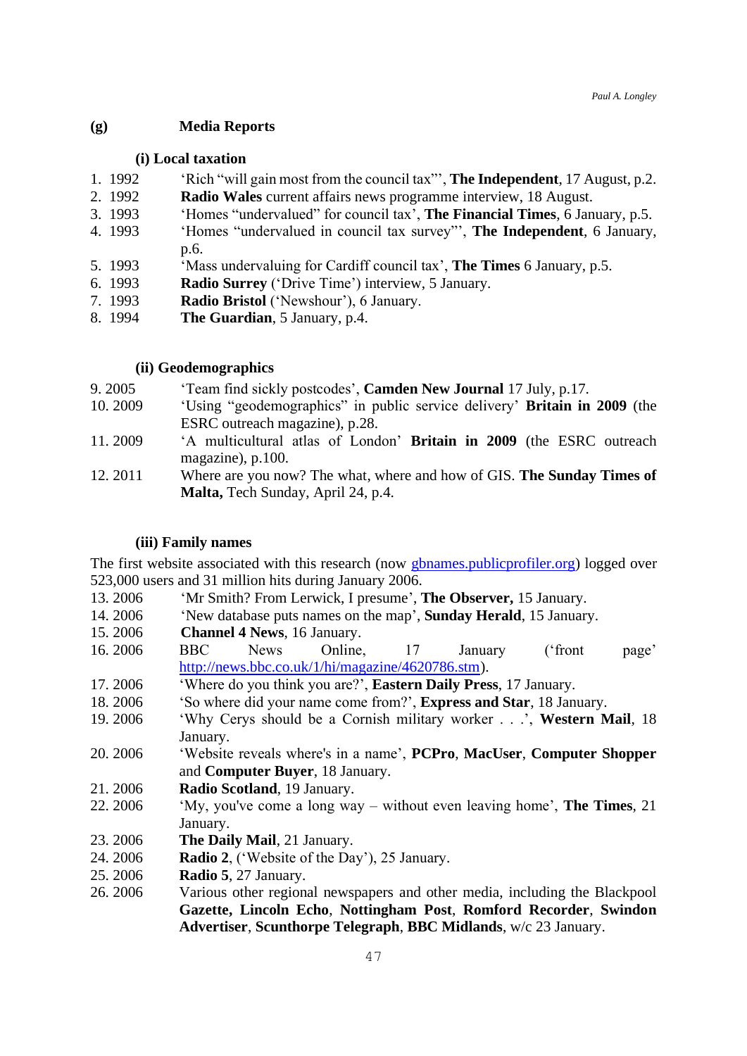## (g) Media Reports

### (i) Local taxation

1. 1992 'Rich "will gain most from the council tax"', **The Independent**, 17 August, p.2.
2. 1992 **Radio Wales** current affairs news programme interview, 18 August.
3. 1993 'Homes "undervalued" for council tax', **The Financial Times**, 6 January, p.5.
4. 1993 'Homes "undervalued in council tax survey"', **The Independent**, 6 January, p.6.
5. 1993 'Mass undervaluing for Cardiff council tax', **The Times** 6 January, p.5.
6. 1993 **Radio Surrey** ('Drive Time') interview, 5 January.
7. 1993 **Radio Bristol** ('Newshour'), 6 January.
8. 1994 **The Guardian**, 5 January, p.4.

### (ii) Geodemographics

9. 2005 'Team find sickly postcodes', **Camden New Journal** 17 July, p.17.
10. 2009 'Using "geodemographics" in public service delivery' **Britain in 2009** (the ESRC outreach magazine), p.28.
11. 2009 'A multicultural atlas of London' **Britain in 2009** (the ESRC outreach magazine), p.100.
12. 2011 Where are you now? The what, where and how of GIS. **The Sunday Times of Malta,** Tech Sunday, April 24, p.4.

### (iii) Family names

The first website associated with this research (now gbnames.publicprofiler.org) logged over 523,000 users and 31 million hits during January 2006.

13. 2006 'Mr Smith? From Lerwick, I presume', **The Observer,** 15 January.
14. 2006 'New database puts names on the map', **Sunday Herald**, 15 January.
15. 2006 **Channel 4 News**, 16 January.
16. 2006 BBC News Online, 17 January ('front page' http://news.bbc.co.uk/1/hi/magazine/4620786.stm).
17. 2006 'Where do you think you are?', **Eastern Daily Press**, 17 January.
18. 2006 'So where did your name come from?', **Express and Star**, 18 January.
19. 2006 'Why Cerys should be a Cornish military worker . . .', **Western Mail**, 18 January.
20. 2006 'Website reveals where's in a name', **PCPro**, **MacUser**, **Computer Shopper** and **Computer Buyer**, 18 January.
21. 2006 **Radio Scotland**, 19 January.
22. 2006 'My, you've come a long way – without even leaving home', **The Times**, 21 January.
23. 2006 **The Daily Mail**, 21 January.
24. 2006 **Radio 2**, ('Website of the Day'), 25 January.
25. 2006 **Radio 5**, 27 January.
26. 2006 Various other regional newspapers and other media, including the Blackpool **Gazette, Lincoln Echo**, **Nottingham Post**, **Romford Recorder**, **Swindon Advertiser**, **Scunthorpe Telegraph**, **BBC Midlands**, w/c 23 January.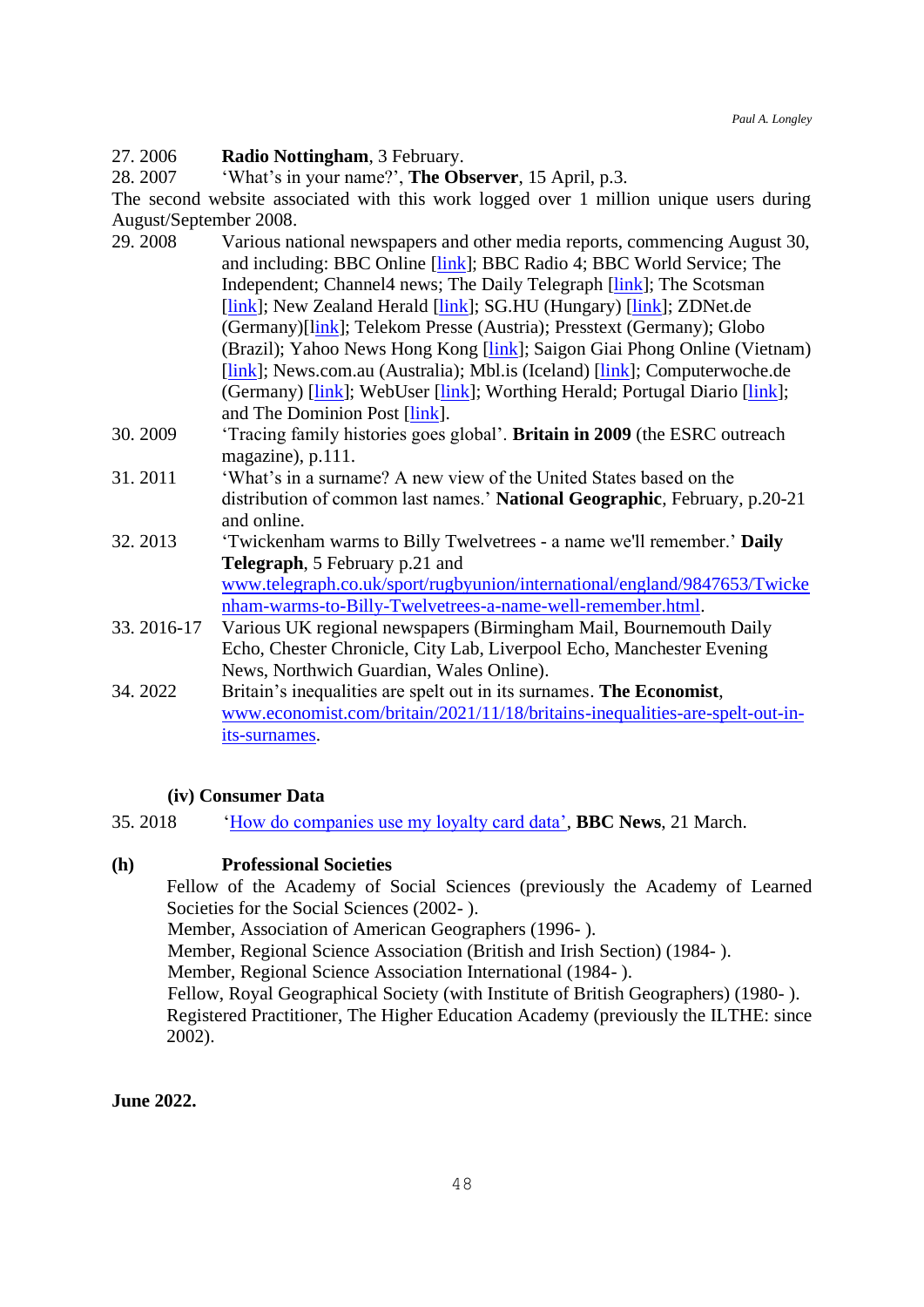27. 2006 **Radio Nottingham**, 3 February.

28. 2007 'What's in your name?', **The Observer**, 15 April, p.3.

The second website associated with this work logged over 1 million unique users during August/September 2008.

29. 2008 Various national newspapers and other media reports, commencing August 30, and including: BBC Online [link]; BBC Radio 4; BBC World Service; The Independent; Channel4 news; The Daily Telegraph [link]; The Scotsman [link]; New Zealand Herald [link]; SG.HU (Hungary) [link]; ZDNet.de (Germany)[link]; Telekom Presse (Austria); Presstext (Germany); Globo (Brazil); Yahoo News Hong Kong [link]; Saigon Giai Phong Online (Vietnam) [link]; News.com.au (Australia); Mbl.is (Iceland) [link]; Computerwoche.de (Germany) [link]; WebUser [link]; Worthing Herald; Portugal Diario [link]; and The Dominion Post [link].

30. 2009 'Tracing family histories goes global'. **Britain in 2009** (the ESRC outreach magazine), p.111.

31. 2011 'What's in a surname? A new view of the United States based on the distribution of common last names.' **National Geographic**, February, p.20-21 and online.

32. 2013 'Twickenham warms to Billy Twelvetrees - a name we'll remember.' **Daily Telegraph**, 5 February p.21 and www.telegraph.co.uk/sport/rugbyunion/international/england/9847653/Twickenham-warms-to-Billy-Twelvetrees-a-name-well-remember.html.

33. 2016-17 Various UK regional newspapers (Birmingham Mail, Bournemouth Daily Echo, Chester Chronicle, City Lab, Liverpool Echo, Manchester Evening News, Northwich Guardian, Wales Online).

34. 2022 Britain's inequalities are spelt out in its surnames. **The Economist**, www.economist.com/britain/2021/11/18/britains-inequalities-are-spelt-out-in-its-surnames.

### (iv) Consumer Data

35. 2018 'How do companies use my loyalty card data', **BBC News**, 21 March.

## (h) Professional Societies

Fellow of the Academy of Social Sciences (previously the Academy of Learned Societies for the Social Sciences (2002- ).

Member, Association of American Geographers (1996- ).

Member, Regional Science Association (British and Irish Section) (1984- ).

Member, Regional Science Association International (1984- ).

Fellow, Royal Geographical Society (with Institute of British Geographers) (1980- ).

Registered Practitioner, The Higher Education Academy (previously the ILTHE: since 2002).

**June 2022.**